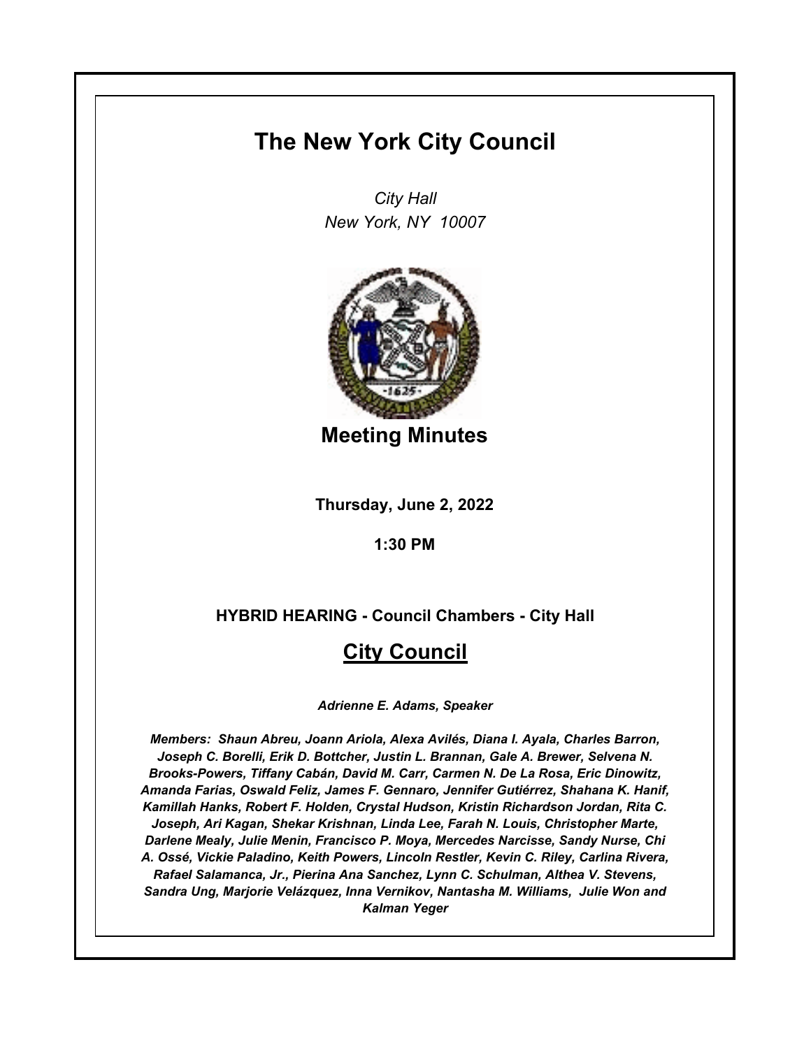# The New York City Council

*City Hall*
*New York, NY 10007*

## Meeting Minutes

**Thursday, June 2, 2022**

**1:30 PM**

**HYBRID HEARING - Council Chambers - City Hall**

## City Council

***Adrienne E. Adams, Speaker***

***Members: Shaun Abreu, Joann Ariola, Alexa Avilés, Diana I. Ayala, Charles Barron, Joseph C. Borelli, Erik D. Bottcher, Justin L. Brannan, Gale A. Brewer, Selvena N. Brooks-Powers, Tiffany Cabán, David M. Carr, Carmen N. De La Rosa, Eric Dinowitz, Amanda Farias, Oswald Feliz, James F. Gennaro, Jennifer Gutiérrez, Shahana K. Hanif, Kamillah Hanks, Robert F. Holden, Crystal Hudson, Kristin Richardson Jordan, Rita C. Joseph, Ari Kagan, Shekar Krishnan, Linda Lee, Farah N. Louis, Christopher Marte, Darlene Mealy, Julie Menin, Francisco P. Moya, Mercedes Narcisse, Sandy Nurse, Chi A. Ossé, Vickie Paladino, Keith Powers, Lincoln Restler, Kevin C. Riley, Carlina Rivera, Rafael Salamanca, Jr., Pierina Ana Sanchez, Lynn C. Schulman, Althea V. Stevens, Sandra Ung, Marjorie Velázquez, Inna Vernikov, Nantasha M. Williams, Julie Won and Kalman Yeger***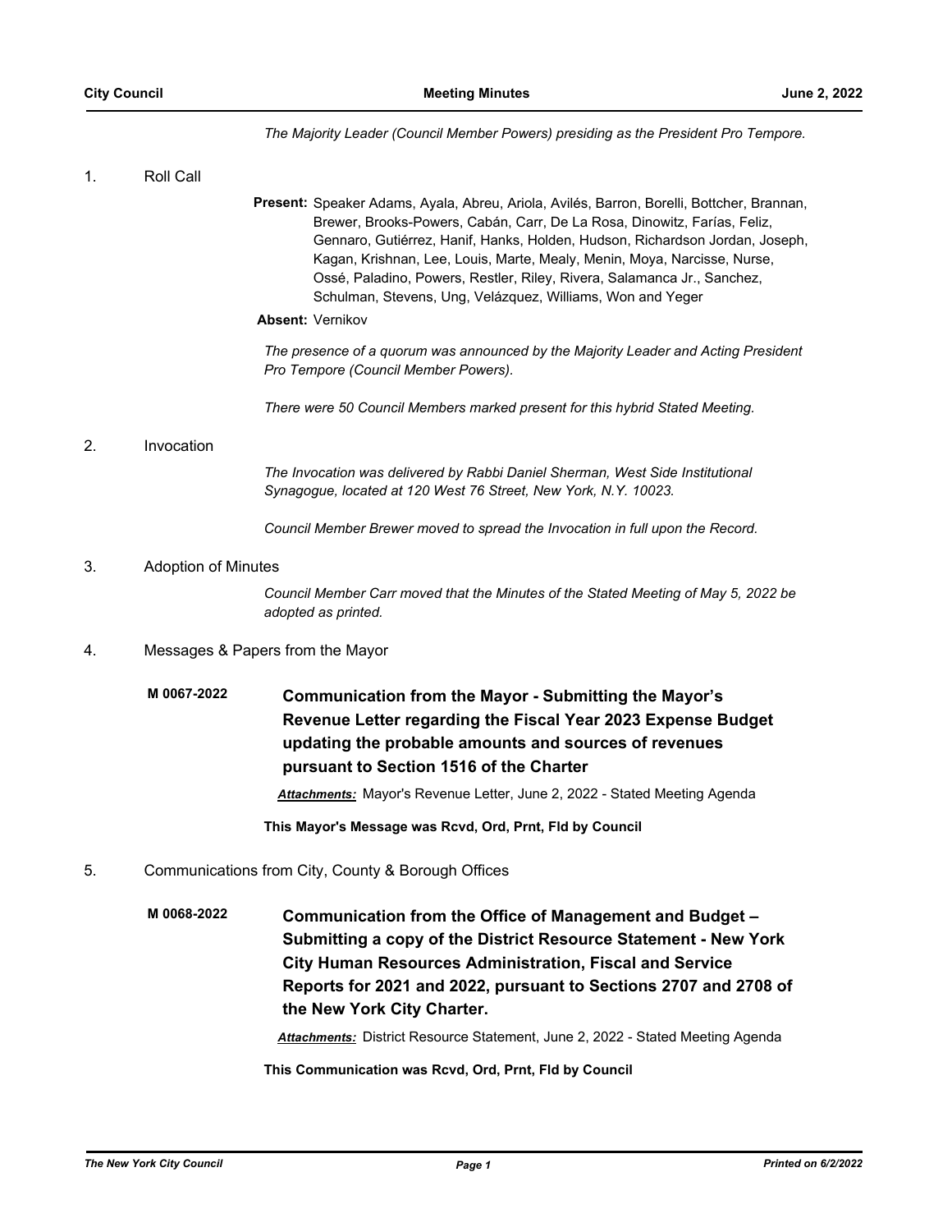*The Majority Leader (Council Member Powers) presiding as the President Pro Tempore.*

1. Roll Call

**Present:** Speaker Adams, Ayala, Abreu, Ariola, Avilés, Barron, Borelli, Bottcher, Brannan, Brewer, Brooks-Powers, Cabán, Carr, De La Rosa, Dinowitz, Farías, Feliz, Gennaro, Gutiérrez, Hanif, Hanks, Holden, Hudson, Richardson Jordan, Joseph, Kagan, Krishnan, Lee, Louis, Marte, Mealy, Menin, Moya, Narcisse, Nurse, Ossé, Paladino, Powers, Restler, Riley, Rivera, Salamanca Jr., Sanchez, Schulman, Stevens, Ung, Velázquez, Williams, Won and Yeger

**Absent:** Vernikov

*The presence of a quorum was announced by the Majority Leader and Acting President Pro Tempore (Council Member Powers).*

*There were 50 Council Members marked present for this hybrid Stated Meeting.*

2. Invocation

*The Invocation was delivered by Rabbi Daniel Sherman, West Side Institutional Synagogue, located at 120 West 76 Street, New York, N.Y. 10023.*

*Council Member Brewer moved to spread the Invocation in full upon the Record.*

3. Adoption of Minutes

*Council Member Carr moved that the Minutes of the Stated Meeting of May 5, 2022 be adopted as printed.*

4. Messages & Papers from the Mayor

**M 0067-2022** **Communication from the Mayor - Submitting the Mayor's Revenue Letter regarding the Fiscal Year 2023 Expense Budget updating the probable amounts and sources of revenues pursuant to Section 1516 of the Charter**

***Attachments:*** Mayor's Revenue Letter, June 2, 2022 - Stated Meeting Agenda

**This Mayor's Message was Rcvd, Ord, Prnt, Fld by Council**

5. Communications from City, County & Borough Offices

**M 0068-2022** **Communication from the Office of Management and Budget – Submitting a copy of the District Resource Statement - New York City Human Resources Administration, Fiscal and Service Reports for 2021 and 2022, pursuant to Sections 2707 and 2708 of the New York City Charter.**

***Attachments:*** District Resource Statement, June 2, 2022 - Stated Meeting Agenda

**This Communication was Rcvd, Ord, Prnt, Fld by Council**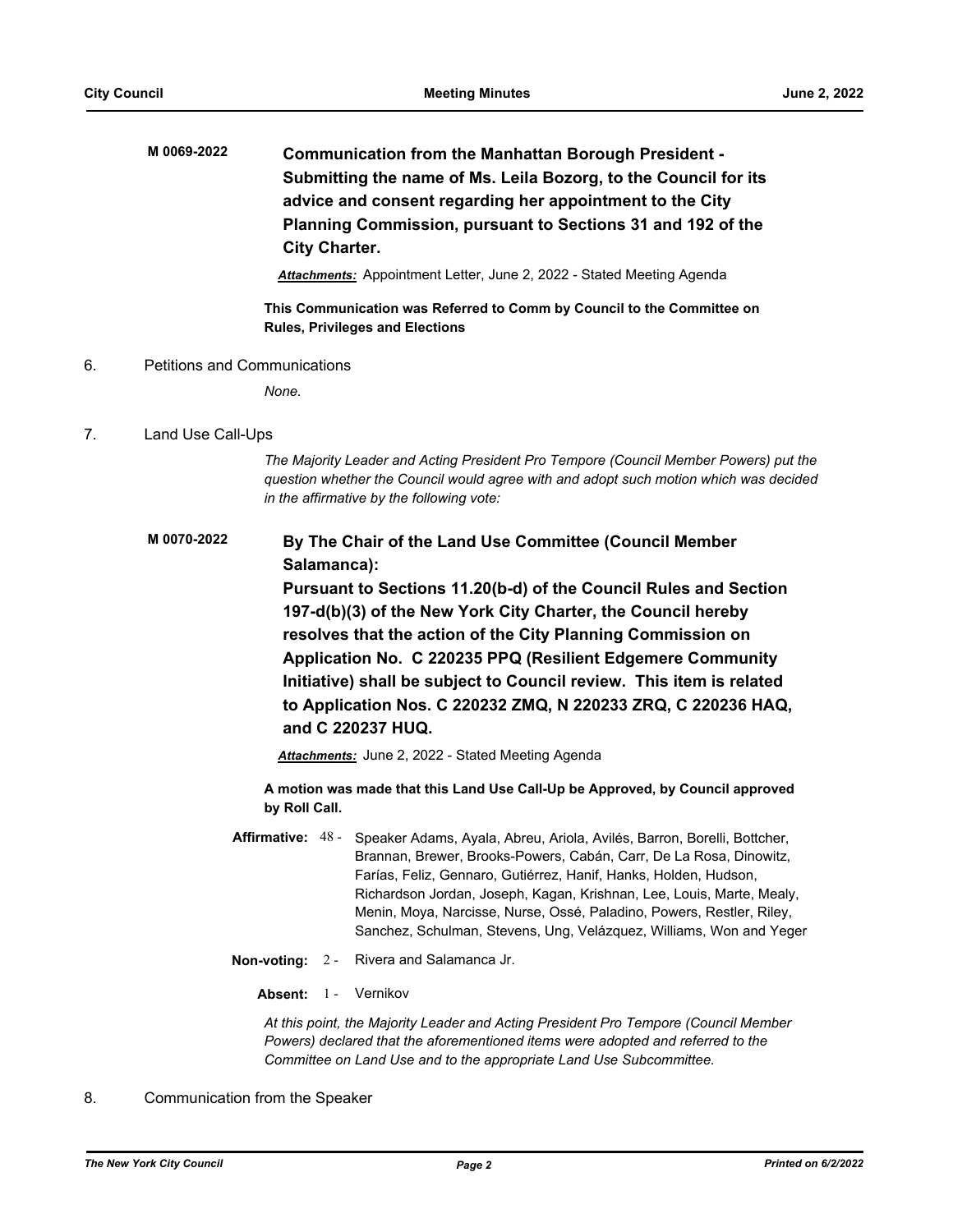**M 0069-2022** **Communication from the Manhattan Borough President - Submitting the name of Ms. Leila Bozorg, to the Council for its advice and consent regarding her appointment to the City Planning Commission, pursuant to Sections 31 and 192 of the City Charter.**

***Attachments:*** Appointment Letter, June 2, 2022 - Stated Meeting Agenda

**This Communication was Referred to Comm by Council to the Committee on Rules, Privileges and Elections**

6. Petitions and Communications

*None.*

7. Land Use Call-Ups

*The Majority Leader and Acting President Pro Tempore (Council Member Powers) put the question whether the Council would agree with and adopt such motion which was decided in the affirmative by the following vote:*

**M 0070-2022** **By The Chair of the Land Use Committee (Council Member Salamanca):**
**Pursuant to Sections 11.20(b-d) of the Council Rules and Section 197-d(b)(3) of the New York City Charter, the Council hereby resolves that the action of the City Planning Commission on Application No. C 220235 PPQ (Resilient Edgemere Community Initiative) shall be subject to Council review. This item is related to Application Nos. C 220232 ZMQ, N 220233 ZRQ, C 220236 HAQ, and C 220237 HUQ.**

***Attachments:*** June 2, 2022 - Stated Meeting Agenda

**A motion was made that this Land Use Call-Up be Approved, by Council approved by Roll Call.**

**Affirmative:** 48 - Speaker Adams, Ayala, Abreu, Ariola, Avilés, Barron, Borelli, Bottcher, Brannan, Brewer, Brooks-Powers, Cabán, Carr, De La Rosa, Dinowitz, Farías, Feliz, Gennaro, Gutiérrez, Hanif, Hanks, Holden, Hudson, Richardson Jordan, Joseph, Kagan, Krishnan, Lee, Louis, Marte, Mealy, Menin, Moya, Narcisse, Nurse, Ossé, Paladino, Powers, Restler, Riley, Sanchez, Schulman, Stevens, Ung, Velázquez, Williams, Won and Yeger

**Non-voting:** 2 - Rivera and Salamanca Jr.

**Absent:** 1 - Vernikov

*At this point, the Majority Leader and Acting President Pro Tempore (Council Member Powers) declared that the aforementioned items were adopted and referred to the Committee on Land Use and to the appropriate Land Use Subcommittee.*

8. Communication from the Speaker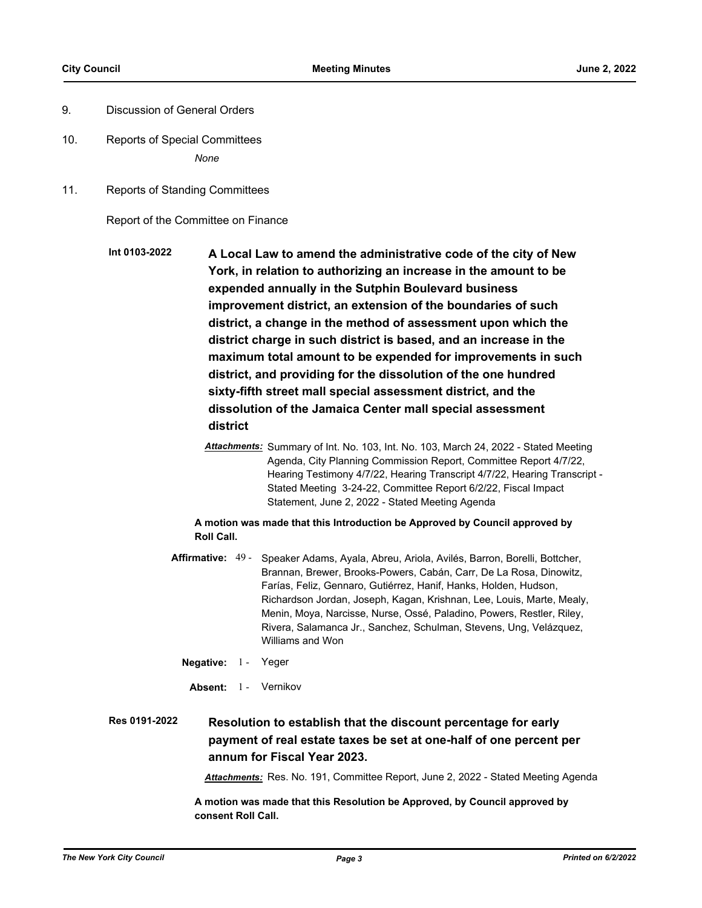9. Discussion of General Orders

10. Reports of Special Committees

    *None*

11. Reports of Standing Committees

Report of the Committee on Finance

**Int 0103-2022** **A Local Law to amend the administrative code of the city of New York, in relation to authorizing an increase in the amount to be expended annually in the Sutphin Boulevard business improvement district, an extension of the boundaries of such district, a change in the method of assessment upon which the district charge in such district is based, and an increase in the maximum total amount to be expended for improvements in such district, and providing for the dissolution of the one hundred sixty-fifth street mall special assessment district, and the dissolution of the Jamaica Center mall special assessment district**

***Attachments:*** Summary of Int. No. 103, Int. No. 103, March 24, 2022 - Stated Meeting Agenda, City Planning Commission Report, Committee Report 4/7/22, Hearing Testimony 4/7/22, Hearing Transcript 4/7/22, Hearing Transcript - Stated Meeting 3-24-22, Committee Report 6/2/22, Fiscal Impact Statement, June 2, 2022 - Stated Meeting Agenda

**A motion was made that this Introduction be Approved by Council approved by Roll Call.**

**Affirmative:** 49 - Speaker Adams, Ayala, Abreu, Ariola, Avilés, Barron, Borelli, Bottcher, Brannan, Brewer, Brooks-Powers, Cabán, Carr, De La Rosa, Dinowitz, Farías, Feliz, Gennaro, Gutiérrez, Hanif, Hanks, Holden, Hudson, Richardson Jordan, Joseph, Kagan, Krishnan, Lee, Louis, Marte, Mealy, Menin, Moya, Narcisse, Nurse, Ossé, Paladino, Powers, Restler, Riley, Rivera, Salamanca Jr., Sanchez, Schulman, Stevens, Ung, Velázquez, Williams and Won

**Negative:** 1 - Yeger

**Absent:** 1 - Vernikov

**Res 0191-2022** **Resolution to establish that the discount percentage for early payment of real estate taxes be set at one-half of one percent per annum for Fiscal Year 2023.**

***Attachments:*** Res. No. 191, Committee Report, June 2, 2022 - Stated Meeting Agenda

**A motion was made that this Resolution be Approved, by Council approved by consent Roll Call.**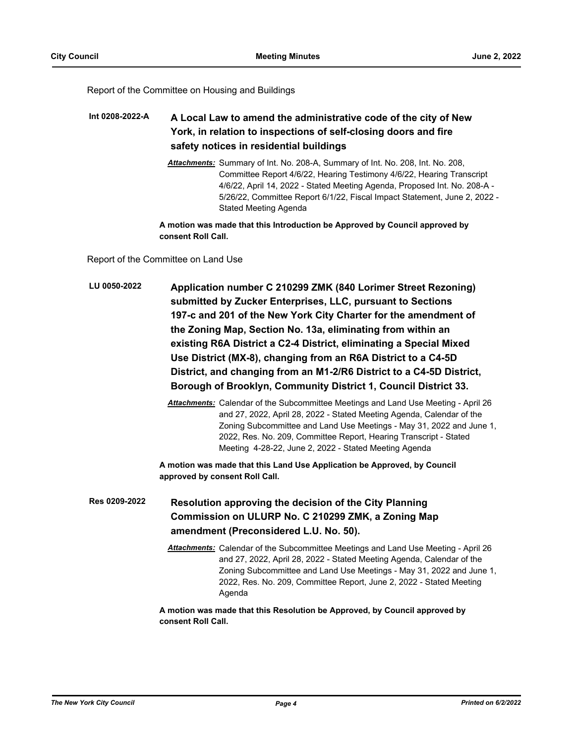Report of the Committee on Housing and Buildings

**Int 0208-2022-A** **A Local Law to amend the administrative code of the city of New York, in relation to inspections of self-closing doors and fire safety notices in residential buildings**

***Attachments:*** Summary of Int. No. 208-A, Summary of Int. No. 208, Int. No. 208, Committee Report 4/6/22, Hearing Testimony 4/6/22, Hearing Transcript 4/6/22, April 14, 2022 - Stated Meeting Agenda, Proposed Int. No. 208-A - 5/26/22, Committee Report 6/1/22, Fiscal Impact Statement, June 2, 2022 - Stated Meeting Agenda

**A motion was made that this Introduction be Approved by Council approved by consent Roll Call.**

Report of the Committee on Land Use

**LU 0050-2022** **Application number C 210299 ZMK (840 Lorimer Street Rezoning) submitted by Zucker Enterprises, LLC, pursuant to Sections 197-c and 201 of the New York City Charter for the amendment of the Zoning Map, Section No. 13a, eliminating from within an existing R6A District a C2-4 District, eliminating a Special Mixed Use District (MX-8), changing from an R6A District to a C4-5D District, and changing from an M1-2/R6 District to a C4-5D District, Borough of Brooklyn, Community District 1, Council District 33.**

***Attachments:*** Calendar of the Subcommittee Meetings and Land Use Meeting - April 26 and 27, 2022, April 28, 2022 - Stated Meeting Agenda, Calendar of the Zoning Subcommittee and Land Use Meetings - May 31, 2022 and June 1, 2022, Res. No. 209, Committee Report, Hearing Transcript - Stated Meeting 4-28-22, June 2, 2022 - Stated Meeting Agenda

**A motion was made that this Land Use Application be Approved, by Council approved by consent Roll Call.**

**Res 0209-2022** **Resolution approving the decision of the City Planning Commission on ULURP No. C 210299 ZMK, a Zoning Map amendment (Preconsidered L.U. No. 50).**

***Attachments:*** Calendar of the Subcommittee Meetings and Land Use Meeting - April 26 and 27, 2022, April 28, 2022 - Stated Meeting Agenda, Calendar of the Zoning Subcommittee and Land Use Meetings - May 31, 2022 and June 1, 2022, Res. No. 209, Committee Report, June 2, 2022 - Stated Meeting Agenda

**A motion was made that this Resolution be Approved, by Council approved by consent Roll Call.**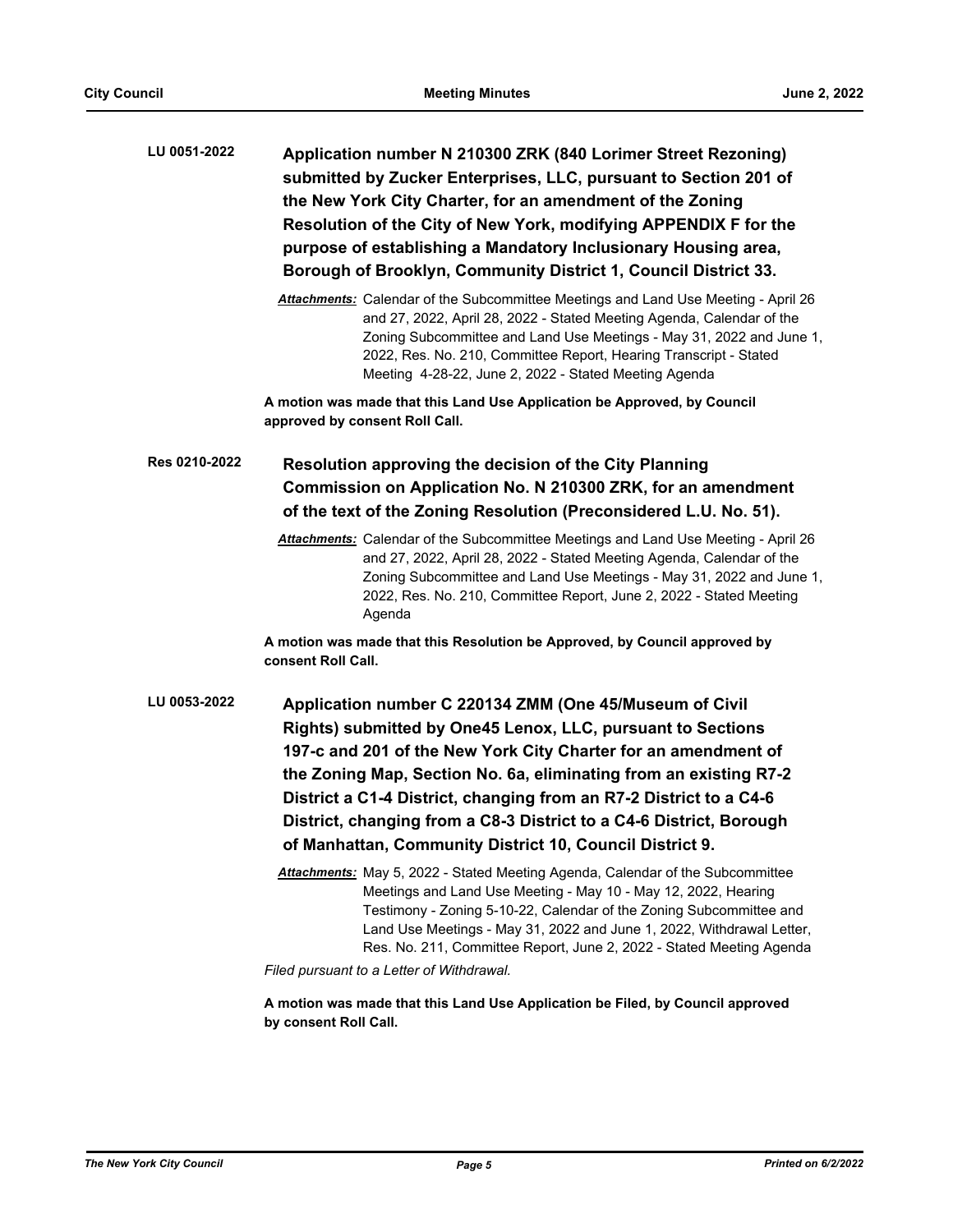**LU 0051-2022**

**Application number N 210300 ZRK (840 Lorimer Street Rezoning) submitted by Zucker Enterprises, LLC, pursuant to Section 201 of the New York City Charter, for an amendment of the Zoning Resolution of the City of New York, modifying APPENDIX F for the purpose of establishing a Mandatory Inclusionary Housing area, Borough of Brooklyn, Community District 1, Council District 33.**

***Attachments:*** Calendar of the Subcommittee Meetings and Land Use Meeting - April 26 and 27, 2022, April 28, 2022 - Stated Meeting Agenda, Calendar of the Zoning Subcommittee and Land Use Meetings - May 31, 2022 and June 1, 2022, Res. No. 210, Committee Report, Hearing Transcript - Stated Meeting 4-28-22, June 2, 2022 - Stated Meeting Agenda

**A motion was made that this Land Use Application be Approved, by Council approved by consent Roll Call.**

**Res 0210-2022**

**Resolution approving the decision of the City Planning Commission on Application No. N 210300 ZRK, for an amendment of the text of the Zoning Resolution (Preconsidered L.U. No. 51).**

***Attachments:*** Calendar of the Subcommittee Meetings and Land Use Meeting - April 26 and 27, 2022, April 28, 2022 - Stated Meeting Agenda, Calendar of the Zoning Subcommittee and Land Use Meetings - May 31, 2022 and June 1, 2022, Res. No. 210, Committee Report, June 2, 2022 - Stated Meeting Agenda

**A motion was made that this Resolution be Approved, by Council approved by consent Roll Call.**

**LU 0053-2022**

**Application number C 220134 ZMM (One 45/Museum of Civil Rights) submitted by One45 Lenox, LLC, pursuant to Sections 197-c and 201 of the New York City Charter for an amendment of the Zoning Map, Section No. 6a, eliminating from an existing R7-2 District a C1-4 District, changing from an R7-2 District to a C4-6 District, changing from a C8-3 District to a C4-6 District, Borough of Manhattan, Community District 10, Council District 9.**

***Attachments:*** May 5, 2022 - Stated Meeting Agenda, Calendar of the Subcommittee Meetings and Land Use Meeting - May 10 - May 12, 2022, Hearing Testimony - Zoning 5-10-22, Calendar of the Zoning Subcommittee and Land Use Meetings - May 31, 2022 and June 1, 2022, Withdrawal Letter, Res. No. 211, Committee Report, June 2, 2022 - Stated Meeting Agenda

*Filed pursuant to a Letter of Withdrawal.*

**A motion was made that this Land Use Application be Filed, by Council approved by consent Roll Call.**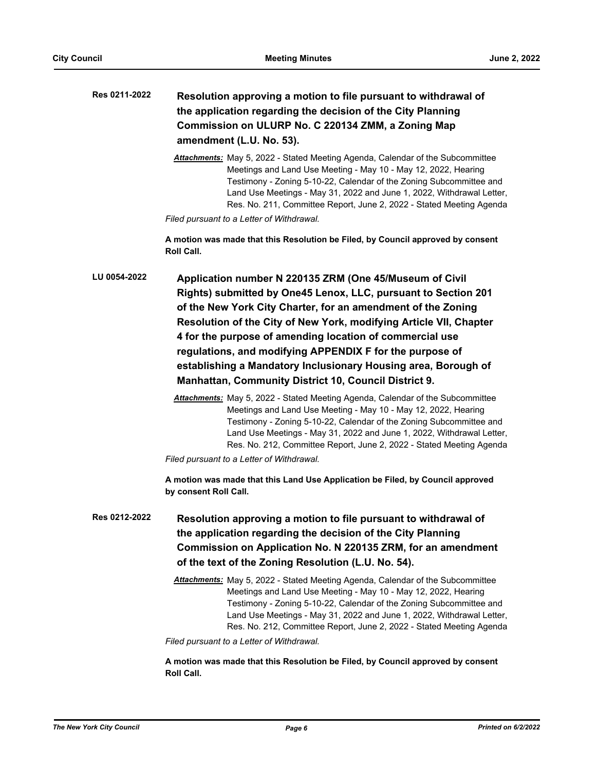**Res 0211-2022** **Resolution approving a motion to file pursuant to withdrawal of the application regarding the decision of the City Planning Commission on ULURP No. C 220134 ZMM, a Zoning Map amendment (L.U. No. 53).**

***Attachments:*** May 5, 2022 - Stated Meeting Agenda, Calendar of the Subcommittee Meetings and Land Use Meeting - May 10 - May 12, 2022, Hearing Testimony - Zoning 5-10-22, Calendar of the Zoning Subcommittee and Land Use Meetings - May 31, 2022 and June 1, 2022, Withdrawal Letter, Res. No. 211, Committee Report, June 2, 2022 - Stated Meeting Agenda

*Filed pursuant to a Letter of Withdrawal.*

**A motion was made that this Resolution be Filed, by Council approved by consent Roll Call.**

**LU 0054-2022** **Application number N 220135 ZRM (One 45/Museum of Civil Rights) submitted by One45 Lenox, LLC, pursuant to Section 201 of the New York City Charter, for an amendment of the Zoning Resolution of the City of New York, modifying Article VII, Chapter 4 for the purpose of amending location of commercial use regulations, and modifying APPENDIX F for the purpose of establishing a Mandatory Inclusionary Housing area, Borough of Manhattan, Community District 10, Council District 9.**

***Attachments:*** May 5, 2022 - Stated Meeting Agenda, Calendar of the Subcommittee Meetings and Land Use Meeting - May 10 - May 12, 2022, Hearing Testimony - Zoning 5-10-22, Calendar of the Zoning Subcommittee and Land Use Meetings - May 31, 2022 and June 1, 2022, Withdrawal Letter, Res. No. 212, Committee Report, June 2, 2022 - Stated Meeting Agenda

*Filed pursuant to a Letter of Withdrawal.*

**A motion was made that this Land Use Application be Filed, by Council approved by consent Roll Call.**

**Res 0212-2022** **Resolution approving a motion to file pursuant to withdrawal of the application regarding the decision of the City Planning Commission on Application No. N 220135 ZRM, for an amendment of the text of the Zoning Resolution (L.U. No. 54).**

***Attachments:*** May 5, 2022 - Stated Meeting Agenda, Calendar of the Subcommittee Meetings and Land Use Meeting - May 10 - May 12, 2022, Hearing Testimony - Zoning 5-10-22, Calendar of the Zoning Subcommittee and Land Use Meetings - May 31, 2022 and June 1, 2022, Withdrawal Letter, Res. No. 212, Committee Report, June 2, 2022 - Stated Meeting Agenda

*Filed pursuant to a Letter of Withdrawal.*

**A motion was made that this Resolution be Filed, by Council approved by consent Roll Call.**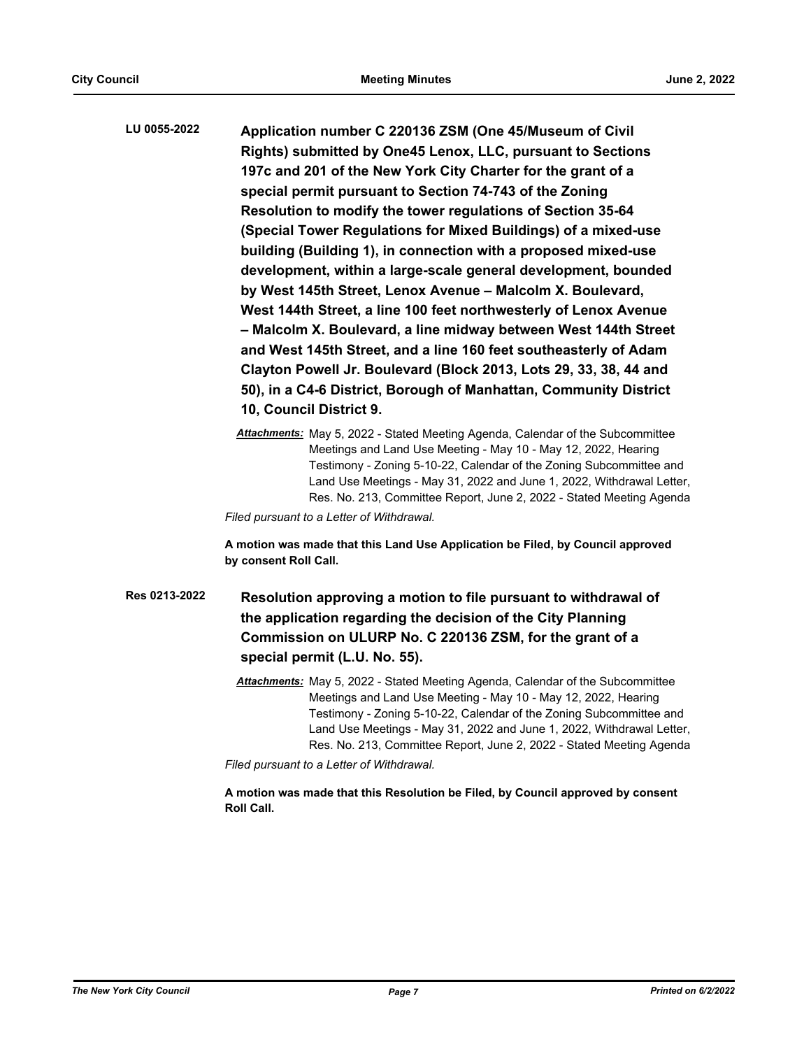**LU 0055-2022** **Application number C 220136 ZSM (One 45/Museum of Civil Rights) submitted by One45 Lenox, LLC, pursuant to Sections 197c and 201 of the New York City Charter for the grant of a special permit pursuant to Section 74-743 of the Zoning Resolution to modify the tower regulations of Section 35-64 (Special Tower Regulations for Mixed Buildings) of a mixed-use building (Building 1), in connection with a proposed mixed-use development, within a large-scale general development, bounded by West 145th Street, Lenox Avenue – Malcolm X. Boulevard, West 144th Street, a line 100 feet northwesterly of Lenox Avenue – Malcolm X. Boulevard, a line midway between West 144th Street and West 145th Street, and a line 160 feet southeasterly of Adam Clayton Powell Jr. Boulevard (Block 2013, Lots 29, 33, 38, 44 and 50), in a C4-6 District, Borough of Manhattan, Community District 10, Council District 9.**

***Attachments:*** May 5, 2022 - Stated Meeting Agenda, Calendar of the Subcommittee Meetings and Land Use Meeting - May 10 - May 12, 2022, Hearing Testimony - Zoning 5-10-22, Calendar of the Zoning Subcommittee and Land Use Meetings - May 31, 2022 and June 1, 2022, Withdrawal Letter, Res. No. 213, Committee Report, June 2, 2022 - Stated Meeting Agenda

*Filed pursuant to a Letter of Withdrawal.*

**A motion was made that this Land Use Application be Filed, by Council approved by consent Roll Call.**

**Res 0213-2022** **Resolution approving a motion to file pursuant to withdrawal of the application regarding the decision of the City Planning Commission on ULURP No. C 220136 ZSM, for the grant of a special permit (L.U. No. 55).**

***Attachments:*** May 5, 2022 - Stated Meeting Agenda, Calendar of the Subcommittee Meetings and Land Use Meeting - May 10 - May 12, 2022, Hearing Testimony - Zoning 5-10-22, Calendar of the Zoning Subcommittee and Land Use Meetings - May 31, 2022 and June 1, 2022, Withdrawal Letter, Res. No. 213, Committee Report, June 2, 2022 - Stated Meeting Agenda

*Filed pursuant to a Letter of Withdrawal.*

**A motion was made that this Resolution be Filed, by Council approved by consent Roll Call.**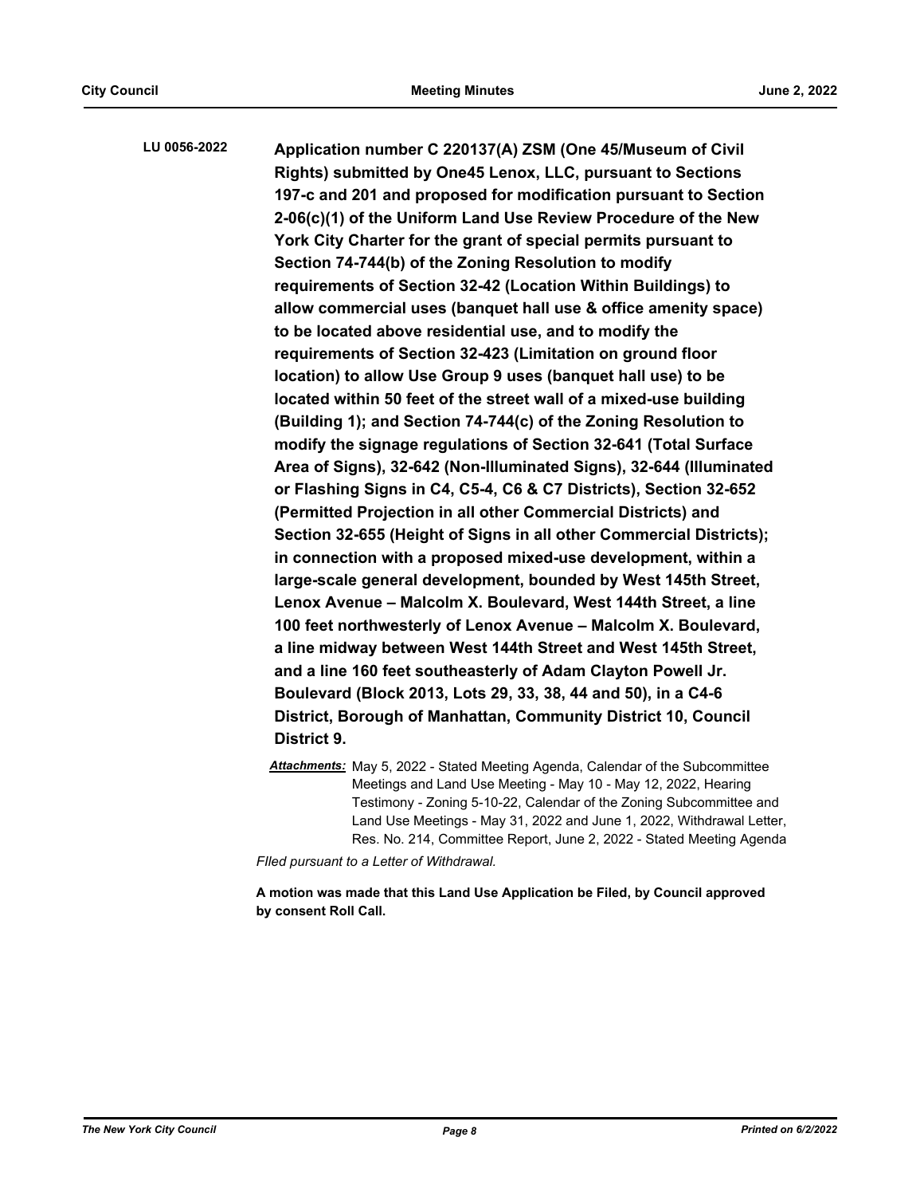**LU 0056-2022** **Application number C 220137(A) ZSM (One 45/Museum of Civil Rights) submitted by One45 Lenox, LLC, pursuant to Sections 197-c and 201 and proposed for modification pursuant to Section 2-06(c)(1) of the Uniform Land Use Review Procedure of the New York City Charter for the grant of special permits pursuant to Section 74-744(b) of the Zoning Resolution to modify requirements of Section 32-42 (Location Within Buildings) to allow commercial uses (banquet hall use & office amenity space) to be located above residential use, and to modify the requirements of Section 32-423 (Limitation on ground floor location) to allow Use Group 9 uses (banquet hall use) to be located within 50 feet of the street wall of a mixed-use building (Building 1); and Section 74-744(c) of the Zoning Resolution to modify the signage regulations of Section 32-641 (Total Surface Area of Signs), 32-642 (Non-Illuminated Signs), 32-644 (Illuminated or Flashing Signs in C4, C5-4, C6 & C7 Districts), Section 32-652 (Permitted Projection in all other Commercial Districts) and Section 32-655 (Height of Signs in all other Commercial Districts); in connection with a proposed mixed-use development, within a large-scale general development, bounded by West 145th Street, Lenox Avenue – Malcolm X. Boulevard, West 144th Street, a line 100 feet northwesterly of Lenox Avenue – Malcolm X. Boulevard, a line midway between West 144th Street and West 145th Street, and a line 160 feet southeasterly of Adam Clayton Powell Jr. Boulevard (Block 2013, Lots 29, 33, 38, 44 and 50), in a C4-6 District, Borough of Manhattan, Community District 10, Council District 9.**

***Attachments:*** May 5, 2022 - Stated Meeting Agenda, Calendar of the Subcommittee Meetings and Land Use Meeting - May 10 - May 12, 2022, Hearing Testimony - Zoning 5-10-22, Calendar of the Zoning Subcommittee and Land Use Meetings - May 31, 2022 and June 1, 2022, Withdrawal Letter, Res. No. 214, Committee Report, June 2, 2022 - Stated Meeting Agenda

*FIled pursuant to a Letter of Withdrawal.*

**A motion was made that this Land Use Application be Filed, by Council approved by consent Roll Call.**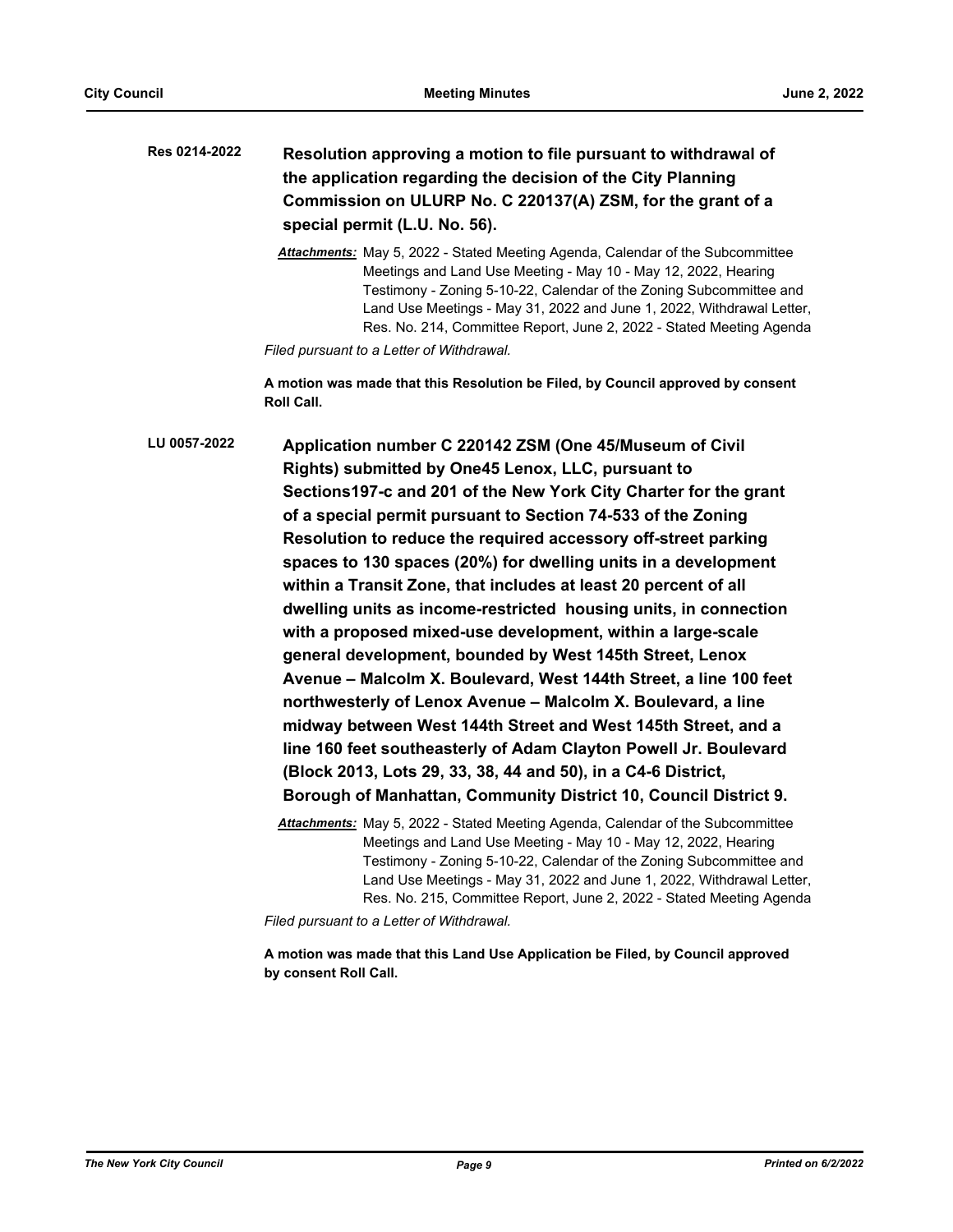**Res 0214-2022** **Resolution approving a motion to file pursuant to withdrawal of the application regarding the decision of the City Planning Commission on ULURP No. C 220137(A) ZSM, for the grant of a special permit (L.U. No. 56).**

***Attachments:*** May 5, 2022 - Stated Meeting Agenda, Calendar of the Subcommittee Meetings and Land Use Meeting - May 10 - May 12, 2022, Hearing Testimony - Zoning 5-10-22, Calendar of the Zoning Subcommittee and Land Use Meetings - May 31, 2022 and June 1, 2022, Withdrawal Letter, Res. No. 214, Committee Report, June 2, 2022 - Stated Meeting Agenda

*Filed pursuant to a Letter of Withdrawal.*

**A motion was made that this Resolution be Filed, by Council approved by consent Roll Call.**

**LU 0057-2022** **Application number C 220142 ZSM (One 45/Museum of Civil Rights) submitted by One45 Lenox, LLC, pursuant to Sections197-c and 201 of the New York City Charter for the grant of a special permit pursuant to Section 74-533 of the Zoning Resolution to reduce the required accessory off-street parking spaces to 130 spaces (20%) for dwelling units in a development within a Transit Zone, that includes at least 20 percent of all dwelling units as income-restricted housing units, in connection with a proposed mixed-use development, within a large-scale general development, bounded by West 145th Street, Lenox Avenue – Malcolm X. Boulevard, West 144th Street, a line 100 feet northwesterly of Lenox Avenue – Malcolm X. Boulevard, a line midway between West 144th Street and West 145th Street, and a line 160 feet southeasterly of Adam Clayton Powell Jr. Boulevard (Block 2013, Lots 29, 33, 38, 44 and 50), in a C4-6 District, Borough of Manhattan, Community District 10, Council District 9.**

***Attachments:*** May 5, 2022 - Stated Meeting Agenda, Calendar of the Subcommittee Meetings and Land Use Meeting - May 10 - May 12, 2022, Hearing Testimony - Zoning 5-10-22, Calendar of the Zoning Subcommittee and Land Use Meetings - May 31, 2022 and June 1, 2022, Withdrawal Letter, Res. No. 215, Committee Report, June 2, 2022 - Stated Meeting Agenda

*Filed pursuant to a Letter of Withdrawal.*

**A motion was made that this Land Use Application be Filed, by Council approved by consent Roll Call.**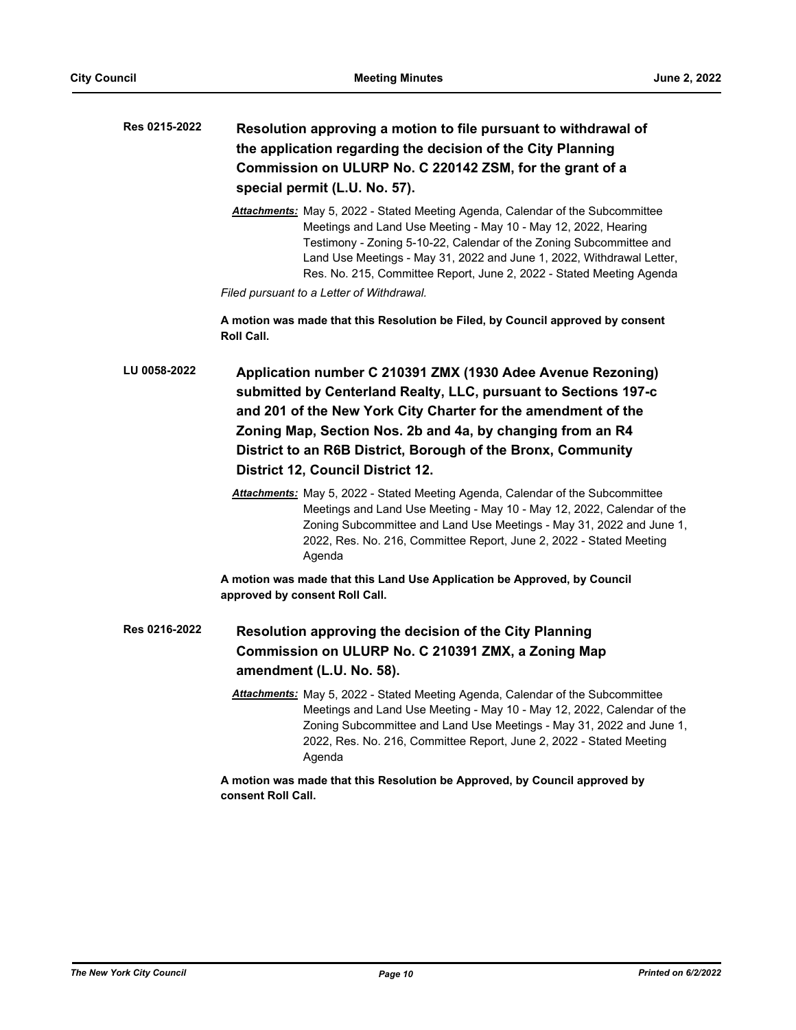**Res 0215-2022** **Resolution approving a motion to file pursuant to withdrawal of the application regarding the decision of the City Planning Commission on ULURP No. C 220142 ZSM, for the grant of a special permit (L.U. No. 57).**

***Attachments:*** May 5, 2022 - Stated Meeting Agenda, Calendar of the Subcommittee Meetings and Land Use Meeting - May 10 - May 12, 2022, Hearing Testimony - Zoning 5-10-22, Calendar of the Zoning Subcommittee and Land Use Meetings - May 31, 2022 and June 1, 2022, Withdrawal Letter, Res. No. 215, Committee Report, June 2, 2022 - Stated Meeting Agenda

*Filed pursuant to a Letter of Withdrawal.*

**A motion was made that this Resolution be Filed, by Council approved by consent Roll Call.**

**LU 0058-2022** **Application number C 210391 ZMX (1930 Adee Avenue Rezoning) submitted by Centerland Realty, LLC, pursuant to Sections 197-c and 201 of the New York City Charter for the amendment of the Zoning Map, Section Nos. 2b and 4a, by changing from an R4 District to an R6B District, Borough of the Bronx, Community District 12, Council District 12.**

***Attachments:*** May 5, 2022 - Stated Meeting Agenda, Calendar of the Subcommittee Meetings and Land Use Meeting - May 10 - May 12, 2022, Calendar of the Zoning Subcommittee and Land Use Meetings - May 31, 2022 and June 1, 2022, Res. No. 216, Committee Report, June 2, 2022 - Stated Meeting Agenda

**A motion was made that this Land Use Application be Approved, by Council approved by consent Roll Call.**

**Res 0216-2022** **Resolution approving the decision of the City Planning Commission on ULURP No. C 210391 ZMX, a Zoning Map amendment (L.U. No. 58).**

***Attachments:*** May 5, 2022 - Stated Meeting Agenda, Calendar of the Subcommittee Meetings and Land Use Meeting - May 10 - May 12, 2022, Calendar of the Zoning Subcommittee and Land Use Meetings - May 31, 2022 and June 1, 2022, Res. No. 216, Committee Report, June 2, 2022 - Stated Meeting Agenda

**A motion was made that this Resolution be Approved, by Council approved by consent Roll Call.**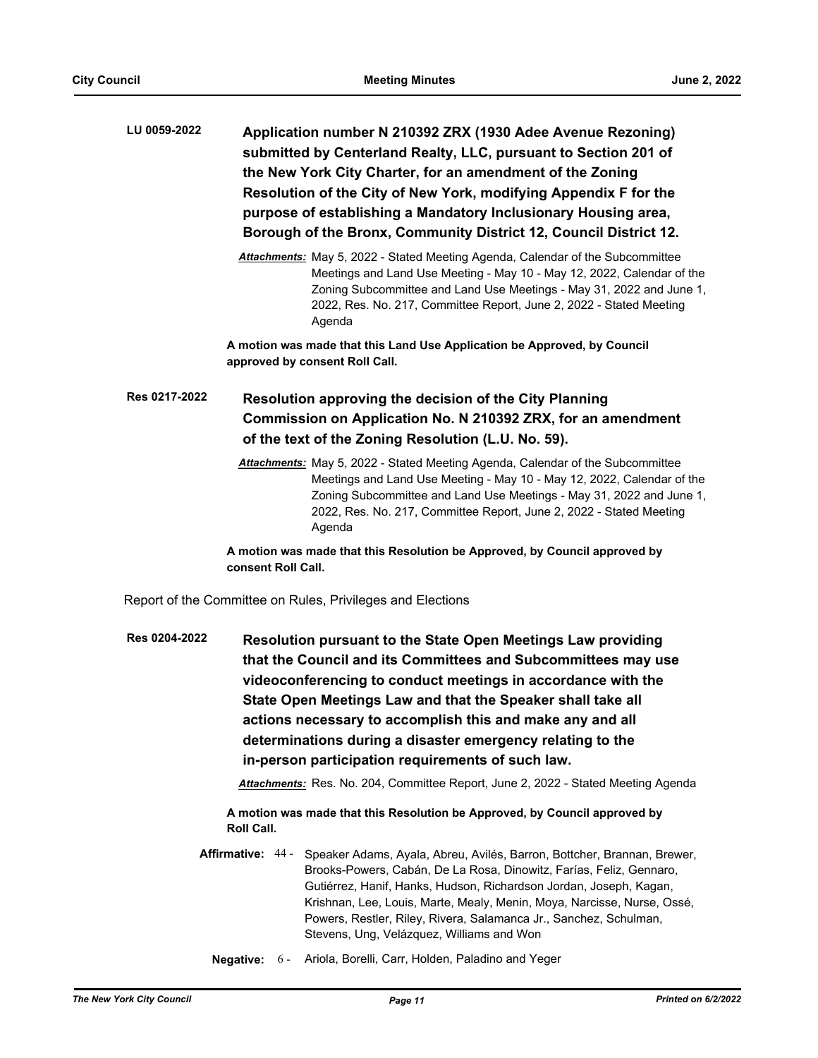**LU 0059-2022** **Application number N 210392 ZRX (1930 Adee Avenue Rezoning) submitted by Centerland Realty, LLC, pursuant to Section 201 of the New York City Charter, for an amendment of the Zoning Resolution of the City of New York, modifying Appendix F for the purpose of establishing a Mandatory Inclusionary Housing area, Borough of the Bronx, Community District 12, Council District 12.**

***Attachments:*** May 5, 2022 - Stated Meeting Agenda, Calendar of the Subcommittee Meetings and Land Use Meeting - May 10 - May 12, 2022, Calendar of the Zoning Subcommittee and Land Use Meetings - May 31, 2022 and June 1, 2022, Res. No. 217, Committee Report, June 2, 2022 - Stated Meeting Agenda

**A motion was made that this Land Use Application be Approved, by Council approved by consent Roll Call.**

**Res 0217-2022** **Resolution approving the decision of the City Planning Commission on Application No. N 210392 ZRX, for an amendment of the text of the Zoning Resolution (L.U. No. 59).**

***Attachments:*** May 5, 2022 - Stated Meeting Agenda, Calendar of the Subcommittee Meetings and Land Use Meeting - May 10 - May 12, 2022, Calendar of the Zoning Subcommittee and Land Use Meetings - May 31, 2022 and June 1, 2022, Res. No. 217, Committee Report, June 2, 2022 - Stated Meeting Agenda

**A motion was made that this Resolution be Approved, by Council approved by consent Roll Call.**

Report of the Committee on Rules, Privileges and Elections

**Res 0204-2022** **Resolution pursuant to the State Open Meetings Law providing that the Council and its Committees and Subcommittees may use videoconferencing to conduct meetings in accordance with the State Open Meetings Law and that the Speaker shall take all actions necessary to accomplish this and make any and all determinations during a disaster emergency relating to the in-person participation requirements of such law.**

***Attachments:*** Res. No. 204, Committee Report, June 2, 2022 - Stated Meeting Agenda

**A motion was made that this Resolution be Approved, by Council approved by Roll Call.**

**Affirmative:** 44 - Speaker Adams, Ayala, Abreu, Avilés, Barron, Bottcher, Brannan, Brewer, Brooks-Powers, Cabán, De La Rosa, Dinowitz, Farías, Feliz, Gennaro, Gutiérrez, Hanif, Hanks, Hudson, Richardson Jordan, Joseph, Kagan, Krishnan, Lee, Louis, Marte, Mealy, Menin, Moya, Narcisse, Nurse, Ossé, Powers, Restler, Riley, Rivera, Salamanca Jr., Sanchez, Schulman, Stevens, Ung, Velázquez, Williams and Won

**Negative:** 6 - Ariola, Borelli, Carr, Holden, Paladino and Yeger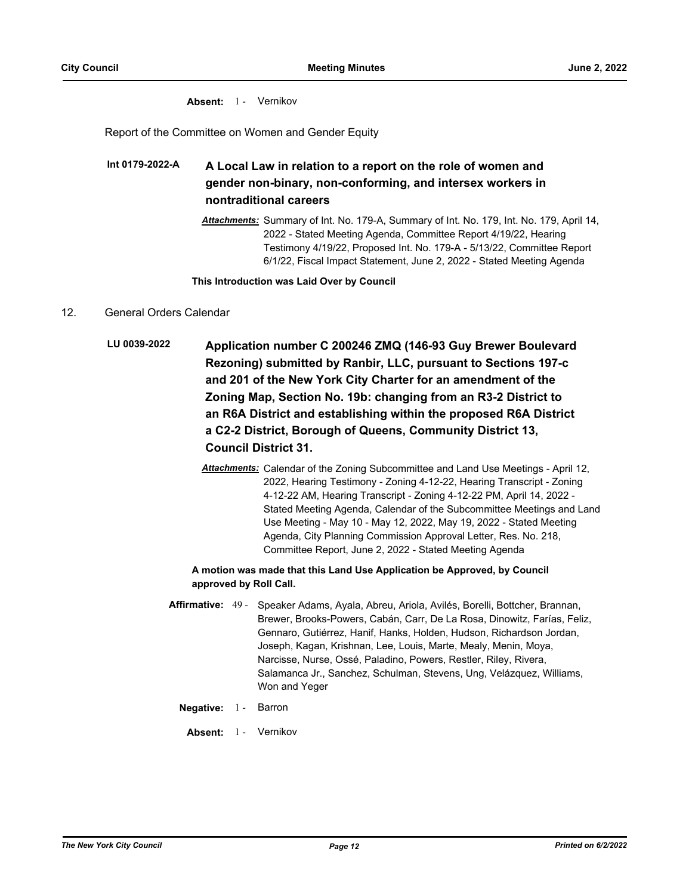**Absent:** 1 - Vernikov

Report of the Committee on Women and Gender Equity

**Int 0179-2022-A** **A Local Law in relation to a report on the role of women and gender non-binary, non-conforming, and intersex workers in nontraditional careers**

***Attachments:*** Summary of Int. No. 179-A, Summary of Int. No. 179, Int. No. 179, April 14, 2022 - Stated Meeting Agenda, Committee Report 4/19/22, Hearing Testimony 4/19/22, Proposed Int. No. 179-A - 5/13/22, Committee Report 6/1/22, Fiscal Impact Statement, June 2, 2022 - Stated Meeting Agenda

**This Introduction was Laid Over by Council**

12. General Orders Calendar

**LU 0039-2022** **Application number C 200246 ZMQ (146-93 Guy Brewer Boulevard Rezoning) submitted by Ranbir, LLC, pursuant to Sections 197-c and 201 of the New York City Charter for an amendment of the Zoning Map, Section No. 19b: changing from an R3-2 District to an R6A District and establishing within the proposed R6A District a C2-2 District, Borough of Queens, Community District 13, Council District 31.**

***Attachments:*** Calendar of the Zoning Subcommittee and Land Use Meetings - April 12, 2022, Hearing Testimony - Zoning 4-12-22, Hearing Transcript - Zoning 4-12-22 AM, Hearing Transcript - Zoning 4-12-22 PM, April 14, 2022 - Stated Meeting Agenda, Calendar of the Subcommittee Meetings and Land Use Meeting - May 10 - May 12, 2022, May 19, 2022 - Stated Meeting Agenda, City Planning Commission Approval Letter, Res. No. 218, Committee Report, June 2, 2022 - Stated Meeting Agenda

**A motion was made that this Land Use Application be Approved, by Council approved by Roll Call.**

**Affirmative:** 49 - Speaker Adams, Ayala, Abreu, Ariola, Avilés, Borelli, Bottcher, Brannan, Brewer, Brooks-Powers, Cabán, Carr, De La Rosa, Dinowitz, Farías, Feliz, Gennaro, Gutiérrez, Hanif, Hanks, Holden, Hudson, Richardson Jordan, Joseph, Kagan, Krishnan, Lee, Louis, Marte, Mealy, Menin, Moya, Narcisse, Nurse, Ossé, Paladino, Powers, Restler, Riley, Rivera, Salamanca Jr., Sanchez, Schulman, Stevens, Ung, Velázquez, Williams, Won and Yeger

**Negative:** 1 - Barron

**Absent:** 1 - Vernikov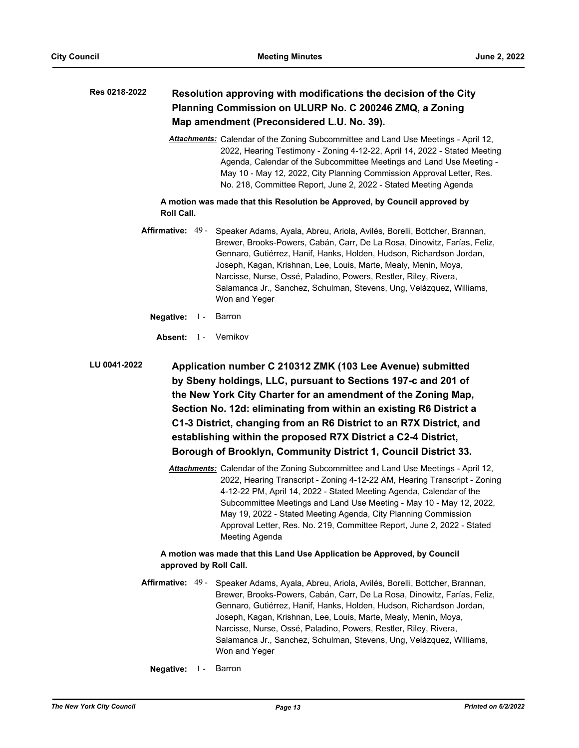**Res 0218-2022** **Resolution approving with modifications the decision of the City Planning Commission on ULURP No. C 200246 ZMQ, a Zoning Map amendment (Preconsidered L.U. No. 39).**

***Attachments:*** Calendar of the Zoning Subcommittee and Land Use Meetings - April 12, 2022, Hearing Testimony - Zoning 4-12-22, April 14, 2022 - Stated Meeting Agenda, Calendar of the Subcommittee Meetings and Land Use Meeting - May 10 - May 12, 2022, City Planning Commission Approval Letter, Res. No. 218, Committee Report, June 2, 2022 - Stated Meeting Agenda

**A motion was made that this Resolution be Approved, by Council approved by Roll Call.**

**Affirmative:** 49 - Speaker Adams, Ayala, Abreu, Ariola, Avilés, Borelli, Bottcher, Brannan, Brewer, Brooks-Powers, Cabán, Carr, De La Rosa, Dinowitz, Farías, Feliz, Gennaro, Gutiérrez, Hanif, Hanks, Holden, Hudson, Richardson Jordan, Joseph, Kagan, Krishnan, Lee, Louis, Marte, Mealy, Menin, Moya, Narcisse, Nurse, Ossé, Paladino, Powers, Restler, Riley, Rivera, Salamanca Jr., Sanchez, Schulman, Stevens, Ung, Velázquez, Williams, Won and Yeger

**Negative:** 1 - Barron

**Absent:** 1 - Vernikov

**LU 0041-2022** **Application number C 210312 ZMK (103 Lee Avenue) submitted by Sbeny holdings, LLC, pursuant to Sections 197-c and 201 of the New York City Charter for an amendment of the Zoning Map, Section No. 12d: eliminating from within an existing R6 District a C1-3 District, changing from an R6 District to an R7X District, and establishing within the proposed R7X District a C2-4 District, Borough of Brooklyn, Community District 1, Council District 33.**

***Attachments:*** Calendar of the Zoning Subcommittee and Land Use Meetings - April 12, 2022, Hearing Transcript - Zoning 4-12-22 AM, Hearing Transcript - Zoning 4-12-22 PM, April 14, 2022 - Stated Meeting Agenda, Calendar of the Subcommittee Meetings and Land Use Meeting - May 10 - May 12, 2022, May 19, 2022 - Stated Meeting Agenda, City Planning Commission Approval Letter, Res. No. 219, Committee Report, June 2, 2022 - Stated Meeting Agenda

**A motion was made that this Land Use Application be Approved, by Council approved by Roll Call.**

**Affirmative:** 49 - Speaker Adams, Ayala, Abreu, Ariola, Avilés, Borelli, Bottcher, Brannan, Brewer, Brooks-Powers, Cabán, Carr, De La Rosa, Dinowitz, Farías, Feliz, Gennaro, Gutiérrez, Hanif, Hanks, Holden, Hudson, Richardson Jordan, Joseph, Kagan, Krishnan, Lee, Louis, Marte, Mealy, Menin, Moya, Narcisse, Nurse, Ossé, Paladino, Powers, Restler, Riley, Rivera, Salamanca Jr., Sanchez, Schulman, Stevens, Ung, Velázquez, Williams, Won and Yeger

**Negative:** 1 - Barron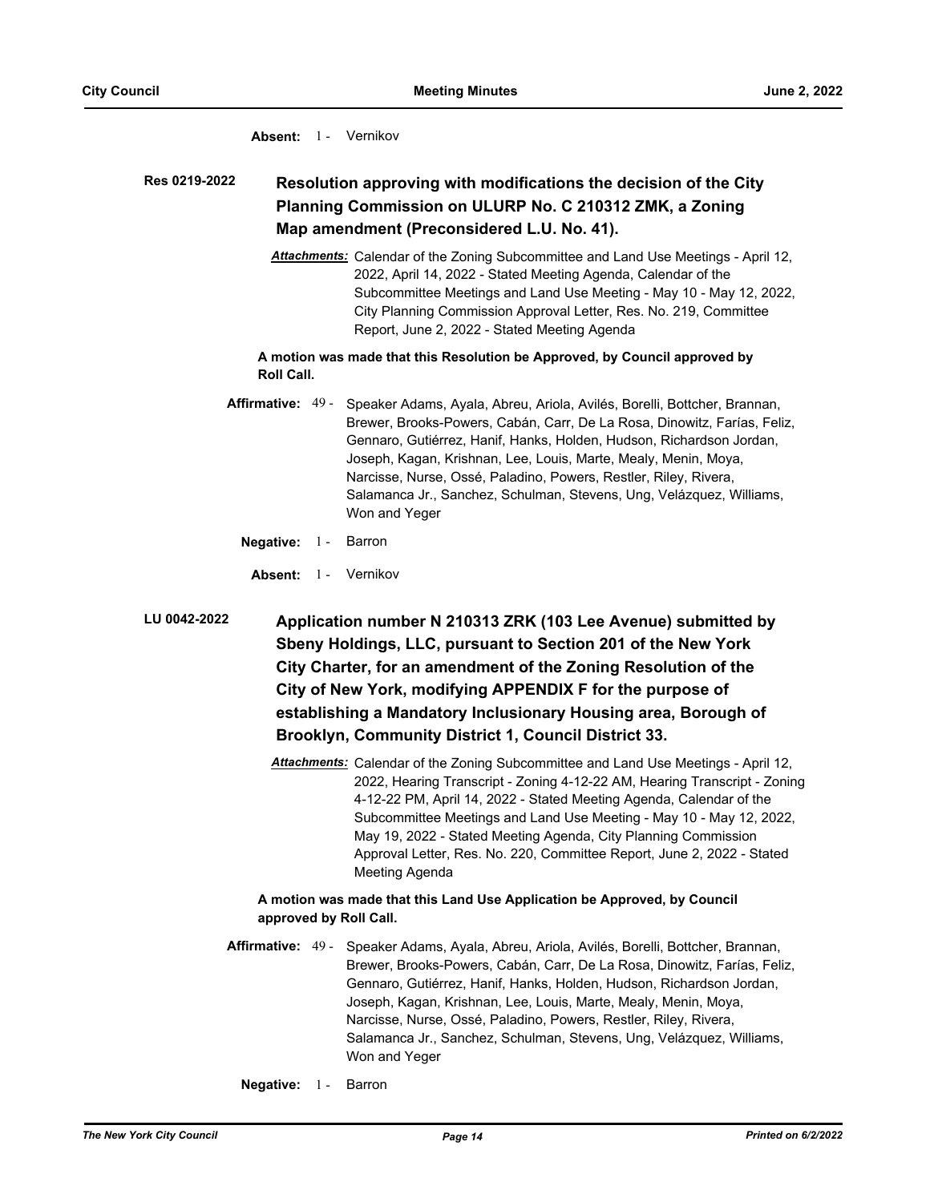**Absent:** 1 - Vernikov

**Res 0219-2022** **Resolution approving with modifications the decision of the City Planning Commission on ULURP No. C 210312 ZMK, a Zoning Map amendment (Preconsidered L.U. No. 41).**

***Attachments:*** Calendar of the Zoning Subcommittee and Land Use Meetings - April 12, 2022, April 14, 2022 - Stated Meeting Agenda, Calendar of the Subcommittee Meetings and Land Use Meeting - May 10 - May 12, 2022, City Planning Commission Approval Letter, Res. No. 219, Committee Report, June 2, 2022 - Stated Meeting Agenda

**A motion was made that this Resolution be Approved, by Council approved by Roll Call.**

**Affirmative:** 49 - Speaker Adams, Ayala, Abreu, Ariola, Avilés, Borelli, Bottcher, Brannan, Brewer, Brooks-Powers, Cabán, Carr, De La Rosa, Dinowitz, Farías, Feliz, Gennaro, Gutiérrez, Hanif, Hanks, Holden, Hudson, Richardson Jordan, Joseph, Kagan, Krishnan, Lee, Louis, Marte, Mealy, Menin, Moya, Narcisse, Nurse, Ossé, Paladino, Powers, Restler, Riley, Rivera, Salamanca Jr., Sanchez, Schulman, Stevens, Ung, Velázquez, Williams, Won and Yeger

**Negative:** 1 - Barron

**Absent:** 1 - Vernikov

**LU 0042-2022** **Application number N 210313 ZRK (103 Lee Avenue) submitted by Sbeny Holdings, LLC, pursuant to Section 201 of the New York City Charter, for an amendment of the Zoning Resolution of the City of New York, modifying APPENDIX F for the purpose of establishing a Mandatory Inclusionary Housing area, Borough of Brooklyn, Community District 1, Council District 33.**

***Attachments:*** Calendar of the Zoning Subcommittee and Land Use Meetings - April 12, 2022, Hearing Transcript - Zoning 4-12-22 AM, Hearing Transcript - Zoning 4-12-22 PM, April 14, 2022 - Stated Meeting Agenda, Calendar of the Subcommittee Meetings and Land Use Meeting - May 10 - May 12, 2022, May 19, 2022 - Stated Meeting Agenda, City Planning Commission Approval Letter, Res. No. 220, Committee Report, June 2, 2022 - Stated Meeting Agenda

**A motion was made that this Land Use Application be Approved, by Council approved by Roll Call.**

**Affirmative:** 49 - Speaker Adams, Ayala, Abreu, Ariola, Avilés, Borelli, Bottcher, Brannan, Brewer, Brooks-Powers, Cabán, Carr, De La Rosa, Dinowitz, Farías, Feliz, Gennaro, Gutiérrez, Hanif, Hanks, Holden, Hudson, Richardson Jordan, Joseph, Kagan, Krishnan, Lee, Louis, Marte, Mealy, Menin, Moya, Narcisse, Nurse, Ossé, Paladino, Powers, Restler, Riley, Rivera, Salamanca Jr., Sanchez, Schulman, Stevens, Ung, Velázquez, Williams, Won and Yeger

**Negative:** 1 - Barron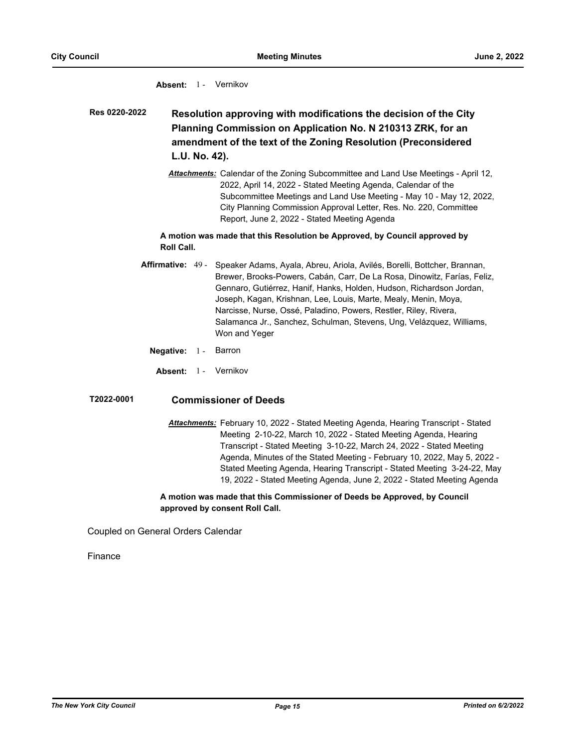**Absent:** 1 - Vernikov

**Res 0220-2022** **Resolution approving with modifications the decision of the City Planning Commission on Application No. N 210313 ZRK, for an amendment of the text of the Zoning Resolution (Preconsidered L.U. No. 42).**

***Attachments:*** Calendar of the Zoning Subcommittee and Land Use Meetings - April 12, 2022, April 14, 2022 - Stated Meeting Agenda, Calendar of the Subcommittee Meetings and Land Use Meeting - May 10 - May 12, 2022, City Planning Commission Approval Letter, Res. No. 220, Committee Report, June 2, 2022 - Stated Meeting Agenda

**A motion was made that this Resolution be Approved, by Council approved by Roll Call.**

**Affirmative:** 49 - Speaker Adams, Ayala, Abreu, Ariola, Avilés, Borelli, Bottcher, Brannan, Brewer, Brooks-Powers, Cabán, Carr, De La Rosa, Dinowitz, Farías, Feliz, Gennaro, Gutiérrez, Hanif, Hanks, Holden, Hudson, Richardson Jordan, Joseph, Kagan, Krishnan, Lee, Louis, Marte, Mealy, Menin, Moya, Narcisse, Nurse, Ossé, Paladino, Powers, Restler, Riley, Rivera, Salamanca Jr., Sanchez, Schulman, Stevens, Ung, Velázquez, Williams, Won and Yeger

**Negative:** 1 - Barron

**Absent:** 1 - Vernikov

**T2022-0001** **Commissioner of Deeds**

***Attachments:*** February 10, 2022 - Stated Meeting Agenda, Hearing Transcript - Stated Meeting 2-10-22, March 10, 2022 - Stated Meeting Agenda, Hearing Transcript - Stated Meeting 3-10-22, March 24, 2022 - Stated Meeting Agenda, Minutes of the Stated Meeting - February 10, 2022, May 5, 2022 - Stated Meeting Agenda, Hearing Transcript - Stated Meeting 3-24-22, May 19, 2022 - Stated Meeting Agenda, June 2, 2022 - Stated Meeting Agenda

**A motion was made that this Commissioner of Deeds be Approved, by Council approved by consent Roll Call.**

Coupled on General Orders Calendar

Finance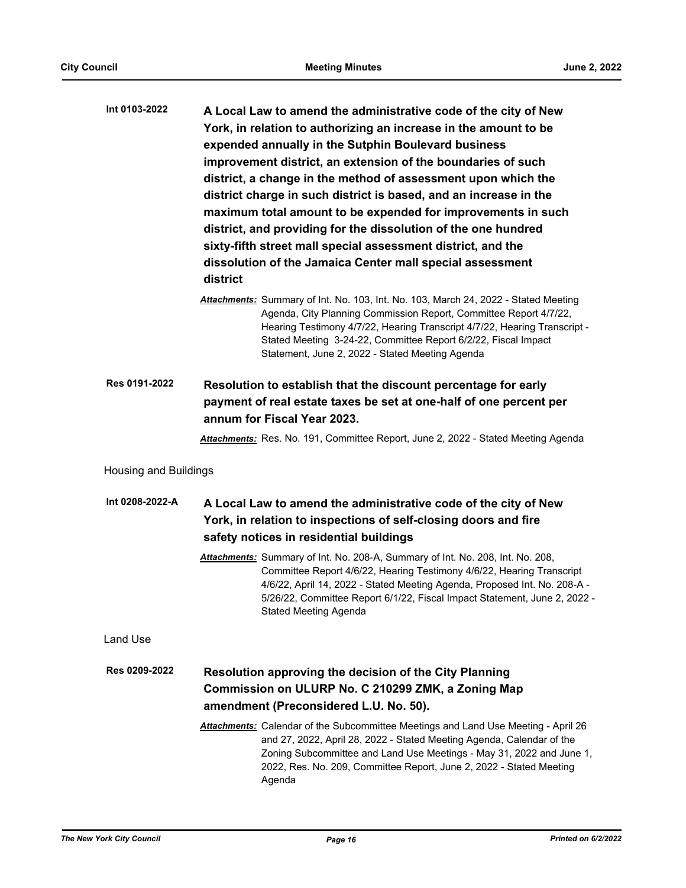**Int 0103-2022** **A Local Law to amend the administrative code of the city of New York, in relation to authorizing an increase in the amount to be expended annually in the Sutphin Boulevard business improvement district, an extension of the boundaries of such district, a change in the method of assessment upon which the district charge in such district is based, and an increase in the maximum total amount to be expended for improvements in such district, and providing for the dissolution of the one hundred sixty-fifth street mall special assessment district, and the dissolution of the Jamaica Center mall special assessment district**

***Attachments:*** Summary of Int. No. 103, Int. No. 103, March 24, 2022 - Stated Meeting Agenda, City Planning Commission Report, Committee Report 4/7/22, Hearing Testimony 4/7/22, Hearing Transcript 4/7/22, Hearing Transcript - Stated Meeting 3-24-22, Committee Report 6/2/22, Fiscal Impact Statement, June 2, 2022 - Stated Meeting Agenda

**Res 0191-2022** **Resolution to establish that the discount percentage for early payment of real estate taxes be set at one-half of one percent per annum for Fiscal Year 2023.**

***Attachments:*** Res. No. 191, Committee Report, June 2, 2022 - Stated Meeting Agenda

Housing and Buildings

**Int 0208-2022-A** **A Local Law to amend the administrative code of the city of New York, in relation to inspections of self-closing doors and fire safety notices in residential buildings**

***Attachments:*** Summary of Int. No. 208-A, Summary of Int. No. 208, Int. No. 208, Committee Report 4/6/22, Hearing Testimony 4/6/22, Hearing Transcript 4/6/22, April 14, 2022 - Stated Meeting Agenda, Proposed Int. No. 208-A - 5/26/22, Committee Report 6/1/22, Fiscal Impact Statement, June 2, 2022 - Stated Meeting Agenda

Land Use

**Res 0209-2022** **Resolution approving the decision of the City Planning Commission on ULURP No. C 210299 ZMK, a Zoning Map amendment (Preconsidered L.U. No. 50).**

***Attachments:*** Calendar of the Subcommittee Meetings and Land Use Meeting - April 26 and 27, 2022, April 28, 2022 - Stated Meeting Agenda, Calendar of the Zoning Subcommittee and Land Use Meetings - May 31, 2022 and June 1, 2022, Res. No. 209, Committee Report, June 2, 2022 - Stated Meeting Agenda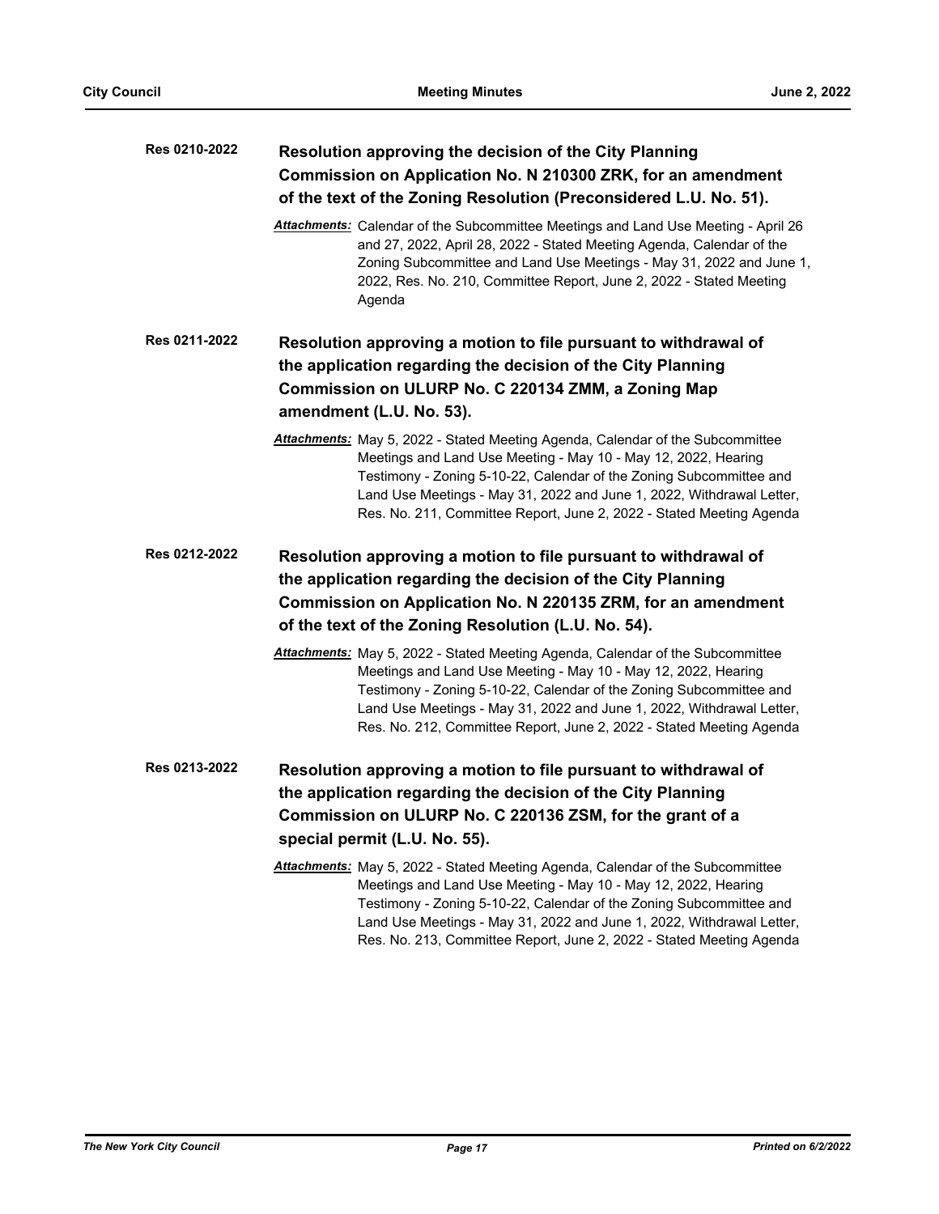**Res 0210-2022** **Resolution approving the decision of the City Planning Commission on Application No. N 210300 ZRK, for an amendment of the text of the Zoning Resolution (Preconsidered L.U. No. 51).**

*Attachments:* Calendar of the Subcommittee Meetings and Land Use Meeting - April 26 and 27, 2022, April 28, 2022 - Stated Meeting Agenda, Calendar of the Zoning Subcommittee and Land Use Meetings - May 31, 2022 and June 1, 2022, Res. No. 210, Committee Report, June 2, 2022 - Stated Meeting Agenda

**Res 0211-2022** **Resolution approving a motion to file pursuant to withdrawal of the application regarding the decision of the City Planning Commission on ULURP No. C 220134 ZMM, a Zoning Map amendment (L.U. No. 53).**

*Attachments:* May 5, 2022 - Stated Meeting Agenda, Calendar of the Subcommittee Meetings and Land Use Meeting - May 10 - May 12, 2022, Hearing Testimony - Zoning 5-10-22, Calendar of the Zoning Subcommittee and Land Use Meetings - May 31, 2022 and June 1, 2022, Withdrawal Letter, Res. No. 211, Committee Report, June 2, 2022 - Stated Meeting Agenda

**Res 0212-2022** **Resolution approving a motion to file pursuant to withdrawal of the application regarding the decision of the City Planning Commission on Application No. N 220135 ZRM, for an amendment of the text of the Zoning Resolution (L.U. No. 54).**

*Attachments:* May 5, 2022 - Stated Meeting Agenda, Calendar of the Subcommittee Meetings and Land Use Meeting - May 10 - May 12, 2022, Hearing Testimony - Zoning 5-10-22, Calendar of the Zoning Subcommittee and Land Use Meetings - May 31, 2022 and June 1, 2022, Withdrawal Letter, Res. No. 212, Committee Report, June 2, 2022 - Stated Meeting Agenda

**Res 0213-2022** **Resolution approving a motion to file pursuant to withdrawal of the application regarding the decision of the City Planning Commission on ULURP No. C 220136 ZSM, for the grant of a special permit (L.U. No. 55).**

*Attachments:* May 5, 2022 - Stated Meeting Agenda, Calendar of the Subcommittee Meetings and Land Use Meeting - May 10 - May 12, 2022, Hearing Testimony - Zoning 5-10-22, Calendar of the Zoning Subcommittee and Land Use Meetings - May 31, 2022 and June 1, 2022, Withdrawal Letter, Res. No. 213, Committee Report, June 2, 2022 - Stated Meeting Agenda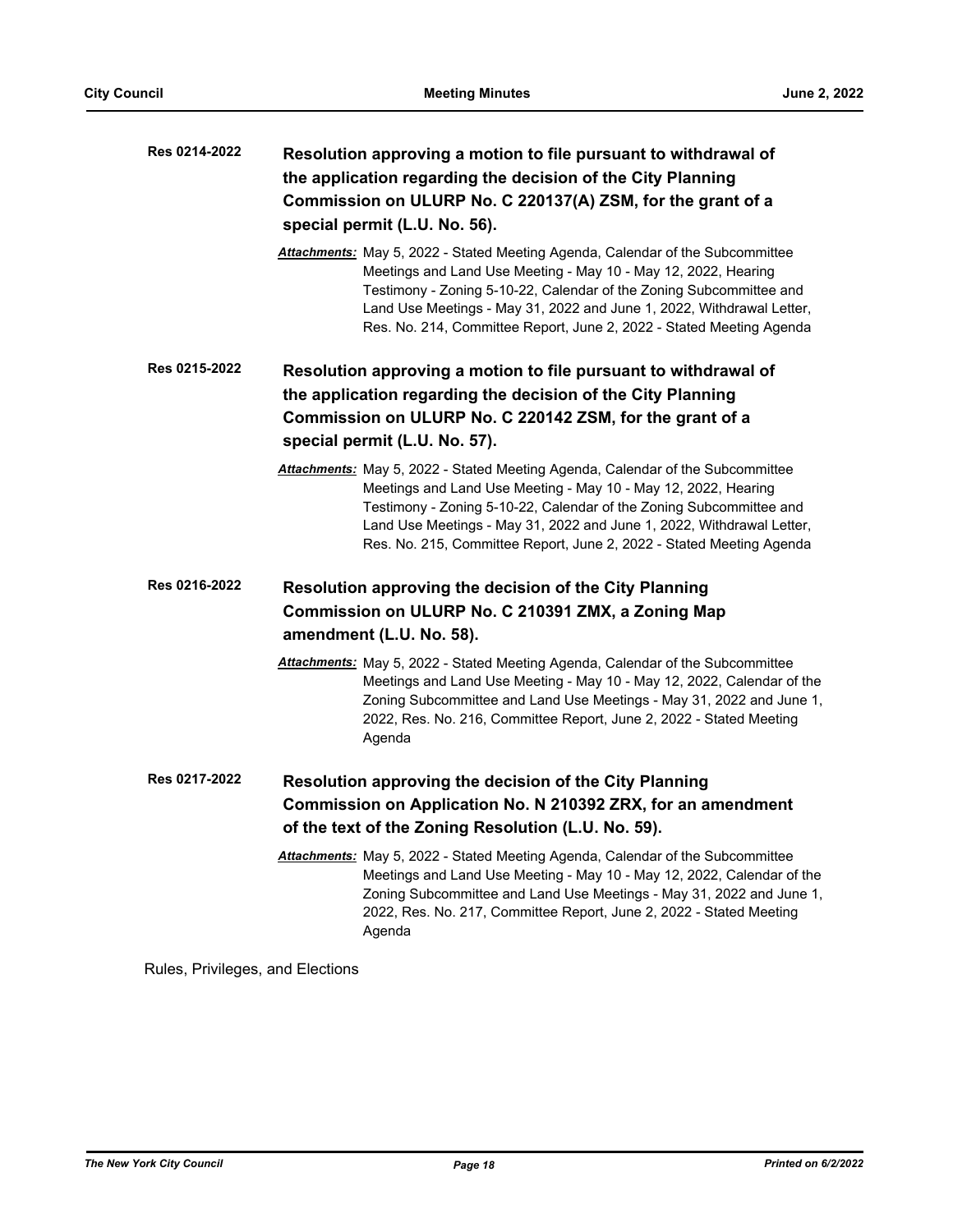**Res 0214-2022** **Resolution approving a motion to file pursuant to withdrawal of the application regarding the decision of the City Planning Commission on ULURP No. C 220137(A) ZSM, for the grant of a special permit (L.U. No. 56).**

*Attachments:* May 5, 2022 - Stated Meeting Agenda, Calendar of the Subcommittee Meetings and Land Use Meeting - May 10 - May 12, 2022, Hearing Testimony - Zoning 5-10-22, Calendar of the Zoning Subcommittee and Land Use Meetings - May 31, 2022 and June 1, 2022, Withdrawal Letter, Res. No. 214, Committee Report, June 2, 2022 - Stated Meeting Agenda

**Res 0215-2022** **Resolution approving a motion to file pursuant to withdrawal of the application regarding the decision of the City Planning Commission on ULURP No. C 220142 ZSM, for the grant of a special permit (L.U. No. 57).**

*Attachments:* May 5, 2022 - Stated Meeting Agenda, Calendar of the Subcommittee Meetings and Land Use Meeting - May 10 - May 12, 2022, Hearing Testimony - Zoning 5-10-22, Calendar of the Zoning Subcommittee and Land Use Meetings - May 31, 2022 and June 1, 2022, Withdrawal Letter, Res. No. 215, Committee Report, June 2, 2022 - Stated Meeting Agenda

**Res 0216-2022** **Resolution approving the decision of the City Planning Commission on ULURP No. C 210391 ZMX, a Zoning Map amendment (L.U. No. 58).**

*Attachments:* May 5, 2022 - Stated Meeting Agenda, Calendar of the Subcommittee Meetings and Land Use Meeting - May 10 - May 12, 2022, Calendar of the Zoning Subcommittee and Land Use Meetings - May 31, 2022 and June 1, 2022, Res. No. 216, Committee Report, June 2, 2022 - Stated Meeting Agenda

**Res 0217-2022** **Resolution approving the decision of the City Planning Commission on Application No. N 210392 ZRX, for an amendment of the text of the Zoning Resolution (L.U. No. 59).**

*Attachments:* May 5, 2022 - Stated Meeting Agenda, Calendar of the Subcommittee Meetings and Land Use Meeting - May 10 - May 12, 2022, Calendar of the Zoning Subcommittee and Land Use Meetings - May 31, 2022 and June 1, 2022, Res. No. 217, Committee Report, June 2, 2022 - Stated Meeting Agenda

Rules, Privileges, and Elections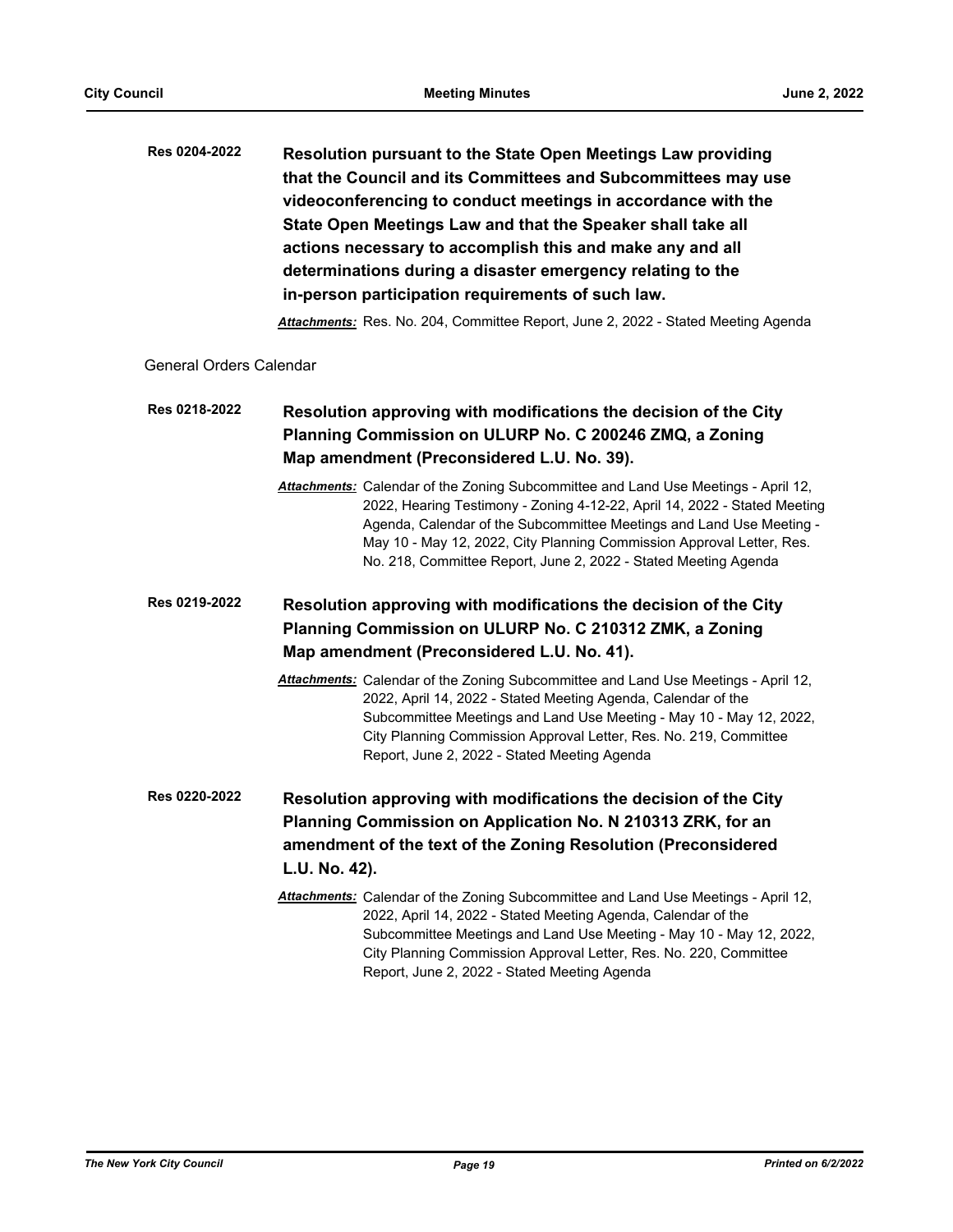**Res 0204-2022** **Resolution pursuant to the State Open Meetings Law providing that the Council and its Committees and Subcommittees may use videoconferencing to conduct meetings in accordance with the State Open Meetings Law and that the Speaker shall take all actions necessary to accomplish this and make any and all determinations during a disaster emergency relating to the in-person participation requirements of such law.**

***Attachments:*** Res. No. 204, Committee Report, June 2, 2022 - Stated Meeting Agenda

General Orders Calendar

**Res 0218-2022** **Resolution approving with modifications the decision of the City Planning Commission on ULURP No. C 200246 ZMQ, a Zoning Map amendment (Preconsidered L.U. No. 39).**

***Attachments:*** Calendar of the Zoning Subcommittee and Land Use Meetings - April 12, 2022, Hearing Testimony - Zoning 4-12-22, April 14, 2022 - Stated Meeting Agenda, Calendar of the Subcommittee Meetings and Land Use Meeting - May 10 - May 12, 2022, City Planning Commission Approval Letter, Res. No. 218, Committee Report, June 2, 2022 - Stated Meeting Agenda

**Res 0219-2022** **Resolution approving with modifications the decision of the City Planning Commission on ULURP No. C 210312 ZMK, a Zoning Map amendment (Preconsidered L.U. No. 41).**

***Attachments:*** Calendar of the Zoning Subcommittee and Land Use Meetings - April 12, 2022, April 14, 2022 - Stated Meeting Agenda, Calendar of the Subcommittee Meetings and Land Use Meeting - May 10 - May 12, 2022, City Planning Commission Approval Letter, Res. No. 219, Committee Report, June 2, 2022 - Stated Meeting Agenda

**Res 0220-2022** **Resolution approving with modifications the decision of the City Planning Commission on Application No. N 210313 ZRK, for an amendment of the text of the Zoning Resolution (Preconsidered L.U. No. 42).**

***Attachments:*** Calendar of the Zoning Subcommittee and Land Use Meetings - April 12, 2022, April 14, 2022 - Stated Meeting Agenda, Calendar of the Subcommittee Meetings and Land Use Meeting - May 10 - May 12, 2022, City Planning Commission Approval Letter, Res. No. 220, Committee Report, June 2, 2022 - Stated Meeting Agenda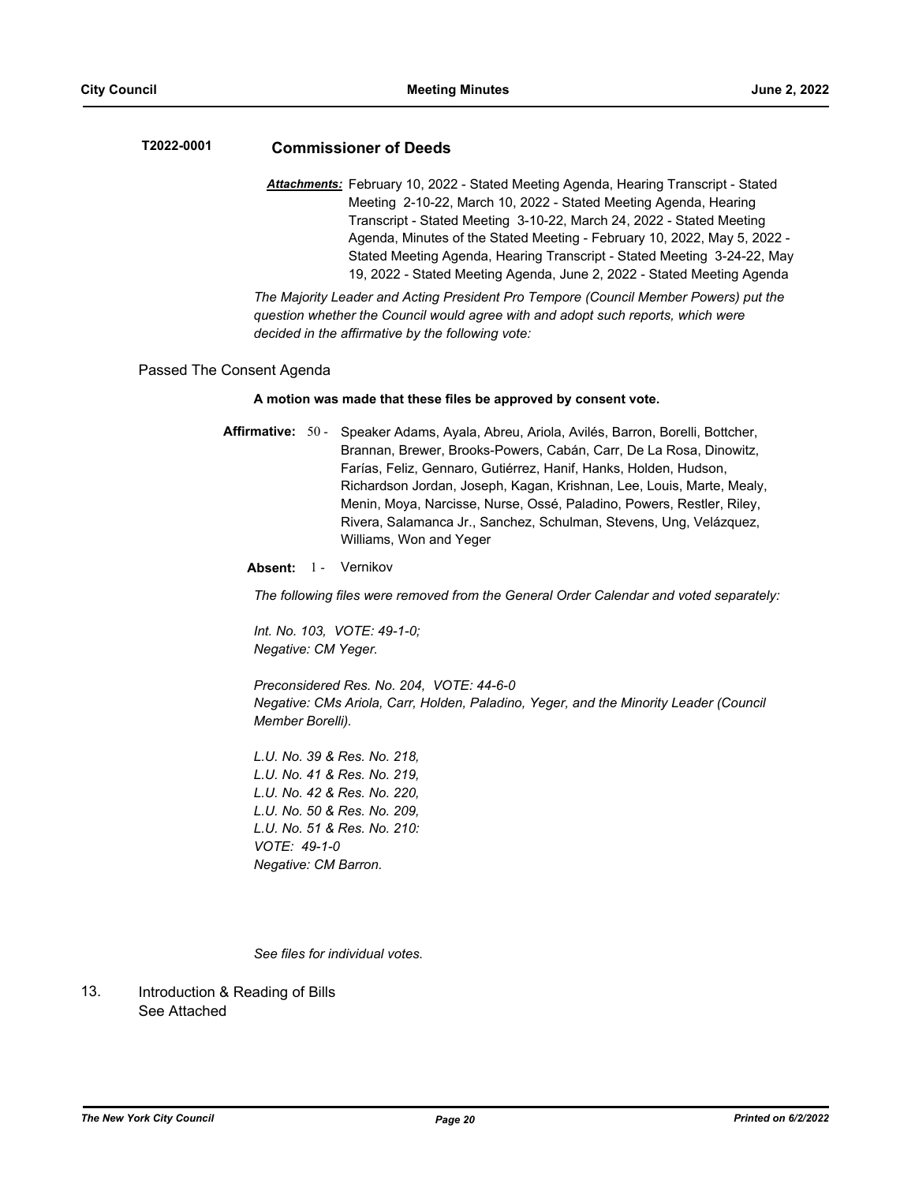**T2022-0001** **Commissioner of Deeds**

***Attachments:*** February 10, 2022 - Stated Meeting Agenda, Hearing Transcript - Stated Meeting 2-10-22, March 10, 2022 - Stated Meeting Agenda, Hearing Transcript - Stated Meeting 3-10-22, March 24, 2022 - Stated Meeting Agenda, Minutes of the Stated Meeting - February 10, 2022, May 5, 2022 - Stated Meeting Agenda, Hearing Transcript - Stated Meeting 3-24-22, May 19, 2022 - Stated Meeting Agenda, June 2, 2022 - Stated Meeting Agenda

*The Majority Leader and Acting President Pro Tempore (Council Member Powers) put the question whether the Council would agree with and adopt such reports, which were decided in the affirmative by the following vote:*

Passed The Consent Agenda

**A motion was made that these files be approved by consent vote.**

**Affirmative:** 50 - Speaker Adams, Ayala, Abreu, Ariola, Avilés, Barron, Borelli, Bottcher, Brannan, Brewer, Brooks-Powers, Cabán, Carr, De La Rosa, Dinowitz, Farías, Feliz, Gennaro, Gutiérrez, Hanif, Hanks, Holden, Hudson, Richardson Jordan, Joseph, Kagan, Krishnan, Lee, Louis, Marte, Mealy, Menin, Moya, Narcisse, Nurse, Ossé, Paladino, Powers, Restler, Riley, Rivera, Salamanca Jr., Sanchez, Schulman, Stevens, Ung, Velázquez, Williams, Won and Yeger

**Absent:** 1 - Vernikov

*The following files were removed from the General Order Calendar and voted separately:*

*Int. No. 103, VOTE: 49-1-0;*
*Negative: CM Yeger.*

*Preconsidered Res. No. 204, VOTE: 44-6-0*
*Negative: CMs Ariola, Carr, Holden, Paladino, Yeger, and the Minority Leader (Council Member Borelli).*

*L.U. No. 39 & Res. No. 218,*
*L.U. No. 41 & Res. No. 219,*
*L.U. No. 42 & Res. No. 220,*
*L.U. No. 50 & Res. No. 209,*
*L.U. No. 51 & Res. No. 210:*
*VOTE: 49-1-0*
*Negative: CM Barron.*

*See files for individual votes.*

13. Introduction & Reading of Bills
See Attached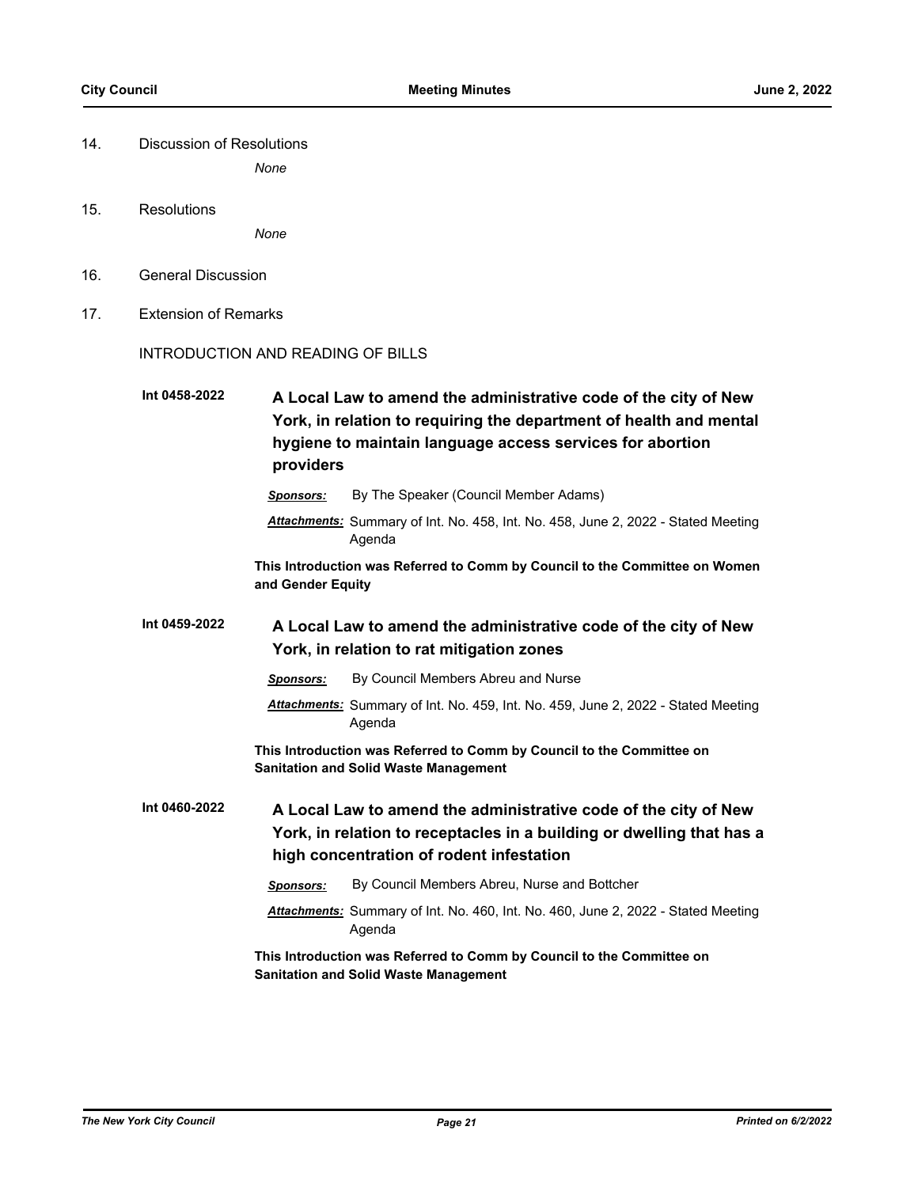14. Discussion of Resolutions

    *None*

15. Resolutions

    *None*

16. General Discussion

17. Extension of Remarks

INTRODUCTION AND READING OF BILLS

**Int 0458-2022** **A Local Law to amend the administrative code of the city of New York, in relation to requiring the department of health and mental hygiene to maintain language access services for abortion providers**

***Sponsors:*** By The Speaker (Council Member Adams)

***Attachments:*** Summary of Int. No. 458, Int. No. 458, June 2, 2022 - Stated Meeting Agenda

**This Introduction was Referred to Comm by Council to the Committee on Women and Gender Equity**

**Int 0459-2022** **A Local Law to amend the administrative code of the city of New York, in relation to rat mitigation zones**

***Sponsors:*** By Council Members Abreu and Nurse

***Attachments:*** Summary of Int. No. 459, Int. No. 459, June 2, 2022 - Stated Meeting Agenda

**This Introduction was Referred to Comm by Council to the Committee on Sanitation and Solid Waste Management**

**Int 0460-2022** **A Local Law to amend the administrative code of the city of New York, in relation to receptacles in a building or dwelling that has a high concentration of rodent infestation**

***Sponsors:*** By Council Members Abreu, Nurse and Bottcher

***Attachments:*** Summary of Int. No. 460, Int. No. 460, June 2, 2022 - Stated Meeting Agenda

**This Introduction was Referred to Comm by Council to the Committee on Sanitation and Solid Waste Management**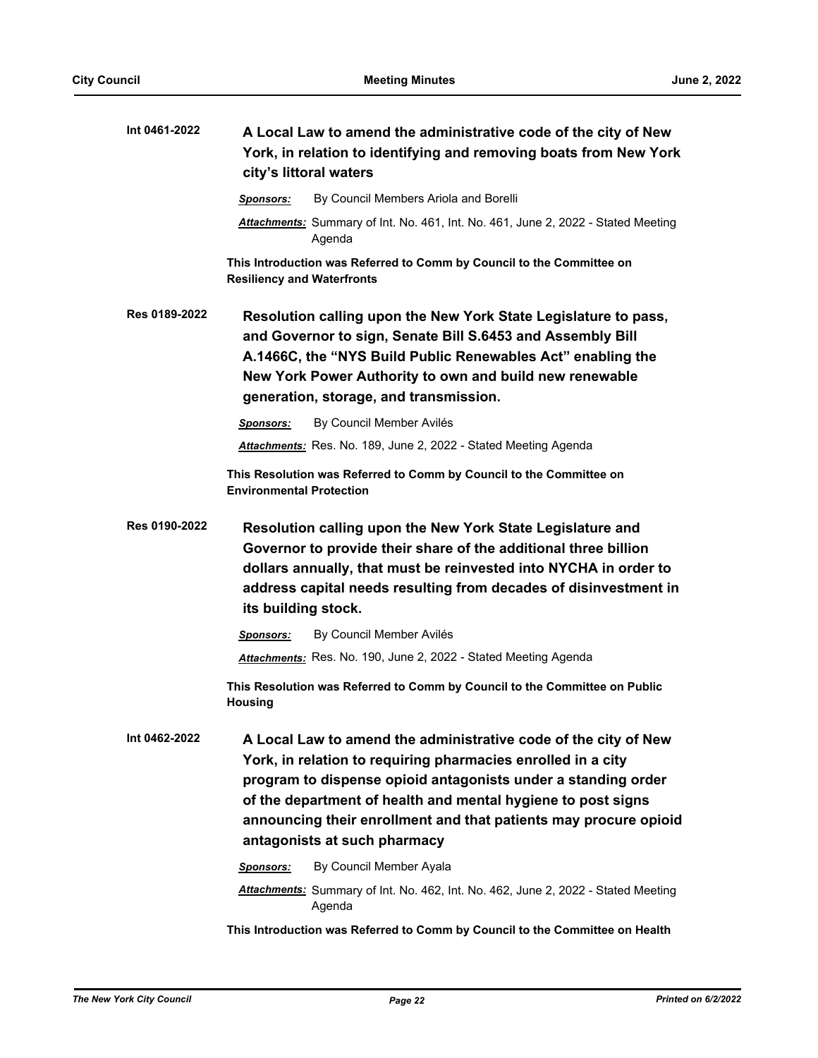**Int 0461-2022** **A Local Law to amend the administrative code of the city of New York, in relation to identifying and removing boats from New York city's littoral waters**

***Sponsors:*** By Council Members Ariola and Borelli

***Attachments:*** Summary of Int. No. 461, Int. No. 461, June 2, 2022 - Stated Meeting Agenda

**This Introduction was Referred to Comm by Council to the Committee on Resiliency and Waterfronts**

**Res 0189-2022** **Resolution calling upon the New York State Legislature to pass, and Governor to sign, Senate Bill S.6453 and Assembly Bill A.1466C, the "NYS Build Public Renewables Act" enabling the New York Power Authority to own and build new renewable generation, storage, and transmission.**

***Sponsors:*** By Council Member Avilés

***Attachments:*** Res. No. 189, June 2, 2022 - Stated Meeting Agenda

**This Resolution was Referred to Comm by Council to the Committee on Environmental Protection**

**Res 0190-2022** **Resolution calling upon the New York State Legislature and Governor to provide their share of the additional three billion dollars annually, that must be reinvested into NYCHA in order to address capital needs resulting from decades of disinvestment in its building stock.**

***Sponsors:*** By Council Member Avilés

***Attachments:*** Res. No. 190, June 2, 2022 - Stated Meeting Agenda

**This Resolution was Referred to Comm by Council to the Committee on Public Housing**

**Int 0462-2022** **A Local Law to amend the administrative code of the city of New York, in relation to requiring pharmacies enrolled in a city program to dispense opioid antagonists under a standing order of the department of health and mental hygiene to post signs announcing their enrollment and that patients may procure opioid antagonists at such pharmacy**

***Sponsors:*** By Council Member Ayala

***Attachments:*** Summary of Int. No. 462, Int. No. 462, June 2, 2022 - Stated Meeting Agenda

**This Introduction was Referred to Comm by Council to the Committee on Health**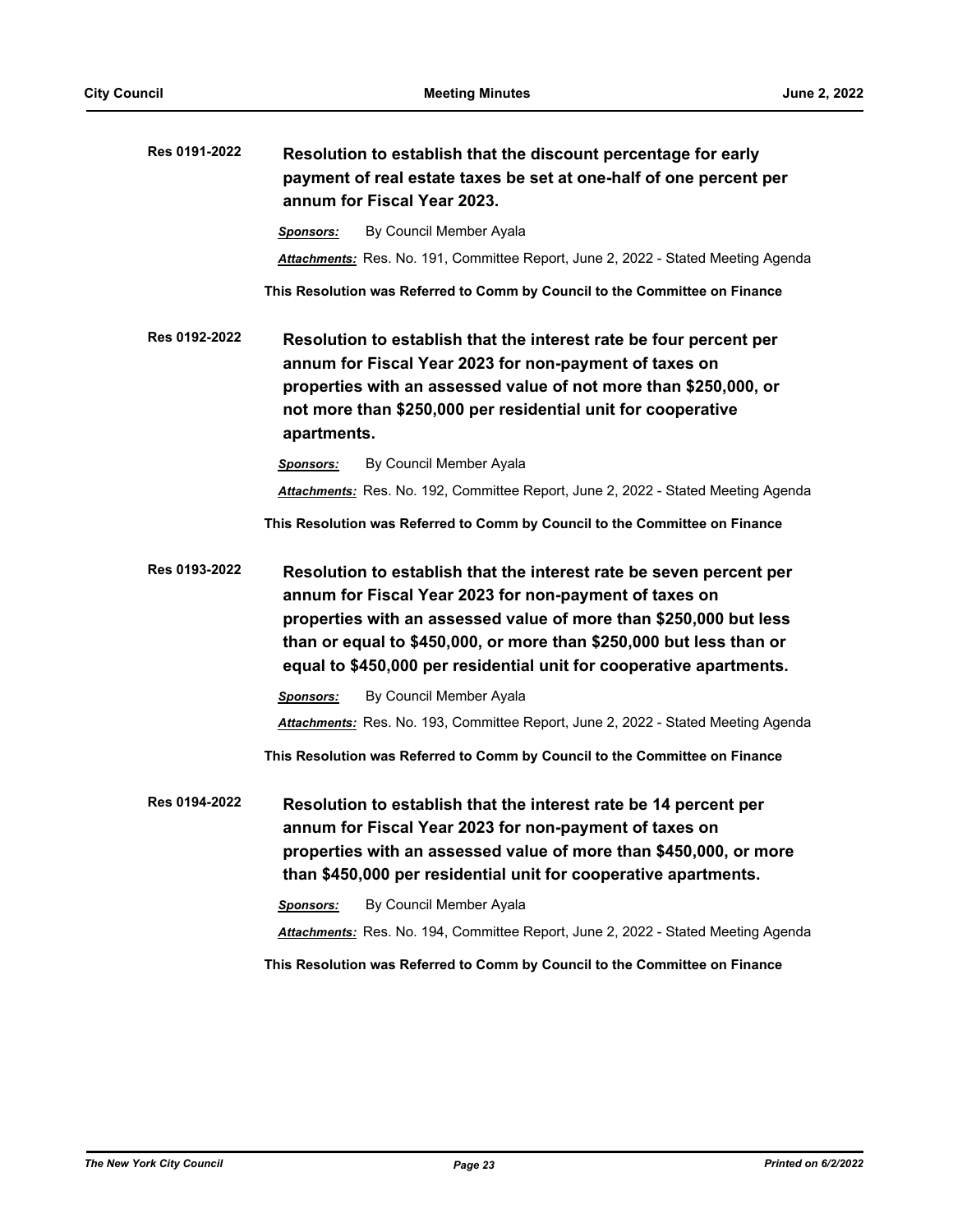**Res 0191-2022** **Resolution to establish that the discount percentage for early payment of real estate taxes be set at one-half of one percent per annum for Fiscal Year 2023.**

***Sponsors:*** By Council Member Ayala

***Attachments:*** Res. No. 191, Committee Report, June 2, 2022 - Stated Meeting Agenda

**This Resolution was Referred to Comm by Council to the Committee on Finance**

**Res 0192-2022** **Resolution to establish that the interest rate be four percent per annum for Fiscal Year 2023 for non-payment of taxes on properties with an assessed value of not more than $250,000, or not more than $250,000 per residential unit for cooperative apartments.**

***Sponsors:*** By Council Member Ayala

***Attachments:*** Res. No. 192, Committee Report, June 2, 2022 - Stated Meeting Agenda

**This Resolution was Referred to Comm by Council to the Committee on Finance**

**Res 0193-2022** **Resolution to establish that the interest rate be seven percent per annum for Fiscal Year 2023 for non-payment of taxes on properties with an assessed value of more than $250,000 but less than or equal to $450,000, or more than $250,000 but less than or equal to $450,000 per residential unit for cooperative apartments.**

***Sponsors:*** By Council Member Ayala

***Attachments:*** Res. No. 193, Committee Report, June 2, 2022 - Stated Meeting Agenda

**This Resolution was Referred to Comm by Council to the Committee on Finance**

**Res 0194-2022** **Resolution to establish that the interest rate be 14 percent per annum for Fiscal Year 2023 for non-payment of taxes on properties with an assessed value of more than $450,000, or more than $450,000 per residential unit for cooperative apartments.**

***Sponsors:*** By Council Member Ayala

***Attachments:*** Res. No. 194, Committee Report, June 2, 2022 - Stated Meeting Agenda

**This Resolution was Referred to Comm by Council to the Committee on Finance**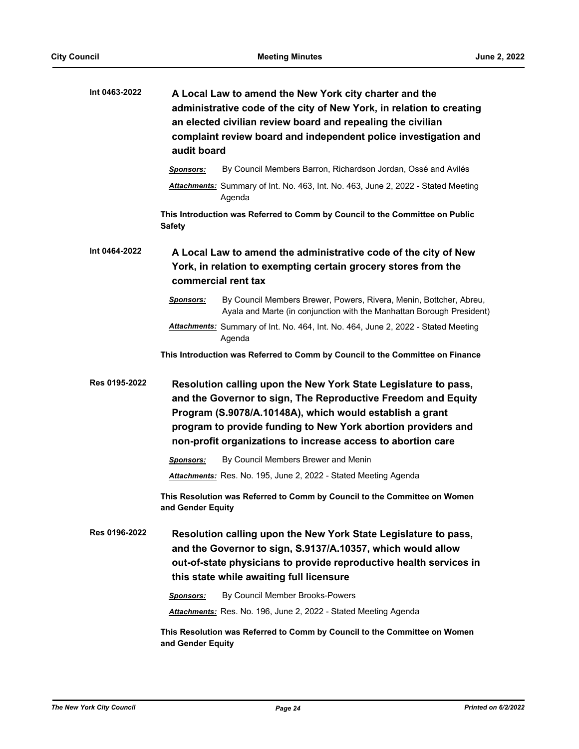**Int 0463-2022** **A Local Law to amend the New York city charter and the administrative code of the city of New York, in relation to creating an elected civilian review board and repealing the civilian complaint review board and independent police investigation and audit board**

***Sponsors:*** By Council Members Barron, Richardson Jordan, Ossé and Avilés

***Attachments:*** Summary of Int. No. 463, Int. No. 463, June 2, 2022 - Stated Meeting Agenda

**This Introduction was Referred to Comm by Council to the Committee on Public Safety**

**Int 0464-2022** **A Local Law to amend the administrative code of the city of New York, in relation to exempting certain grocery stores from the commercial rent tax**

***Sponsors:*** By Council Members Brewer, Powers, Rivera, Menin, Bottcher, Abreu, Ayala and Marte (in conjunction with the Manhattan Borough President)

***Attachments:*** Summary of Int. No. 464, Int. No. 464, June 2, 2022 - Stated Meeting Agenda

**This Introduction was Referred to Comm by Council to the Committee on Finance**

**Res 0195-2022** **Resolution calling upon the New York State Legislature to pass, and the Governor to sign, The Reproductive Freedom and Equity Program (S.9078/A.10148A), which would establish a grant program to provide funding to New York abortion providers and non-profit organizations to increase access to abortion care**

***Sponsors:*** By Council Members Brewer and Menin

***Attachments:*** Res. No. 195, June 2, 2022 - Stated Meeting Agenda

**This Resolution was Referred to Comm by Council to the Committee on Women and Gender Equity**

**Res 0196-2022** **Resolution calling upon the New York State Legislature to pass, and the Governor to sign, S.9137/A.10357, which would allow out-of-state physicians to provide reproductive health services in this state while awaiting full licensure**

***Sponsors:*** By Council Member Brooks-Powers

***Attachments:*** Res. No. 196, June 2, 2022 - Stated Meeting Agenda

**This Resolution was Referred to Comm by Council to the Committee on Women and Gender Equity**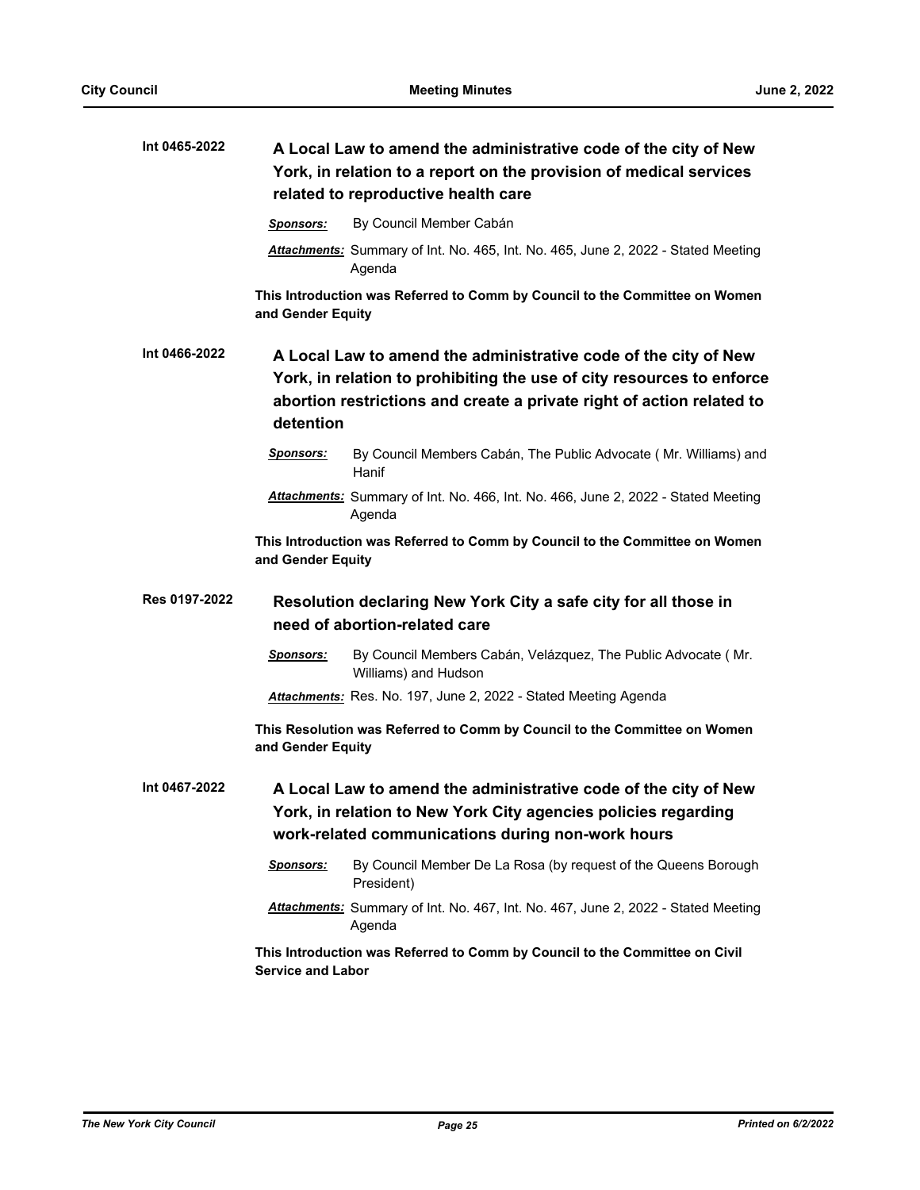**Int 0465-2022** **A Local Law to amend the administrative code of the city of New York, in relation to a report on the provision of medical services related to reproductive health care**

***Sponsors:*** By Council Member Cabán

***Attachments:*** Summary of Int. No. 465, Int. No. 465, June 2, 2022 - Stated Meeting Agenda

**This Introduction was Referred to Comm by Council to the Committee on Women and Gender Equity**

**Int 0466-2022** **A Local Law to amend the administrative code of the city of New York, in relation to prohibiting the use of city resources to enforce abortion restrictions and create a private right of action related to detention**

***Sponsors:*** By Council Members Cabán, The Public Advocate ( Mr. Williams) and Hanif

***Attachments:*** Summary of Int. No. 466, Int. No. 466, June 2, 2022 - Stated Meeting Agenda

**This Introduction was Referred to Comm by Council to the Committee on Women and Gender Equity**

**Res 0197-2022** **Resolution declaring New York City a safe city for all those in need of abortion-related care**

***Sponsors:*** By Council Members Cabán, Velázquez, The Public Advocate ( Mr. Williams) and Hudson

***Attachments:*** Res. No. 197, June 2, 2022 - Stated Meeting Agenda

**This Resolution was Referred to Comm by Council to the Committee on Women and Gender Equity**

**Int 0467-2022** **A Local Law to amend the administrative code of the city of New York, in relation to New York City agencies policies regarding work-related communications during non-work hours**

***Sponsors:*** By Council Member De La Rosa (by request of the Queens Borough President)

***Attachments:*** Summary of Int. No. 467, Int. No. 467, June 2, 2022 - Stated Meeting Agenda

**This Introduction was Referred to Comm by Council to the Committee on Civil Service and Labor**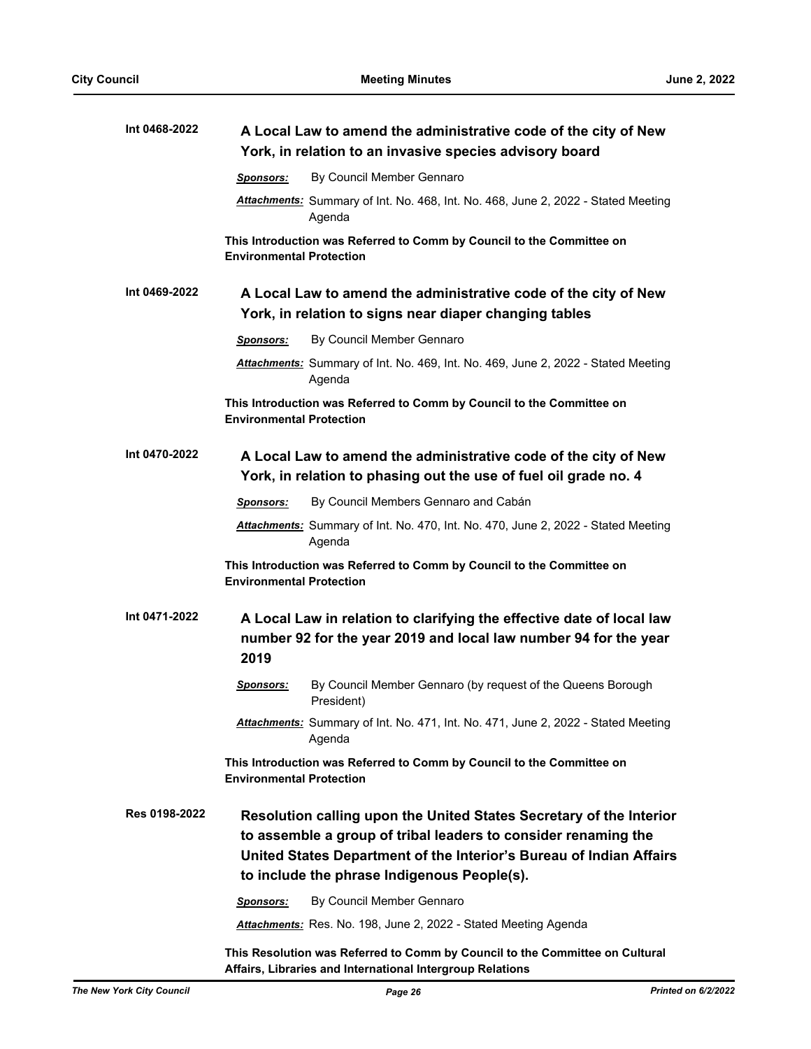**Int 0468-2022** **A Local Law to amend the administrative code of the city of New York, in relation to an invasive species advisory board**

***Sponsors:*** By Council Member Gennaro

***Attachments:*** Summary of Int. No. 468, Int. No. 468, June 2, 2022 - Stated Meeting Agenda

**This Introduction was Referred to Comm by Council to the Committee on Environmental Protection**

**Int 0469-2022** **A Local Law to amend the administrative code of the city of New York, in relation to signs near diaper changing tables**

***Sponsors:*** By Council Member Gennaro

***Attachments:*** Summary of Int. No. 469, Int. No. 469, June 2, 2022 - Stated Meeting Agenda

**This Introduction was Referred to Comm by Council to the Committee on Environmental Protection**

**Int 0470-2022** **A Local Law to amend the administrative code of the city of New York, in relation to phasing out the use of fuel oil grade no. 4**

***Sponsors:*** By Council Members Gennaro and Cabán

***Attachments:*** Summary of Int. No. 470, Int. No. 470, June 2, 2022 - Stated Meeting Agenda

**This Introduction was Referred to Comm by Council to the Committee on Environmental Protection**

**Int 0471-2022** **A Local Law in relation to clarifying the effective date of local law number 92 for the year 2019 and local law number 94 for the year 2019**

***Sponsors:*** By Council Member Gennaro (by request of the Queens Borough President)

***Attachments:*** Summary of Int. No. 471, Int. No. 471, June 2, 2022 - Stated Meeting Agenda

**This Introduction was Referred to Comm by Council to the Committee on Environmental Protection**

**Res 0198-2022** **Resolution calling upon the United States Secretary of the Interior to assemble a group of tribal leaders to consider renaming the United States Department of the Interior's Bureau of Indian Affairs to include the phrase Indigenous People(s).**

***Sponsors:*** By Council Member Gennaro

***Attachments:*** Res. No. 198, June 2, 2022 - Stated Meeting Agenda

**This Resolution was Referred to Comm by Council to the Committee on Cultural Affairs, Libraries and International Intergroup Relations**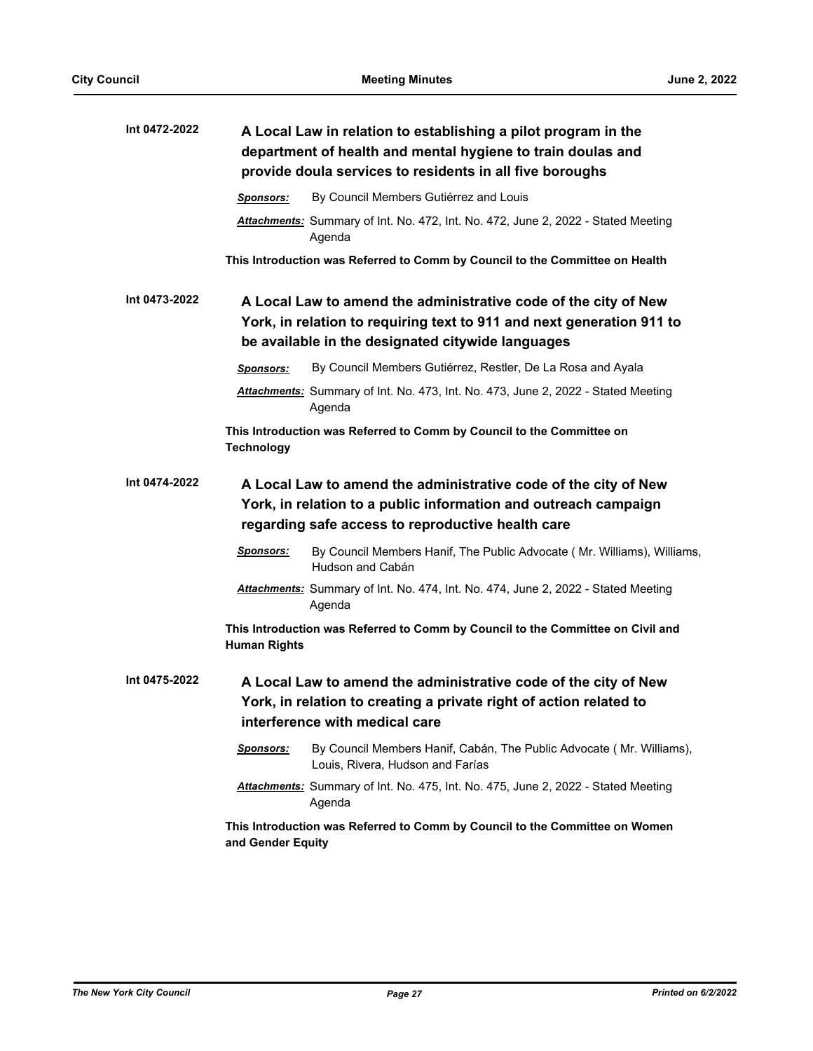**Int 0472-2022** **A Local Law in relation to establishing a pilot program in the department of health and mental hygiene to train doulas and provide doula services to residents in all five boroughs**

***Sponsors:*** By Council Members Gutiérrez and Louis

***Attachments:*** Summary of Int. No. 472, Int. No. 472, June 2, 2022 - Stated Meeting Agenda

**This Introduction was Referred to Comm by Council to the Committee on Health**

**Int 0473-2022** **A Local Law to amend the administrative code of the city of New York, in relation to requiring text to 911 and next generation 911 to be available in the designated citywide languages**

***Sponsors:*** By Council Members Gutiérrez, Restler, De La Rosa and Ayala

***Attachments:*** Summary of Int. No. 473, Int. No. 473, June 2, 2022 - Stated Meeting Agenda

**This Introduction was Referred to Comm by Council to the Committee on Technology**

**Int 0474-2022** **A Local Law to amend the administrative code of the city of New York, in relation to a public information and outreach campaign regarding safe access to reproductive health care**

***Sponsors:*** By Council Members Hanif, The Public Advocate ( Mr. Williams), Williams, Hudson and Cabán

***Attachments:*** Summary of Int. No. 474, Int. No. 474, June 2, 2022 - Stated Meeting Agenda

**This Introduction was Referred to Comm by Council to the Committee on Civil and Human Rights**

**Int 0475-2022** **A Local Law to amend the administrative code of the city of New York, in relation to creating a private right of action related to interference with medical care**

***Sponsors:*** By Council Members Hanif, Cabán, The Public Advocate ( Mr. Williams), Louis, Rivera, Hudson and Farías

***Attachments:*** Summary of Int. No. 475, Int. No. 475, June 2, 2022 - Stated Meeting Agenda

**This Introduction was Referred to Comm by Council to the Committee on Women and Gender Equity**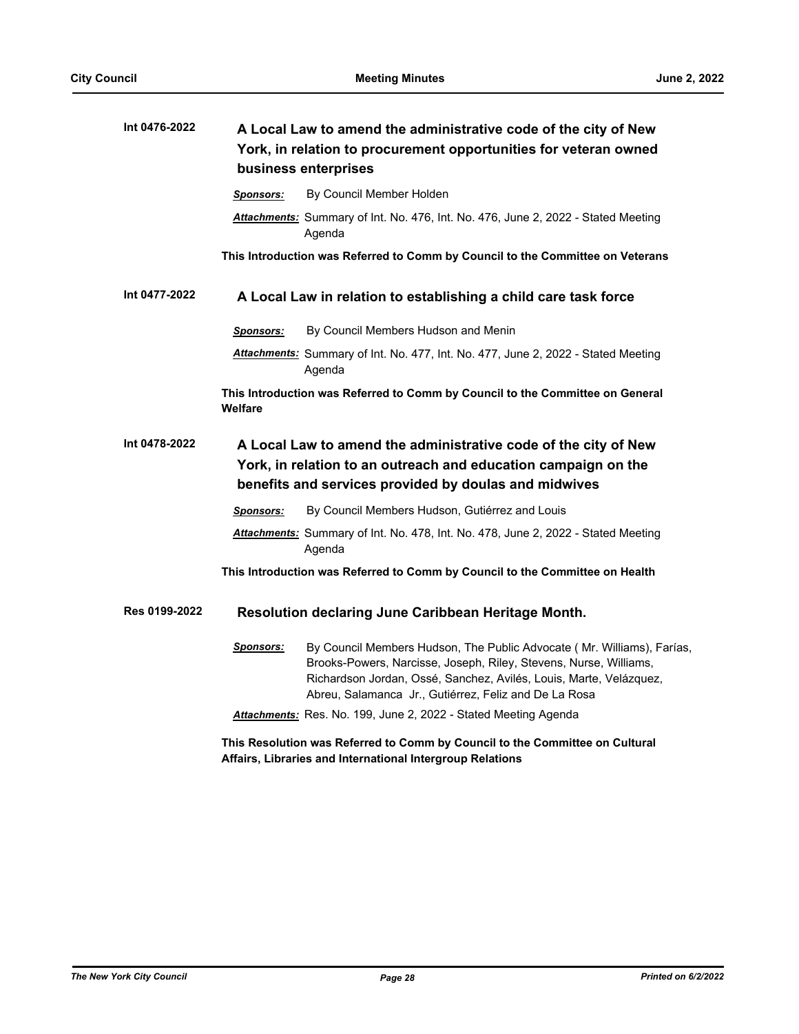**Int 0476-2022**

### A Local Law to amend the administrative code of the city of New York, in relation to procurement opportunities for veteran owned business enterprises

***Sponsors:*** By Council Member Holden

***Attachments:*** Summary of Int. No. 476, Int. No. 476, June 2, 2022 - Stated Meeting Agenda

**This Introduction was Referred to Comm by Council to the Committee on Veterans**

**Int 0477-2022**

### A Local Law in relation to establishing a child care task force

***Sponsors:*** By Council Members Hudson and Menin

***Attachments:*** Summary of Int. No. 477, Int. No. 477, June 2, 2022 - Stated Meeting Agenda

**This Introduction was Referred to Comm by Council to the Committee on General Welfare**

**Int 0478-2022**

### A Local Law to amend the administrative code of the city of New York, in relation to an outreach and education campaign on the benefits and services provided by doulas and midwives

***Sponsors:*** By Council Members Hudson, Gutiérrez and Louis

***Attachments:*** Summary of Int. No. 478, Int. No. 478, June 2, 2022 - Stated Meeting Agenda

**This Introduction was Referred to Comm by Council to the Committee on Health**

**Res 0199-2022**

### Resolution declaring June Caribbean Heritage Month.

***Sponsors:*** By Council Members Hudson, The Public Advocate ( Mr. Williams), Farías, Brooks-Powers, Narcisse, Joseph, Riley, Stevens, Nurse, Williams, Richardson Jordan, Ossé, Sanchez, Avilés, Louis, Marte, Velázquez, Abreu, Salamanca Jr., Gutiérrez, Feliz and De La Rosa

***Attachments:*** Res. No. 199, June 2, 2022 - Stated Meeting Agenda

**This Resolution was Referred to Comm by Council to the Committee on Cultural Affairs, Libraries and International Intergroup Relations**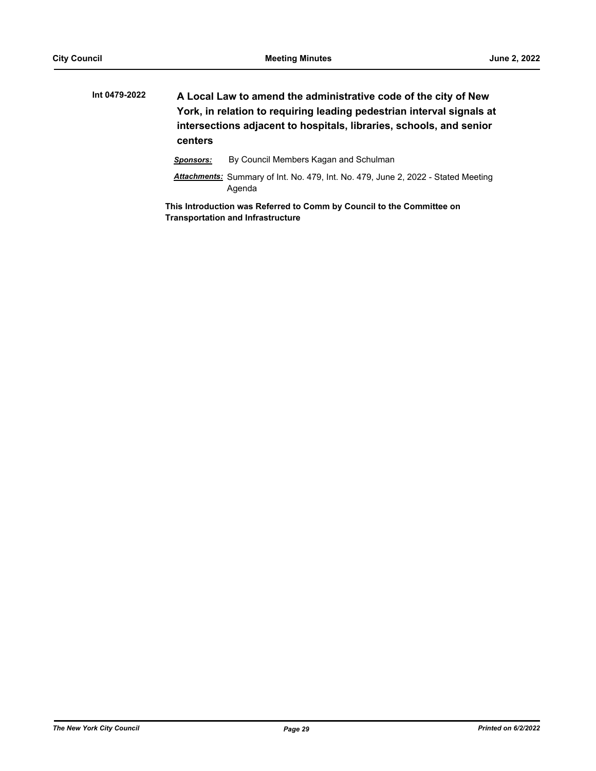**Int 0479-2022** **A Local Law to amend the administrative code of the city of New York, in relation to requiring leading pedestrian interval signals at intersections adjacent to hospitals, libraries, schools, and senior centers**

***Sponsors:*** By Council Members Kagan and Schulman

***Attachments:*** Summary of Int. No. 479, Int. No. 479, June 2, 2022 - Stated Meeting Agenda

**This Introduction was Referred to Comm by Council to the Committee on Transportation and Infrastructure**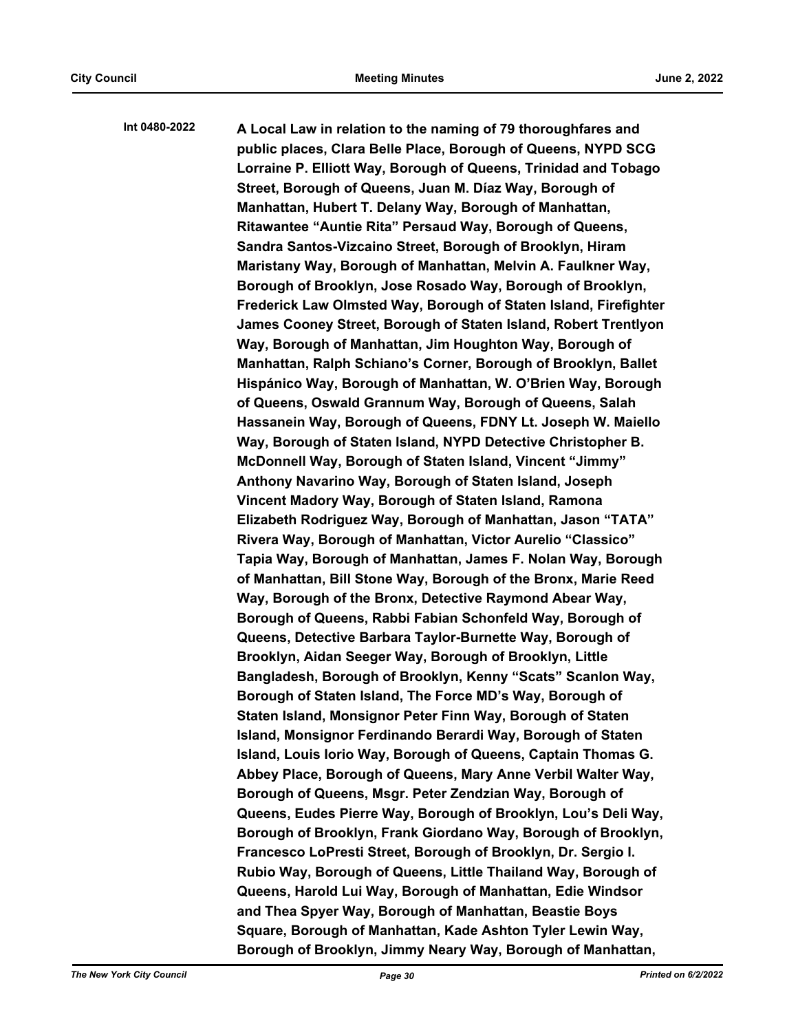**Int 0480-2022** **A Local Law in relation to the naming of 79 thoroughfares and public places, Clara Belle Place, Borough of Queens, NYPD SCG Lorraine P. Elliott Way, Borough of Queens, Trinidad and Tobago Street, Borough of Queens, Juan M. Díaz Way, Borough of Manhattan, Hubert T. Delany Way, Borough of Manhattan, Ritawantee "Auntie Rita" Persaud Way, Borough of Queens, Sandra Santos-Vizcaino Street, Borough of Brooklyn, Hiram Maristany Way, Borough of Manhattan, Melvin A. Faulkner Way, Borough of Brooklyn, Jose Rosado Way, Borough of Brooklyn, Frederick Law Olmsted Way, Borough of Staten Island, Firefighter James Cooney Street, Borough of Staten Island, Robert Trentlyon Way, Borough of Manhattan, Jim Houghton Way, Borough of Manhattan, Ralph Schiano's Corner, Borough of Brooklyn, Ballet Hispánico Way, Borough of Manhattan, W. O'Brien Way, Borough of Queens, Oswald Grannum Way, Borough of Queens, Salah Hassanein Way, Borough of Queens, FDNY Lt. Joseph W. Maiello Way, Borough of Staten Island, NYPD Detective Christopher B. McDonnell Way, Borough of Staten Island, Vincent "Jimmy" Anthony Navarino Way, Borough of Staten Island, Joseph Vincent Madory Way, Borough of Staten Island, Ramona Elizabeth Rodriguez Way, Borough of Manhattan, Jason "TATA" Rivera Way, Borough of Manhattan, Victor Aurelio "Classico" Tapia Way, Borough of Manhattan, James F. Nolan Way, Borough of Manhattan, Bill Stone Way, Borough of the Bronx, Marie Reed Way, Borough of the Bronx, Detective Raymond Abear Way, Borough of Queens, Rabbi Fabian Schonfeld Way, Borough of Queens, Detective Barbara Taylor-Burnette Way, Borough of Brooklyn, Aidan Seeger Way, Borough of Brooklyn, Little Bangladesh, Borough of Brooklyn, Kenny "Scats" Scanlon Way, Borough of Staten Island, The Force MD's Way, Borough of Staten Island, Monsignor Peter Finn Way, Borough of Staten Island, Monsignor Ferdinando Berardi Way, Borough of Staten Island, Louis Iorio Way, Borough of Queens, Captain Thomas G. Abbey Place, Borough of Queens, Mary Anne Verbil Walter Way, Borough of Queens, Msgr. Peter Zendzian Way, Borough of Queens, Eudes Pierre Way, Borough of Brooklyn, Lou's Deli Way, Borough of Brooklyn, Frank Giordano Way, Borough of Brooklyn, Francesco LoPresti Street, Borough of Brooklyn, Dr. Sergio I. Rubio Way, Borough of Queens, Little Thailand Way, Borough of Queens, Harold Lui Way, Borough of Manhattan, Edie Windsor and Thea Spyer Way, Borough of Manhattan, Beastie Boys Square, Borough of Manhattan, Kade Ashton Tyler Lewin Way, Borough of Brooklyn, Jimmy Neary Way, Borough of Manhattan,**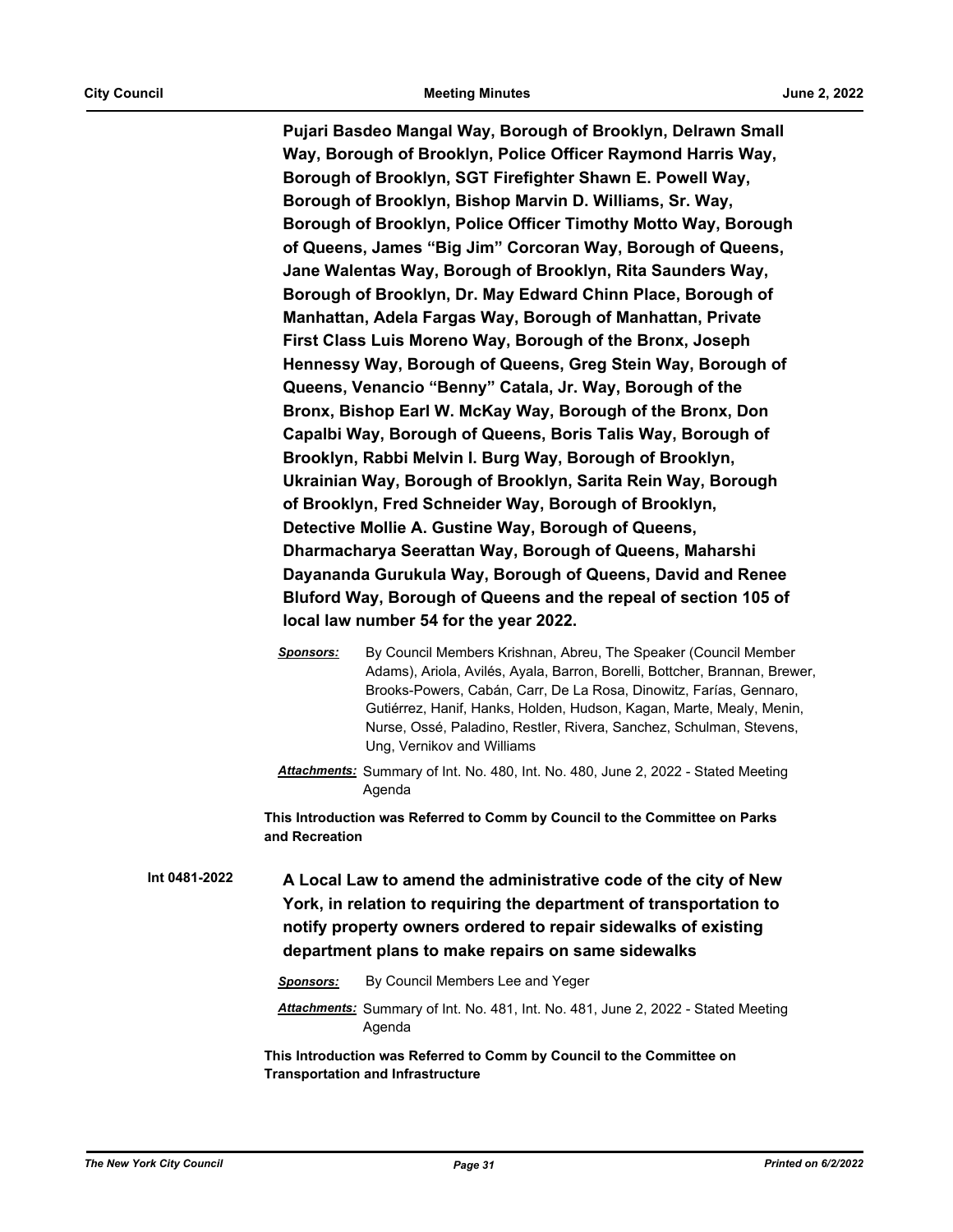**Pujari Basdeo Mangal Way, Borough of Brooklyn, Delrawn Small Way, Borough of Brooklyn, Police Officer Raymond Harris Way, Borough of Brooklyn, SGT Firefighter Shawn E. Powell Way, Borough of Brooklyn, Bishop Marvin D. Williams, Sr. Way, Borough of Brooklyn, Police Officer Timothy Motto Way, Borough of Queens, James "Big Jim" Corcoran Way, Borough of Queens, Jane Walentas Way, Borough of Brooklyn, Rita Saunders Way, Borough of Brooklyn, Dr. May Edward Chinn Place, Borough of Manhattan, Adela Fargas Way, Borough of Manhattan, Private First Class Luis Moreno Way, Borough of the Bronx, Joseph Hennessy Way, Borough of Queens, Greg Stein Way, Borough of Queens, Venancio "Benny" Catala, Jr. Way, Borough of the Bronx, Bishop Earl W. McKay Way, Borough of the Bronx, Don Capalbi Way, Borough of Queens, Boris Talis Way, Borough of Brooklyn, Rabbi Melvin I. Burg Way, Borough of Brooklyn, Ukrainian Way, Borough of Brooklyn, Sarita Rein Way, Borough of Brooklyn, Fred Schneider Way, Borough of Brooklyn, Detective Mollie A. Gustine Way, Borough of Queens, Dharmacharya Seerattan Way, Borough of Queens, Maharshi Dayananda Gurukula Way, Borough of Queens, David and Renee Bluford Way, Borough of Queens and the repeal of section 105 of local law number 54 for the year 2022.**

***Sponsors:*** By Council Members Krishnan, Abreu, The Speaker (Council Member Adams), Ariola, Avilés, Ayala, Barron, Borelli, Bottcher, Brannan, Brewer, Brooks-Powers, Cabán, Carr, De La Rosa, Dinowitz, Farías, Gennaro, Gutiérrez, Hanif, Hanks, Holden, Hudson, Kagan, Marte, Mealy, Menin, Nurse, Ossé, Paladino, Restler, Rivera, Sanchez, Schulman, Stevens, Ung, Vernikov and Williams

***Attachments:*** Summary of Int. No. 480, Int. No. 480, June 2, 2022 - Stated Meeting Agenda

**This Introduction was Referred to Comm by Council to the Committee on Parks and Recreation**

**Int 0481-2022** **A Local Law to amend the administrative code of the city of New York, in relation to requiring the department of transportation to notify property owners ordered to repair sidewalks of existing department plans to make repairs on same sidewalks**

***Sponsors:*** By Council Members Lee and Yeger

***Attachments:*** Summary of Int. No. 481, Int. No. 481, June 2, 2022 - Stated Meeting Agenda

**This Introduction was Referred to Comm by Council to the Committee on Transportation and Infrastructure**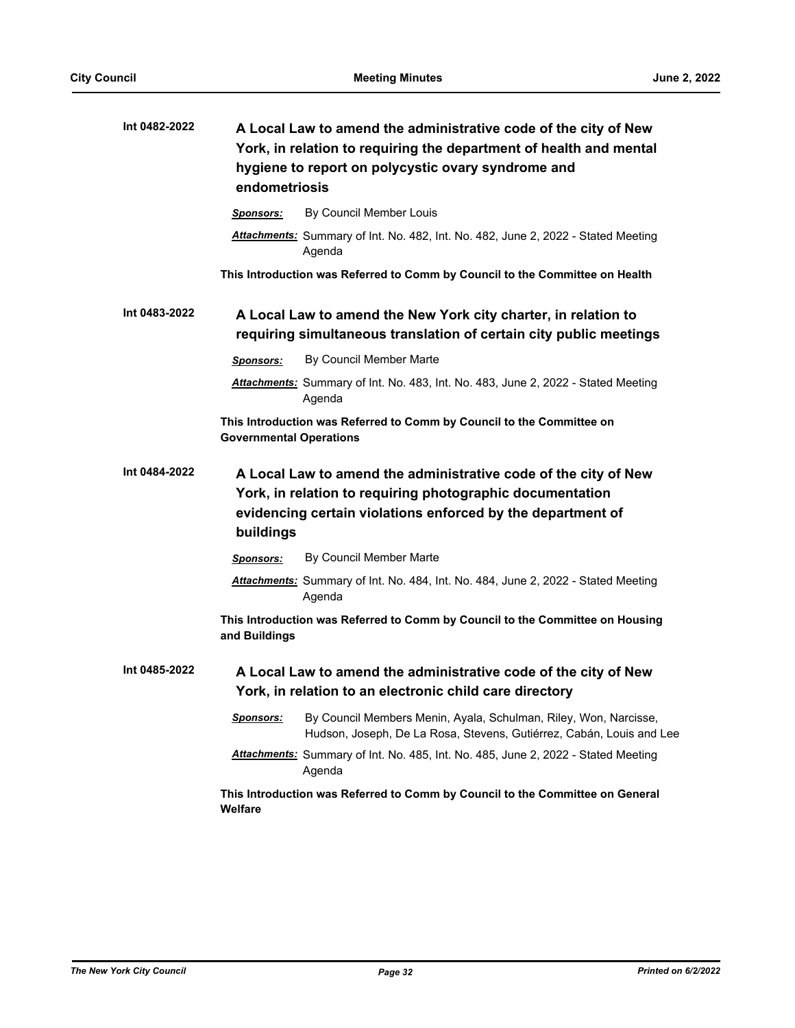**Int 0482-2022** **A Local Law to amend the administrative code of the city of New York, in relation to requiring the department of health and mental hygiene to report on polycystic ovary syndrome and endometriosis**

***Sponsors:*** By Council Member Louis

***Attachments:*** Summary of Int. No. 482, Int. No. 482, June 2, 2022 - Stated Meeting Agenda

**This Introduction was Referred to Comm by Council to the Committee on Health**

**Int 0483-2022** **A Local Law to amend the New York city charter, in relation to requiring simultaneous translation of certain city public meetings**

***Sponsors:*** By Council Member Marte

***Attachments:*** Summary of Int. No. 483, Int. No. 483, June 2, 2022 - Stated Meeting Agenda

**This Introduction was Referred to Comm by Council to the Committee on Governmental Operations**

**Int 0484-2022** **A Local Law to amend the administrative code of the city of New York, in relation to requiring photographic documentation evidencing certain violations enforced by the department of buildings**

***Sponsors:*** By Council Member Marte

***Attachments:*** Summary of Int. No. 484, Int. No. 484, June 2, 2022 - Stated Meeting Agenda

**This Introduction was Referred to Comm by Council to the Committee on Housing and Buildings**

**Int 0485-2022** **A Local Law to amend the administrative code of the city of New York, in relation to an electronic child care directory**

***Sponsors:*** By Council Members Menin, Ayala, Schulman, Riley, Won, Narcisse, Hudson, Joseph, De La Rosa, Stevens, Gutiérrez, Cabán, Louis and Lee

***Attachments:*** Summary of Int. No. 485, Int. No. 485, June 2, 2022 - Stated Meeting Agenda

**This Introduction was Referred to Comm by Council to the Committee on General Welfare**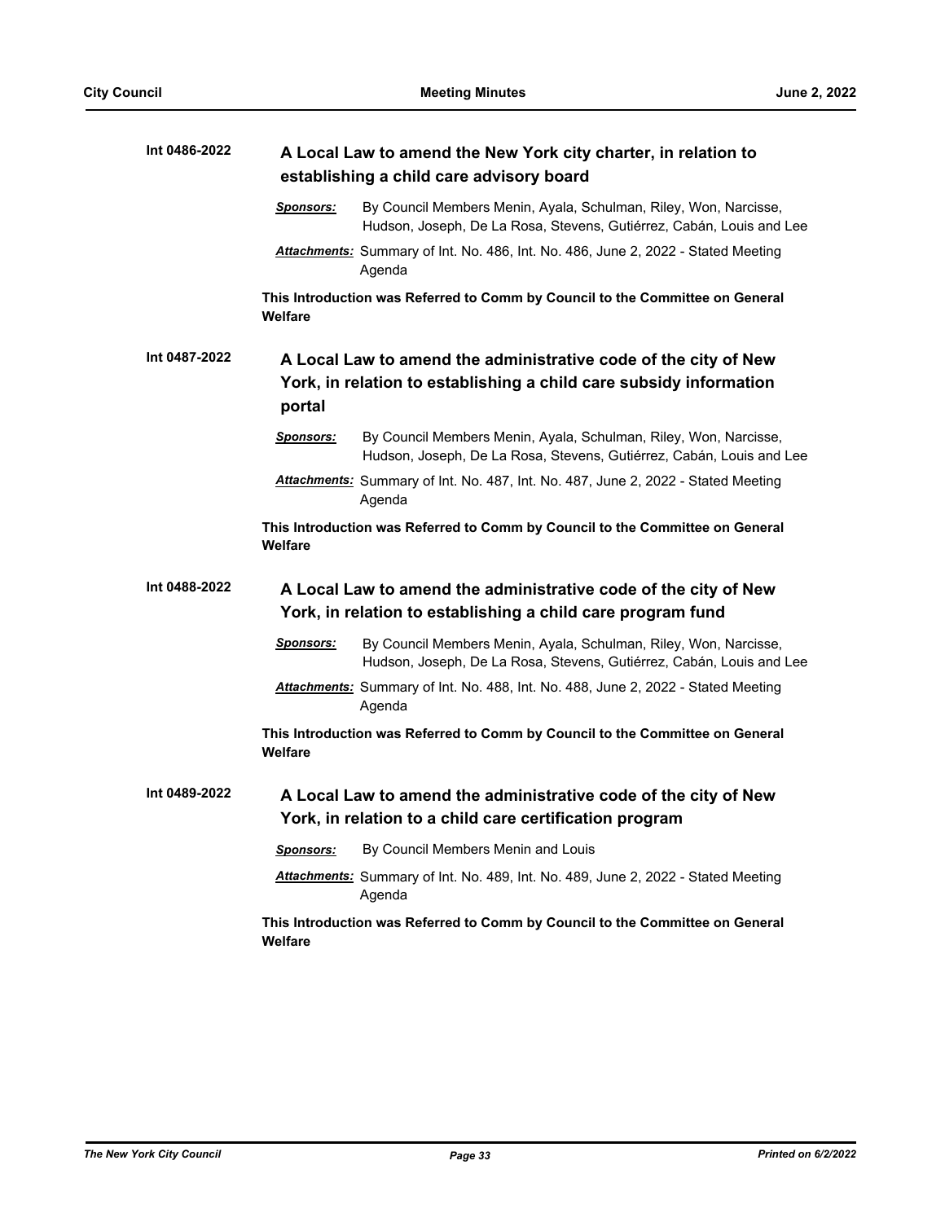**Int 0486-2022**

## A Local Law to amend the New York city charter, in relation to establishing a child care advisory board

***Sponsors:*** By Council Members Menin, Ayala, Schulman, Riley, Won, Narcisse, Hudson, Joseph, De La Rosa, Stevens, Gutiérrez, Cabán, Louis and Lee

***Attachments:*** Summary of Int. No. 486, Int. No. 486, June 2, 2022 - Stated Meeting Agenda

**This Introduction was Referred to Comm by Council to the Committee on General Welfare**

**Int 0487-2022**

## A Local Law to amend the administrative code of the city of New York, in relation to establishing a child care subsidy information portal

***Sponsors:*** By Council Members Menin, Ayala, Schulman, Riley, Won, Narcisse, Hudson, Joseph, De La Rosa, Stevens, Gutiérrez, Cabán, Louis and Lee

***Attachments:*** Summary of Int. No. 487, Int. No. 487, June 2, 2022 - Stated Meeting Agenda

**This Introduction was Referred to Comm by Council to the Committee on General Welfare**

**Int 0488-2022**

## A Local Law to amend the administrative code of the city of New York, in relation to establishing a child care program fund

***Sponsors:*** By Council Members Menin, Ayala, Schulman, Riley, Won, Narcisse, Hudson, Joseph, De La Rosa, Stevens, Gutiérrez, Cabán, Louis and Lee

***Attachments:*** Summary of Int. No. 488, Int. No. 488, June 2, 2022 - Stated Meeting Agenda

**This Introduction was Referred to Comm by Council to the Committee on General Welfare**

**Int 0489-2022**

## A Local Law to amend the administrative code of the city of New York, in relation to a child care certification program

***Sponsors:*** By Council Members Menin and Louis

***Attachments:*** Summary of Int. No. 489, Int. No. 489, June 2, 2022 - Stated Meeting Agenda

**This Introduction was Referred to Comm by Council to the Committee on General Welfare**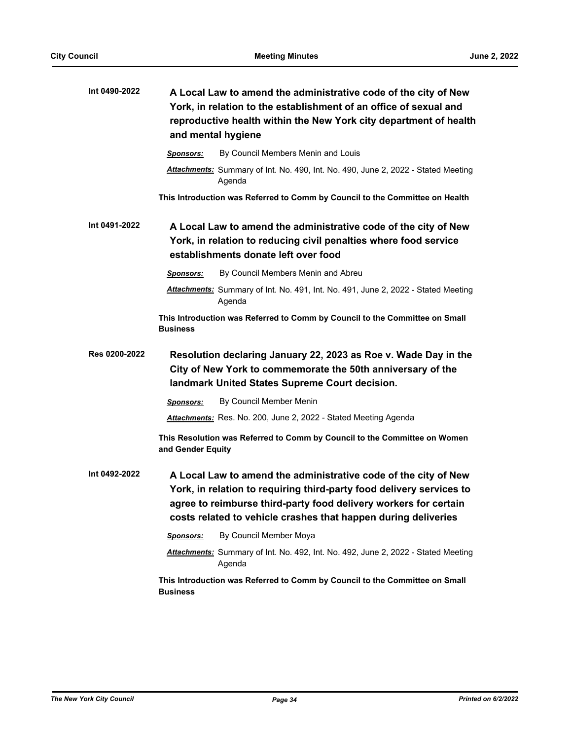**Int 0490-2022** **A Local Law to amend the administrative code of the city of New York, in relation to the establishment of an office of sexual and reproductive health within the New York city department of health and mental hygiene**

***Sponsors:*** By Council Members Menin and Louis

***Attachments:*** Summary of Int. No. 490, Int. No. 490, June 2, 2022 - Stated Meeting Agenda

**This Introduction was Referred to Comm by Council to the Committee on Health**

**Int 0491-2022** **A Local Law to amend the administrative code of the city of New York, in relation to reducing civil penalties where food service establishments donate left over food**

***Sponsors:*** By Council Members Menin and Abreu

***Attachments:*** Summary of Int. No. 491, Int. No. 491, June 2, 2022 - Stated Meeting Agenda

**This Introduction was Referred to Comm by Council to the Committee on Small Business**

**Res 0200-2022** **Resolution declaring January 22, 2023 as Roe v. Wade Day in the City of New York to commemorate the 50th anniversary of the landmark United States Supreme Court decision.**

***Sponsors:*** By Council Member Menin

***Attachments:*** Res. No. 200, June 2, 2022 - Stated Meeting Agenda

**This Resolution was Referred to Comm by Council to the Committee on Women and Gender Equity**

**Int 0492-2022** **A Local Law to amend the administrative code of the city of New York, in relation to requiring third-party food delivery services to agree to reimburse third-party food delivery workers for certain costs related to vehicle crashes that happen during deliveries**

***Sponsors:*** By Council Member Moya

***Attachments:*** Summary of Int. No. 492, Int. No. 492, June 2, 2022 - Stated Meeting Agenda

**This Introduction was Referred to Comm by Council to the Committee on Small Business**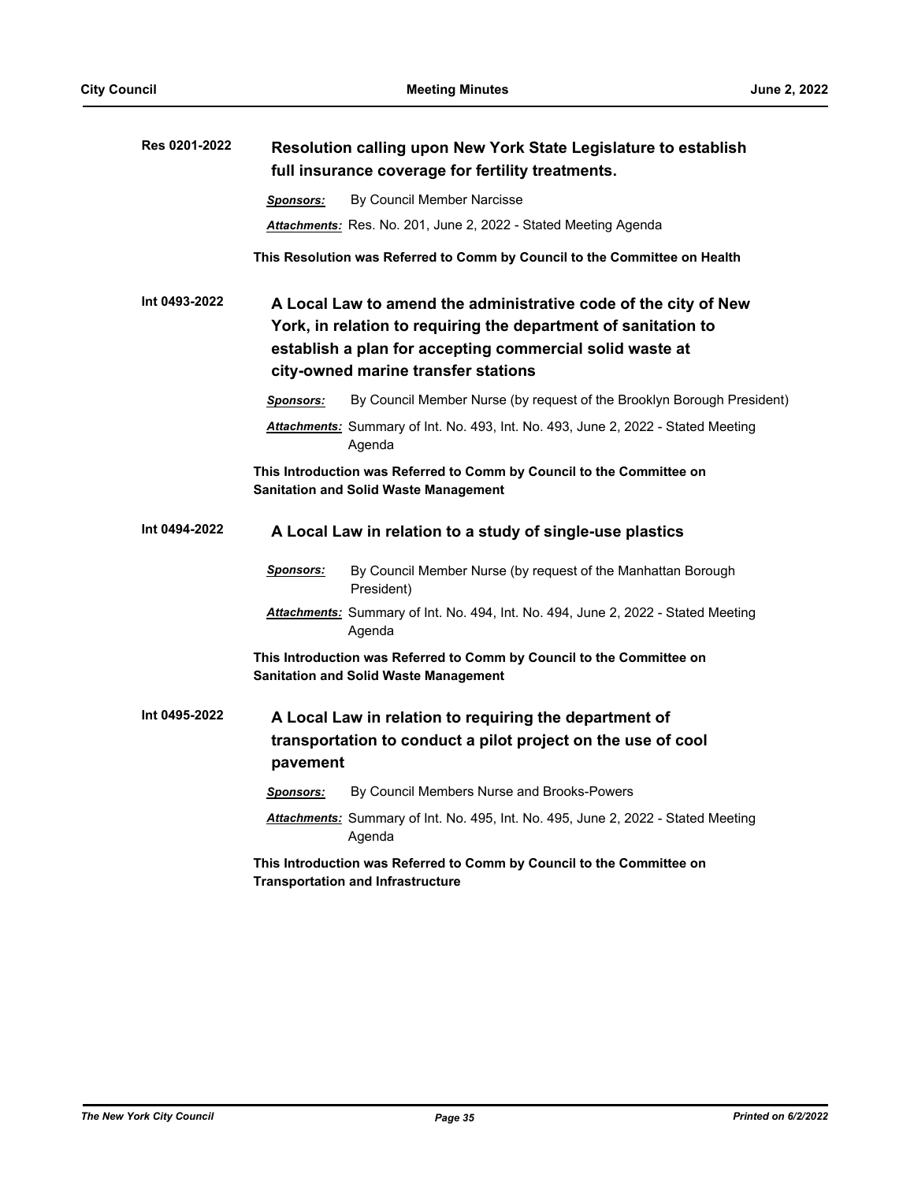**Res 0201-2022** **Resolution calling upon New York State Legislature to establish full insurance coverage for fertility treatments.**

***Sponsors:*** By Council Member Narcisse

***Attachments:*** Res. No. 201, June 2, 2022 - Stated Meeting Agenda

**This Resolution was Referred to Comm by Council to the Committee on Health**

**Int 0493-2022** **A Local Law to amend the administrative code of the city of New York, in relation to requiring the department of sanitation to establish a plan for accepting commercial solid waste at city-owned marine transfer stations**

***Sponsors:*** By Council Member Nurse (by request of the Brooklyn Borough President)

***Attachments:*** Summary of Int. No. 493, Int. No. 493, June 2, 2022 - Stated Meeting Agenda

**This Introduction was Referred to Comm by Council to the Committee on Sanitation and Solid Waste Management**

**Int 0494-2022** **A Local Law in relation to a study of single-use plastics**

***Sponsors:*** By Council Member Nurse (by request of the Manhattan Borough President)

***Attachments:*** Summary of Int. No. 494, Int. No. 494, June 2, 2022 - Stated Meeting Agenda

**This Introduction was Referred to Comm by Council to the Committee on Sanitation and Solid Waste Management**

**Int 0495-2022** **A Local Law in relation to requiring the department of transportation to conduct a pilot project on the use of cool pavement**

***Sponsors:*** By Council Members Nurse and Brooks-Powers

***Attachments:*** Summary of Int. No. 495, Int. No. 495, June 2, 2022 - Stated Meeting Agenda

**This Introduction was Referred to Comm by Council to the Committee on Transportation and Infrastructure**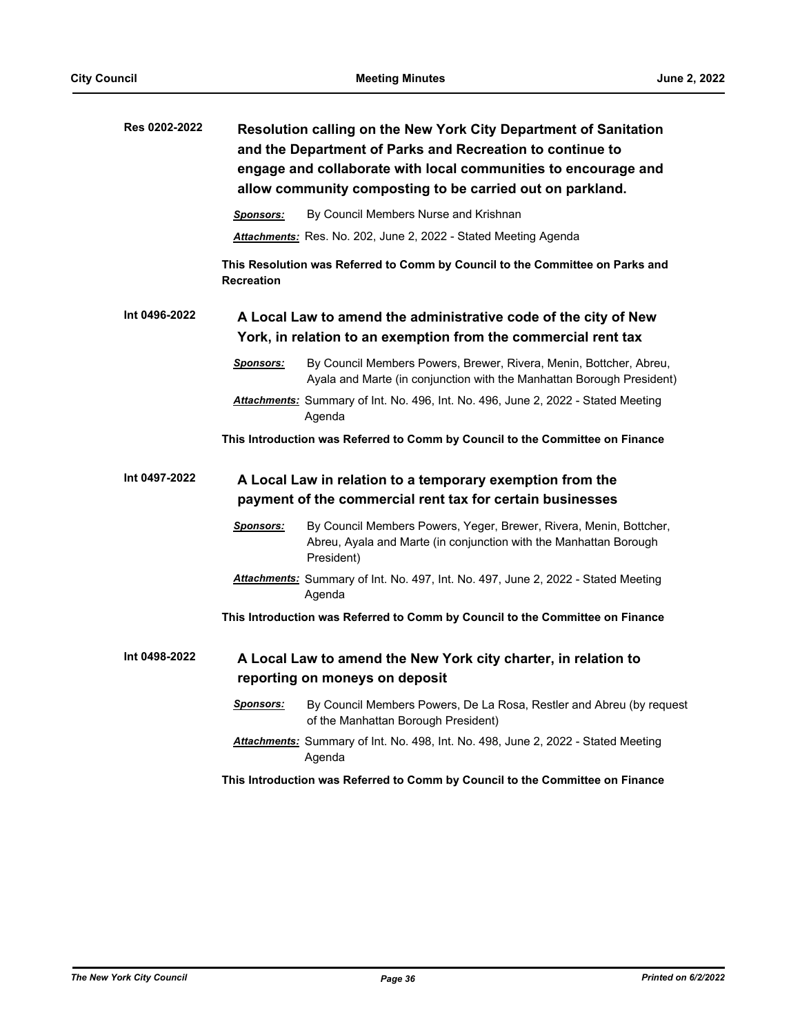**Res 0202-2022**

**Resolution calling on the New York City Department of Sanitation and the Department of Parks and Recreation to continue to engage and collaborate with local communities to encourage and allow community composting to be carried out on parkland.**

***Sponsors:*** By Council Members Nurse and Krishnan

***Attachments:*** Res. No. 202, June 2, 2022 - Stated Meeting Agenda

**This Resolution was Referred to Comm by Council to the Committee on Parks and Recreation**

**Int 0496-2022**

**A Local Law to amend the administrative code of the city of New York, in relation to an exemption from the commercial rent tax**

***Sponsors:*** By Council Members Powers, Brewer, Rivera, Menin, Bottcher, Abreu, Ayala and Marte (in conjunction with the Manhattan Borough President)

***Attachments:*** Summary of Int. No. 496, Int. No. 496, June 2, 2022 - Stated Meeting Agenda

**This Introduction was Referred to Comm by Council to the Committee on Finance**

**Int 0497-2022**

**A Local Law in relation to a temporary exemption from the payment of the commercial rent tax for certain businesses**

***Sponsors:*** By Council Members Powers, Yeger, Brewer, Rivera, Menin, Bottcher, Abreu, Ayala and Marte (in conjunction with the Manhattan Borough President)

***Attachments:*** Summary of Int. No. 497, Int. No. 497, June 2, 2022 - Stated Meeting Agenda

**This Introduction was Referred to Comm by Council to the Committee on Finance**

**Int 0498-2022**

**A Local Law to amend the New York city charter, in relation to reporting on moneys on deposit**

***Sponsors:*** By Council Members Powers, De La Rosa, Restler and Abreu (by request of the Manhattan Borough President)

***Attachments:*** Summary of Int. No. 498, Int. No. 498, June 2, 2022 - Stated Meeting Agenda

**This Introduction was Referred to Comm by Council to the Committee on Finance**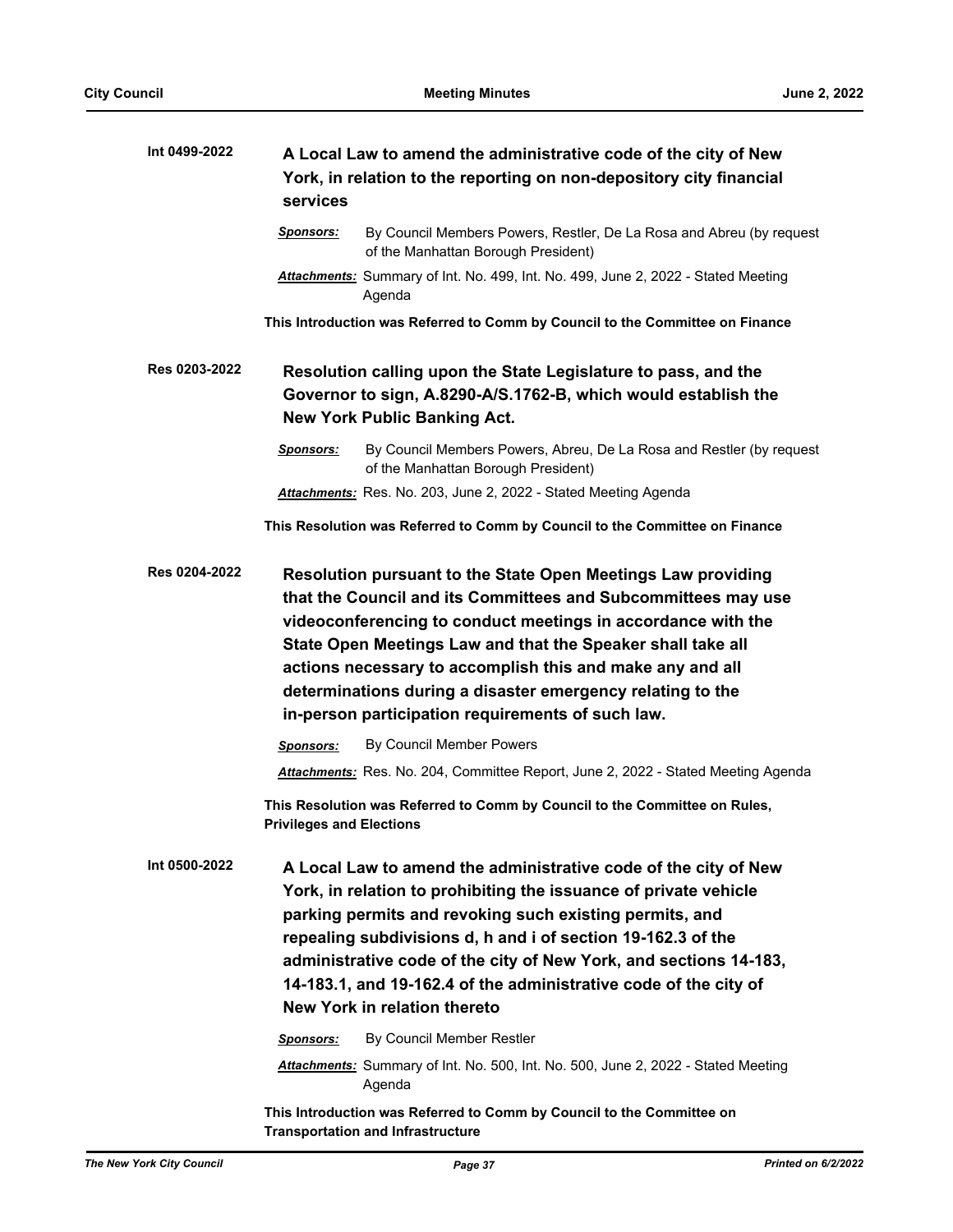**Int 0499-2022** **A Local Law to amend the administrative code of the city of New York, in relation to the reporting on non-depository city financial services**

***Sponsors:*** By Council Members Powers, Restler, De La Rosa and Abreu (by request of the Manhattan Borough President)

***Attachments:*** Summary of Int. No. 499, Int. No. 499, June 2, 2022 - Stated Meeting Agenda

**This Introduction was Referred to Comm by Council to the Committee on Finance**

**Res 0203-2022** **Resolution calling upon the State Legislature to pass, and the Governor to sign, A.8290-A/S.1762-B, which would establish the New York Public Banking Act.**

***Sponsors:*** By Council Members Powers, Abreu, De La Rosa and Restler (by request of the Manhattan Borough President)

***Attachments:*** Res. No. 203, June 2, 2022 - Stated Meeting Agenda

**This Resolution was Referred to Comm by Council to the Committee on Finance**

**Res 0204-2022** **Resolution pursuant to the State Open Meetings Law providing that the Council and its Committees and Subcommittees may use videoconferencing to conduct meetings in accordance with the State Open Meetings Law and that the Speaker shall take all actions necessary to accomplish this and make any and all determinations during a disaster emergency relating to the in-person participation requirements of such law.**

***Sponsors:*** By Council Member Powers

***Attachments:*** Res. No. 204, Committee Report, June 2, 2022 - Stated Meeting Agenda

**This Resolution was Referred to Comm by Council to the Committee on Rules, Privileges and Elections**

**Int 0500-2022** **A Local Law to amend the administrative code of the city of New York, in relation to prohibiting the issuance of private vehicle parking permits and revoking such existing permits, and repealing subdivisions d, h and i of section 19-162.3 of the administrative code of the city of New York, and sections 14-183, 14-183.1, and 19-162.4 of the administrative code of the city of New York in relation thereto**

***Sponsors:*** By Council Member Restler

***Attachments:*** Summary of Int. No. 500, Int. No. 500, June 2, 2022 - Stated Meeting Agenda

**This Introduction was Referred to Comm by Council to the Committee on Transportation and Infrastructure**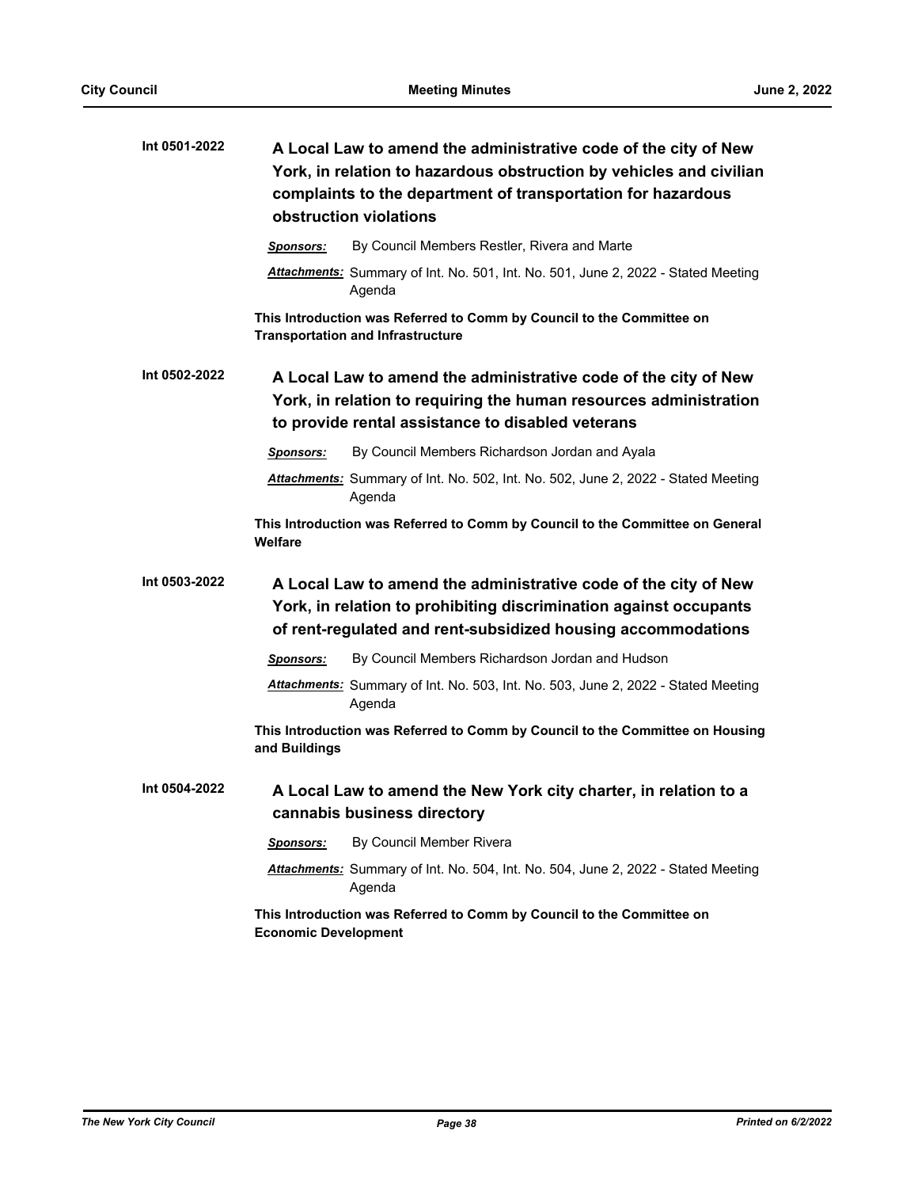**Int 0501-2022** **A Local Law to amend the administrative code of the city of New York, in relation to hazardous obstruction by vehicles and civilian complaints to the department of transportation for hazardous obstruction violations**

***Sponsors:*** By Council Members Restler, Rivera and Marte

***Attachments:*** Summary of Int. No. 501, Int. No. 501, June 2, 2022 - Stated Meeting Agenda

**This Introduction was Referred to Comm by Council to the Committee on Transportation and Infrastructure**

**Int 0502-2022** **A Local Law to amend the administrative code of the city of New York, in relation to requiring the human resources administration to provide rental assistance to disabled veterans**

***Sponsors:*** By Council Members Richardson Jordan and Ayala

***Attachments:*** Summary of Int. No. 502, Int. No. 502, June 2, 2022 - Stated Meeting Agenda

**This Introduction was Referred to Comm by Council to the Committee on General Welfare**

**Int 0503-2022** **A Local Law to amend the administrative code of the city of New York, in relation to prohibiting discrimination against occupants of rent-regulated and rent-subsidized housing accommodations**

***Sponsors:*** By Council Members Richardson Jordan and Hudson

***Attachments:*** Summary of Int. No. 503, Int. No. 503, June 2, 2022 - Stated Meeting Agenda

**This Introduction was Referred to Comm by Council to the Committee on Housing and Buildings**

**Int 0504-2022** **A Local Law to amend the New York city charter, in relation to a cannabis business directory**

***Sponsors:*** By Council Member Rivera

***Attachments:*** Summary of Int. No. 504, Int. No. 504, June 2, 2022 - Stated Meeting Agenda

**This Introduction was Referred to Comm by Council to the Committee on Economic Development**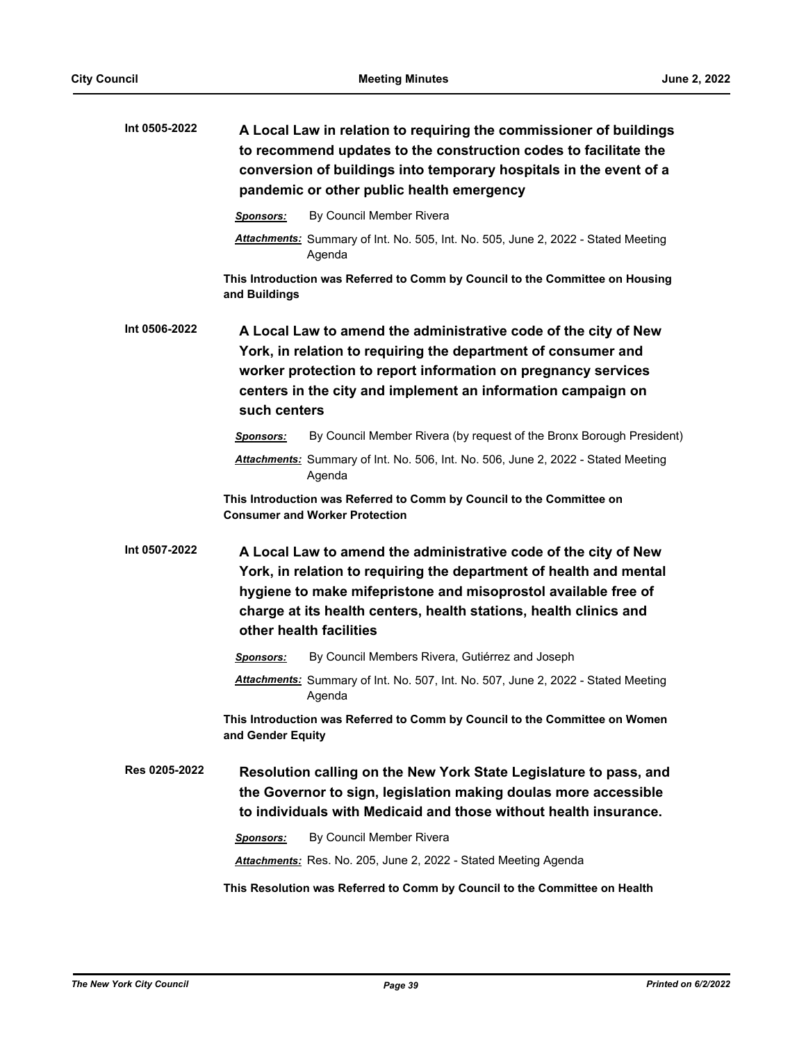**Int 0505-2022** **A Local Law in relation to requiring the commissioner of buildings to recommend updates to the construction codes to facilitate the conversion of buildings into temporary hospitals in the event of a pandemic or other public health emergency**

***Sponsors:*** By Council Member Rivera

***Attachments:*** Summary of Int. No. 505, Int. No. 505, June 2, 2022 - Stated Meeting Agenda

**This Introduction was Referred to Comm by Council to the Committee on Housing and Buildings**

**Int 0506-2022** **A Local Law to amend the administrative code of the city of New York, in relation to requiring the department of consumer and worker protection to report information on pregnancy services centers in the city and implement an information campaign on such centers**

***Sponsors:*** By Council Member Rivera (by request of the Bronx Borough President)

***Attachments:*** Summary of Int. No. 506, Int. No. 506, June 2, 2022 - Stated Meeting Agenda

**This Introduction was Referred to Comm by Council to the Committee on Consumer and Worker Protection**

**Int 0507-2022** **A Local Law to amend the administrative code of the city of New York, in relation to requiring the department of health and mental hygiene to make mifepristone and misoprostol available free of charge at its health centers, health stations, health clinics and other health facilities**

***Sponsors:*** By Council Members Rivera, Gutiérrez and Joseph

***Attachments:*** Summary of Int. No. 507, Int. No. 507, June 2, 2022 - Stated Meeting Agenda

**This Introduction was Referred to Comm by Council to the Committee on Women and Gender Equity**

**Res 0205-2022** **Resolution calling on the New York State Legislature to pass, and the Governor to sign, legislation making doulas more accessible to individuals with Medicaid and those without health insurance.**

***Sponsors:*** By Council Member Rivera

***Attachments:*** Res. No. 205, June 2, 2022 - Stated Meeting Agenda

**This Resolution was Referred to Comm by Council to the Committee on Health**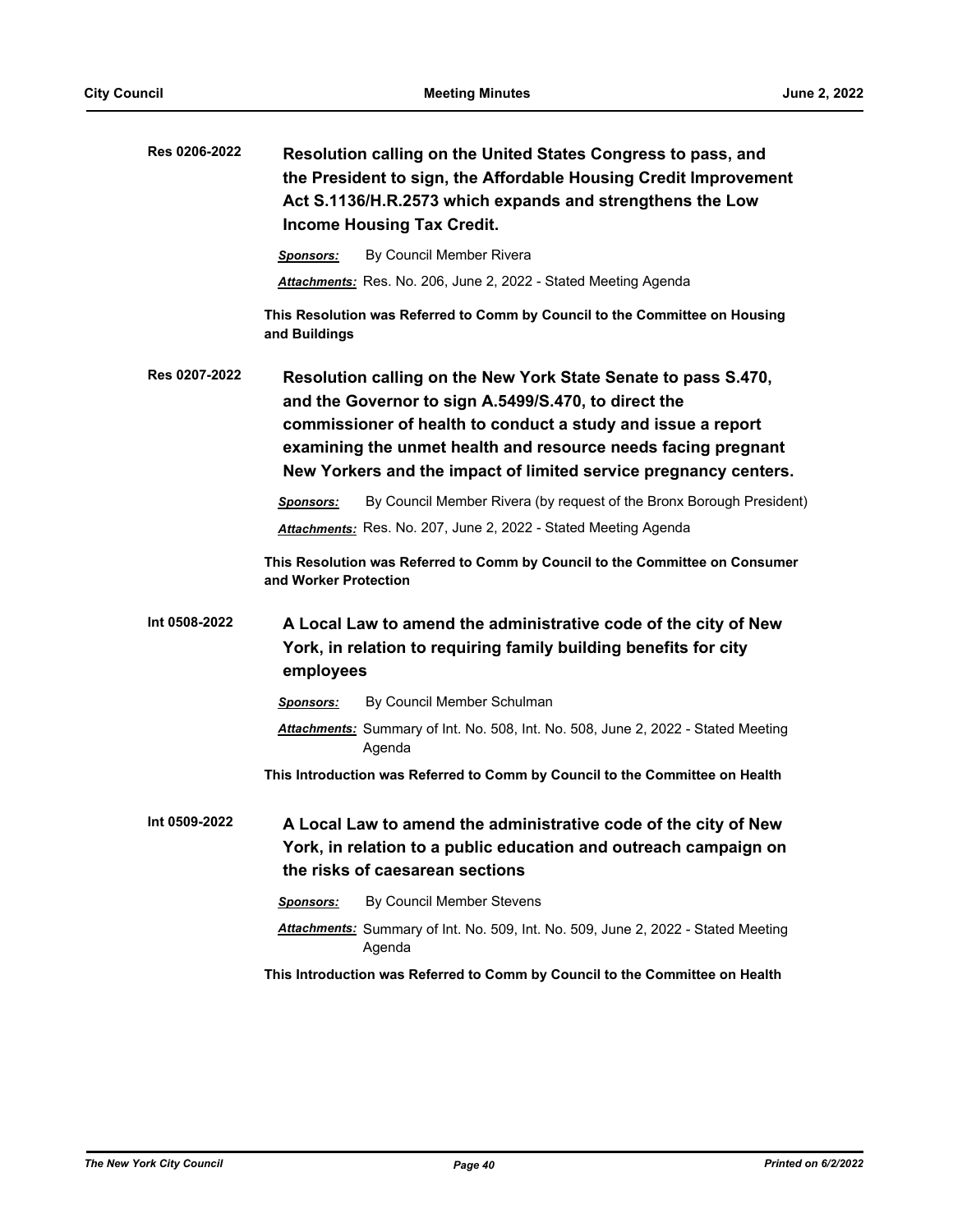**Res 0206-2022** **Resolution calling on the United States Congress to pass, and the President to sign, the Affordable Housing Credit Improvement Act S.1136/H.R.2573 which expands and strengthens the Low Income Housing Tax Credit.**

***Sponsors:*** By Council Member Rivera

***Attachments:*** Res. No. 206, June 2, 2022 - Stated Meeting Agenda

**This Resolution was Referred to Comm by Council to the Committee on Housing and Buildings**

**Res 0207-2022** **Resolution calling on the New York State Senate to pass S.470, and the Governor to sign A.5499/S.470, to direct the commissioner of health to conduct a study and issue a report examining the unmet health and resource needs facing pregnant New Yorkers and the impact of limited service pregnancy centers.**

***Sponsors:*** By Council Member Rivera (by request of the Bronx Borough President)

***Attachments:*** Res. No. 207, June 2, 2022 - Stated Meeting Agenda

**This Resolution was Referred to Comm by Council to the Committee on Consumer and Worker Protection**

**Int 0508-2022** **A Local Law to amend the administrative code of the city of New York, in relation to requiring family building benefits for city employees**

***Sponsors:*** By Council Member Schulman

***Attachments:*** Summary of Int. No. 508, Int. No. 508, June 2, 2022 - Stated Meeting Agenda

**This Introduction was Referred to Comm by Council to the Committee on Health**

**Int 0509-2022** **A Local Law to amend the administrative code of the city of New York, in relation to a public education and outreach campaign on the risks of caesarean sections**

***Sponsors:*** By Council Member Stevens

***Attachments:*** Summary of Int. No. 509, Int. No. 509, June 2, 2022 - Stated Meeting Agenda

**This Introduction was Referred to Comm by Council to the Committee on Health**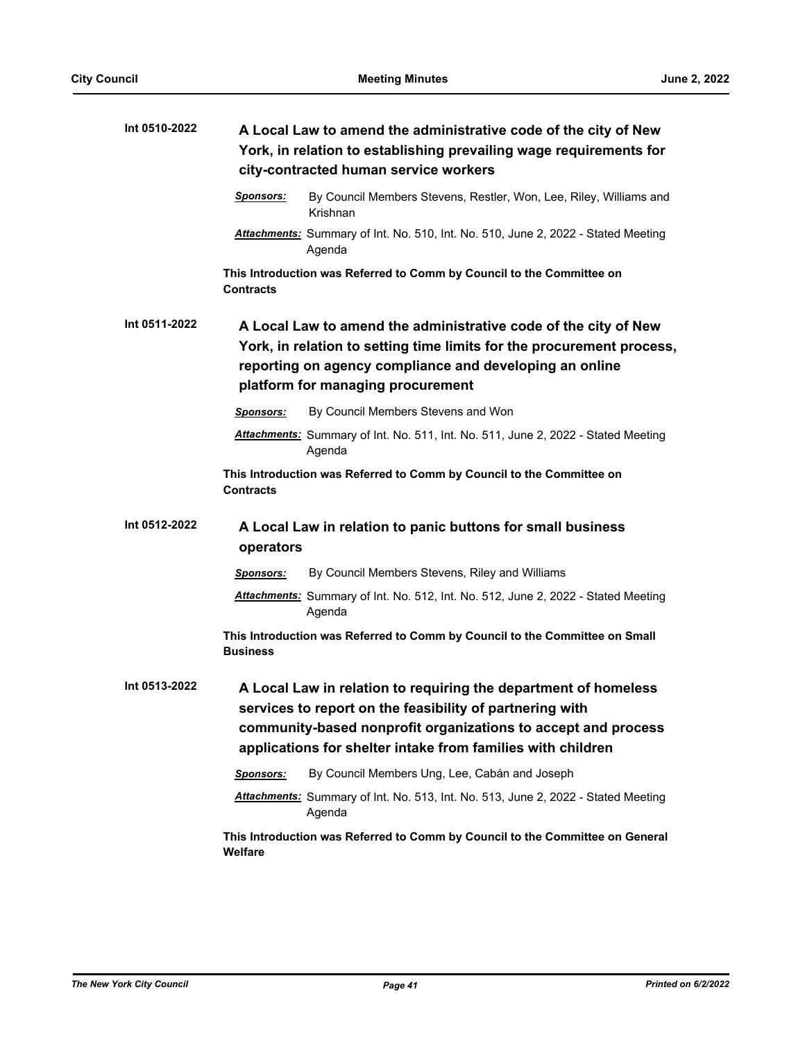**Int 0510-2022**

### A Local Law to amend the administrative code of the city of New York, in relation to establishing prevailing wage requirements for city-contracted human service workers

***Sponsors:*** By Council Members Stevens, Restler, Won, Lee, Riley, Williams and Krishnan

***Attachments:*** Summary of Int. No. 510, Int. No. 510, June 2, 2022 - Stated Meeting Agenda

**This Introduction was Referred to Comm by Council to the Committee on Contracts**

**Int 0511-2022**

### A Local Law to amend the administrative code of the city of New York, in relation to setting time limits for the procurement process, reporting on agency compliance and developing an online platform for managing procurement

***Sponsors:*** By Council Members Stevens and Won

***Attachments:*** Summary of Int. No. 511, Int. No. 511, June 2, 2022 - Stated Meeting Agenda

**This Introduction was Referred to Comm by Council to the Committee on Contracts**

**Int 0512-2022**

### A Local Law in relation to panic buttons for small business operators

***Sponsors:*** By Council Members Stevens, Riley and Williams

***Attachments:*** Summary of Int. No. 512, Int. No. 512, June 2, 2022 - Stated Meeting Agenda

**This Introduction was Referred to Comm by Council to the Committee on Small Business**

**Int 0513-2022**

### A Local Law in relation to requiring the department of homeless services to report on the feasibility of partnering with community-based nonprofit organizations to accept and process applications for shelter intake from families with children

***Sponsors:*** By Council Members Ung, Lee, Cabán and Joseph

***Attachments:*** Summary of Int. No. 513, Int. No. 513, June 2, 2022 - Stated Meeting Agenda

**This Introduction was Referred to Comm by Council to the Committee on General Welfare**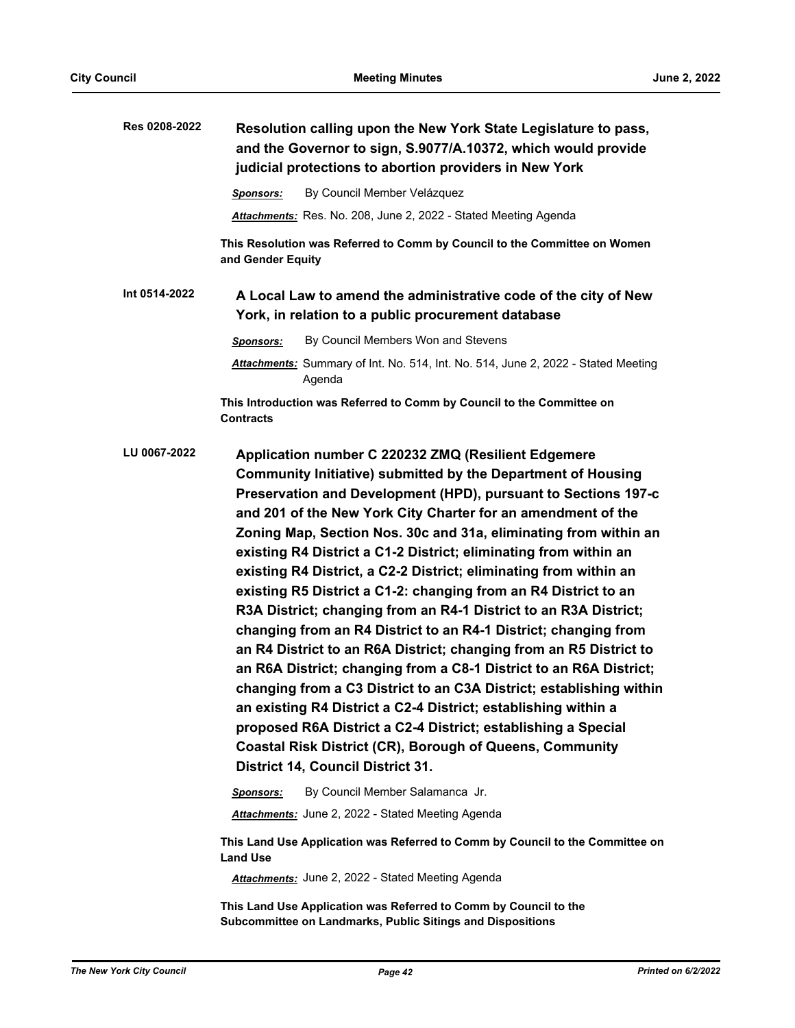**Res 0208-2022** **Resolution calling upon the New York State Legislature to pass, and the Governor to sign, S.9077/A.10372, which would provide judicial protections to abortion providers in New York**

***Sponsors:*** By Council Member Velázquez

***Attachments:*** Res. No. 208, June 2, 2022 - Stated Meeting Agenda

**This Resolution was Referred to Comm by Council to the Committee on Women and Gender Equity**

**Int 0514-2022** **A Local Law to amend the administrative code of the city of New York, in relation to a public procurement database**

***Sponsors:*** By Council Members Won and Stevens

***Attachments:*** Summary of Int. No. 514, Int. No. 514, June 2, 2022 - Stated Meeting Agenda

**This Introduction was Referred to Comm by Council to the Committee on Contracts**

**LU 0067-2022** **Application number C 220232 ZMQ (Resilient Edgemere Community Initiative) submitted by the Department of Housing Preservation and Development (HPD), pursuant to Sections 197-c and 201 of the New York City Charter for an amendment of the Zoning Map, Section Nos. 30c and 31a, eliminating from within an existing R4 District a C1-2 District; eliminating from within an existing R4 District, a C2-2 District; eliminating from within an existing R5 District a C1-2: changing from an R4 District to an R3A District; changing from an R4-1 District to an R3A District; changing from an R4 District to an R4-1 District; changing from an R4 District to an R6A District; changing from an R5 District to an R6A District; changing from a C8-1 District to an R6A District; changing from a C3 District to an C3A District; establishing within an existing R4 District a C2-4 District; establishing within a proposed R6A District a C2-4 District; establishing a Special Coastal Risk District (CR), Borough of Queens, Community District 14, Council District 31.**

***Sponsors:*** By Council Member Salamanca Jr.

***Attachments:*** June 2, 2022 - Stated Meeting Agenda

**This Land Use Application was Referred to Comm by Council to the Committee on Land Use**

***Attachments:*** June 2, 2022 - Stated Meeting Agenda

**This Land Use Application was Referred to Comm by Council to the Subcommittee on Landmarks, Public Sitings and Dispositions**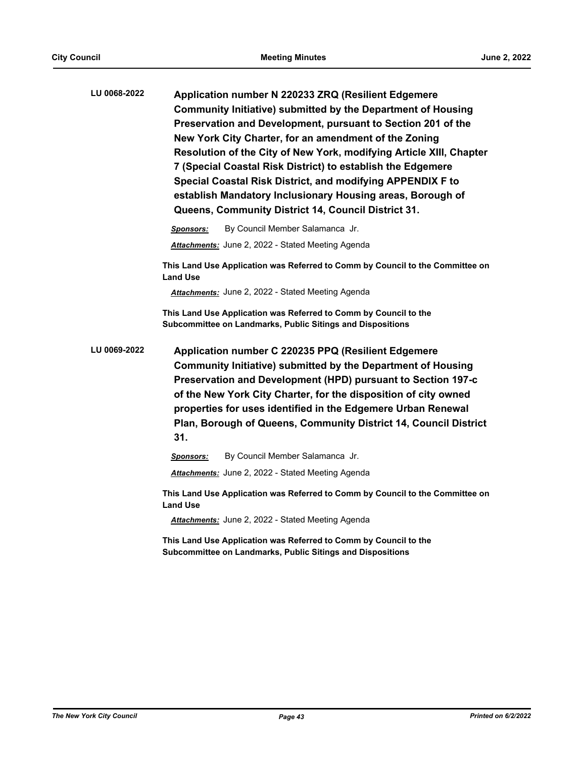**LU 0068-2022** **Application number N 220233 ZRQ (Resilient Edgemere Community Initiative) submitted by the Department of Housing Preservation and Development, pursuant to Section 201 of the New York City Charter, for an amendment of the Zoning Resolution of the City of New York, modifying Article XIII, Chapter 7 (Special Coastal Risk District) to establish the Edgemere Special Coastal Risk District, and modifying APPENDIX F to establish Mandatory Inclusionary Housing areas, Borough of Queens, Community District 14, Council District 31.**

***Sponsors:*** By Council Member Salamanca Jr.

***Attachments:*** June 2, 2022 - Stated Meeting Agenda

**This Land Use Application was Referred to Comm by Council to the Committee on Land Use**

***Attachments:*** June 2, 2022 - Stated Meeting Agenda

**This Land Use Application was Referred to Comm by Council to the Subcommittee on Landmarks, Public Sitings and Dispositions**

**LU 0069-2022** **Application number C 220235 PPQ (Resilient Edgemere Community Initiative) submitted by the Department of Housing Preservation and Development (HPD) pursuant to Section 197-c of the New York City Charter, for the disposition of city owned properties for uses identified in the Edgemere Urban Renewal Plan, Borough of Queens, Community District 14, Council District 31.**

***Sponsors:*** By Council Member Salamanca Jr.

***Attachments:*** June 2, 2022 - Stated Meeting Agenda

**This Land Use Application was Referred to Comm by Council to the Committee on Land Use**

***Attachments:*** June 2, 2022 - Stated Meeting Agenda

**This Land Use Application was Referred to Comm by Council to the Subcommittee on Landmarks, Public Sitings and Dispositions**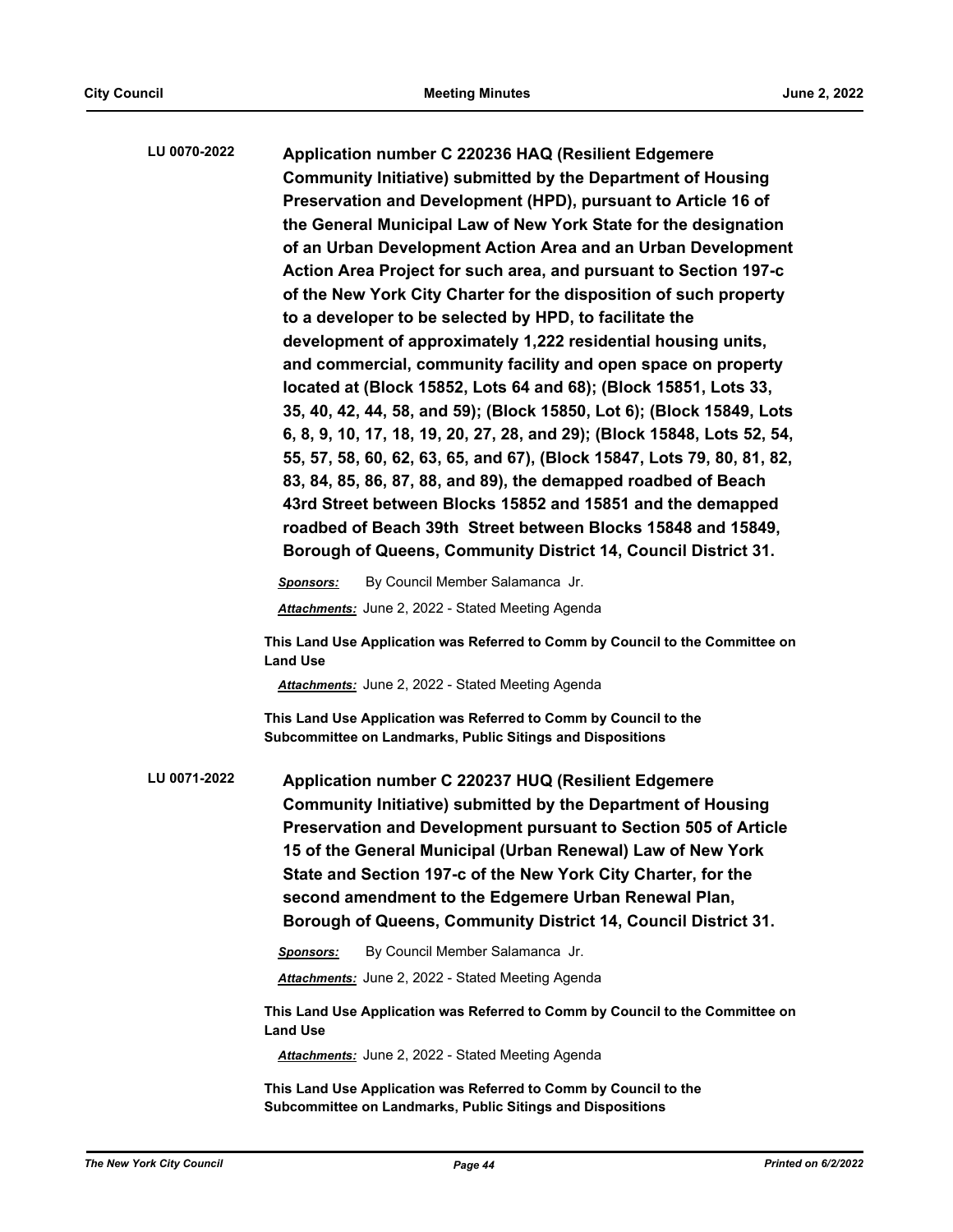**LU 0070-2022** **Application number C 220236 HAQ (Resilient Edgemere Community Initiative) submitted by the Department of Housing Preservation and Development (HPD), pursuant to Article 16 of the General Municipal Law of New York State for the designation of an Urban Development Action Area and an Urban Development Action Area Project for such area, and pursuant to Section 197-c of the New York City Charter for the disposition of such property to a developer to be selected by HPD, to facilitate the development of approximately 1,222 residential housing units, and commercial, community facility and open space on property located at (Block 15852, Lots 64 and 68); (Block 15851, Lots 33, 35, 40, 42, 44, 58, and 59); (Block 15850, Lot 6); (Block 15849, Lots 6, 8, 9, 10, 17, 18, 19, 20, 27, 28, and 29); (Block 15848, Lots 52, 54, 55, 57, 58, 60, 62, 63, 65, and 67), (Block 15847, Lots 79, 80, 81, 82, 83, 84, 85, 86, 87, 88, and 89), the demapped roadbed of Beach 43rd Street between Blocks 15852 and 15851 and the demapped roadbed of Beach 39th Street between Blocks 15848 and 15849, Borough of Queens, Community District 14, Council District 31.**

***Sponsors:*** By Council Member Salamanca Jr.

***Attachments:*** June 2, 2022 - Stated Meeting Agenda

**This Land Use Application was Referred to Comm by Council to the Committee on Land Use**

***Attachments:*** June 2, 2022 - Stated Meeting Agenda

**This Land Use Application was Referred to Comm by Council to the Subcommittee on Landmarks, Public Sitings and Dispositions**

**LU 0071-2022** **Application number C 220237 HUQ (Resilient Edgemere Community Initiative) submitted by the Department of Housing Preservation and Development pursuant to Section 505 of Article 15 of the General Municipal (Urban Renewal) Law of New York State and Section 197-c of the New York City Charter, for the second amendment to the Edgemere Urban Renewal Plan, Borough of Queens, Community District 14, Council District 31.**

***Sponsors:*** By Council Member Salamanca Jr.

***Attachments:*** June 2, 2022 - Stated Meeting Agenda

**This Land Use Application was Referred to Comm by Council to the Committee on Land Use**

***Attachments:*** June 2, 2022 - Stated Meeting Agenda

**This Land Use Application was Referred to Comm by Council to the Subcommittee on Landmarks, Public Sitings and Dispositions**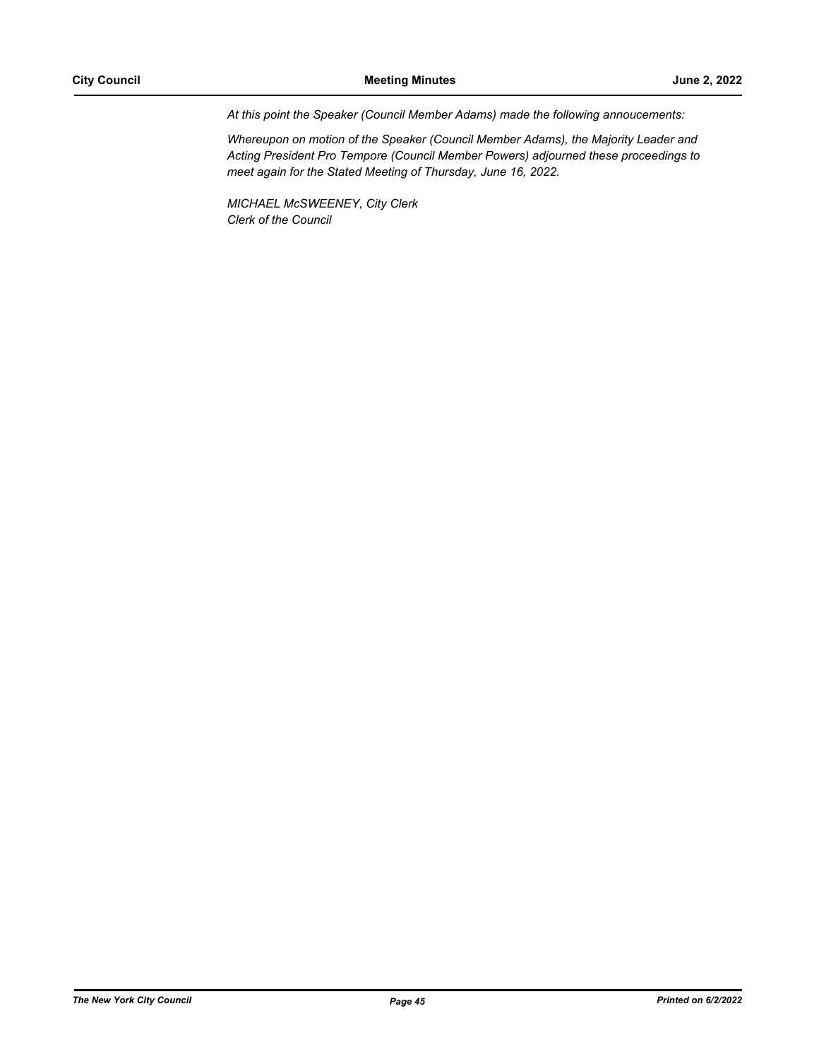*At this point the Speaker (Council Member Adams) made the following annoucements:*

*Whereupon on motion of the Speaker (Council Member Adams), the Majority Leader and Acting President Pro Tempore (Council Member Powers) adjourned these proceedings to meet again for the Stated Meeting of Thursday, June 16, 2022.*

*MICHAEL McSWEENEY, City Clerk*
*Clerk of the Council*